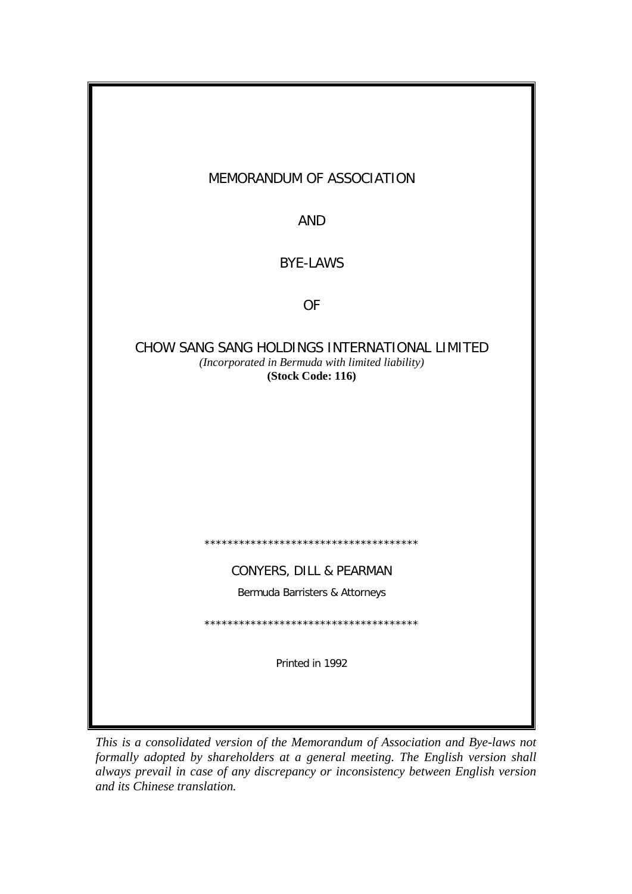# MEMORANDUM OF ASSOCIATION

# AND

# BYE-LAWS

# OF

# CHOW SANG SANG HOLDINGS INTERNATIONAL LIMITED

*(Incorporated in Bermuda with limited liability)*

**(Stock Code: 116)**

*************************************

CONYERS, DILL & PEARMAN

Bermuda Barristers & Attorneys

*************************************

Printed in 1992

*This is a consolidated version of the Memorandum of Association and Bye-laws not formally adopted by shareholders at a general meeting. The English version shall always prevail in case of any discrepancy or inconsistency between English version and its Chinese translation.*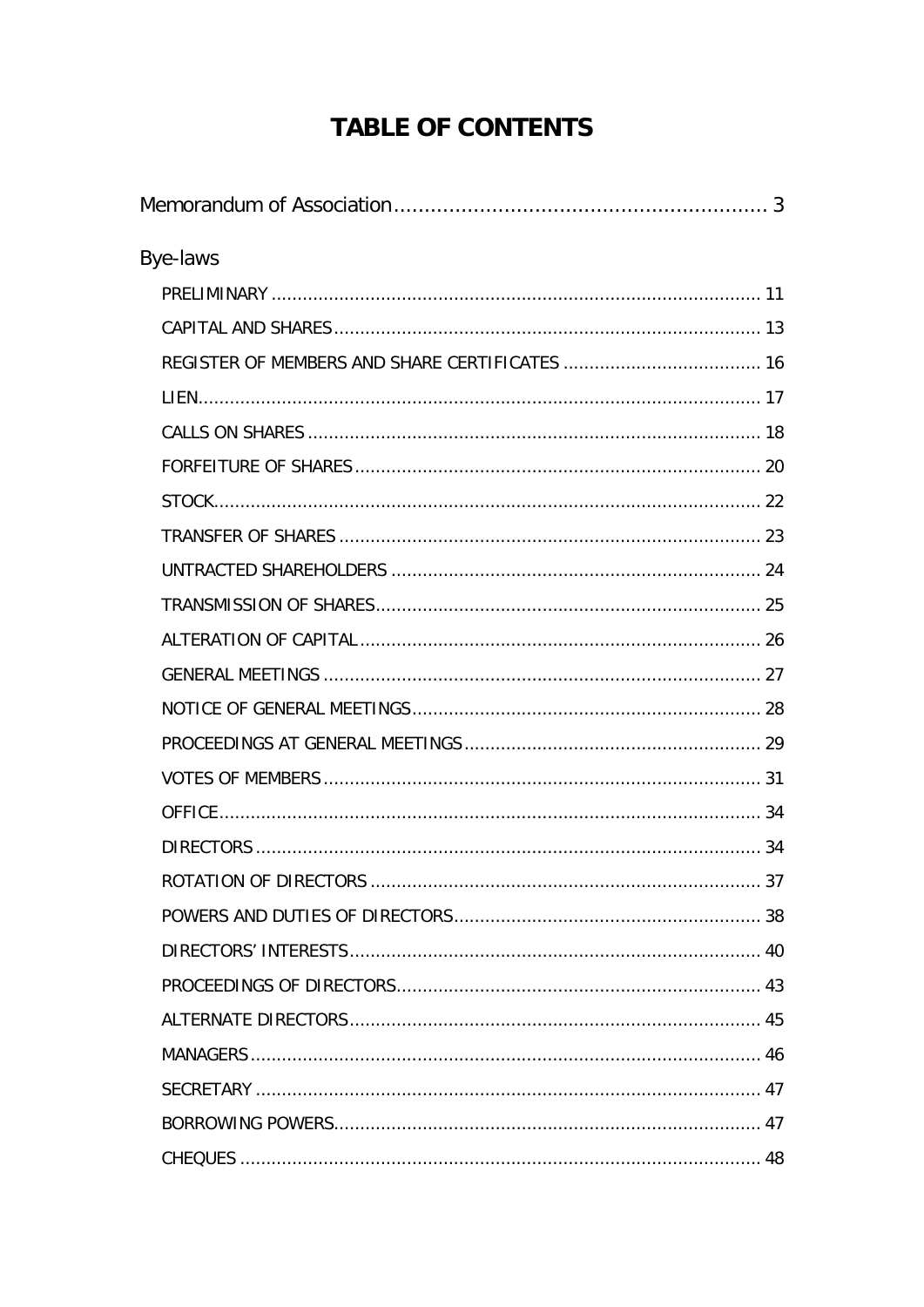# TABLE OF CONTENTS

Memorandum of Association .............................................................. 3

Bye-laws

- PRELIMINARY ........................................................................... 11
- CAPITAL AND SHARES ................................................................ 13
- REGISTER OF MEMBERS AND SHARE CERTIFICATES ..................................... 16
- LIEN ......................................................................................... 17
- CALLS ON SHARES ..................................................................... 18
- FORFEITURE OF SHARES ............................................................. 20
- STOCK ....................................................................................... 22
- TRANSFER OF SHARES ................................................................ 23
- UNTRACTED SHAREHOLDERS ........................................................ 24
- TRANSMISSION OF SHARES .......................................................... 25
- ALTERATION OF CAPITAL ............................................................. 26
- GENERAL MEETINGS .................................................................... 27
- NOTICE OF GENERAL MEETINGS .................................................... 28
- PROCEEDINGS AT GENERAL MEETINGS ........................................... 29
- VOTES OF MEMBERS .................................................................... 31
- OFFICE ...................................................................................... 34
- DIRECTORS ................................................................................ 34
- ROTATION OF DIRECTORS ............................................................ 37
- POWERS AND DUTIES OF DIRECTORS .............................................. 38
- DIRECTORS' INTERESTS ............................................................... 40
- PROCEEDINGS OF DIRECTORS ........................................................ 43
- ALTERNATE DIRECTORS ................................................................ 45
- MANAGERS ................................................................................ 46
- SECRETARY ................................................................................ 47
- BORROWING POWERS ................................................................... 47
- CHEQUES ................................................................................... 48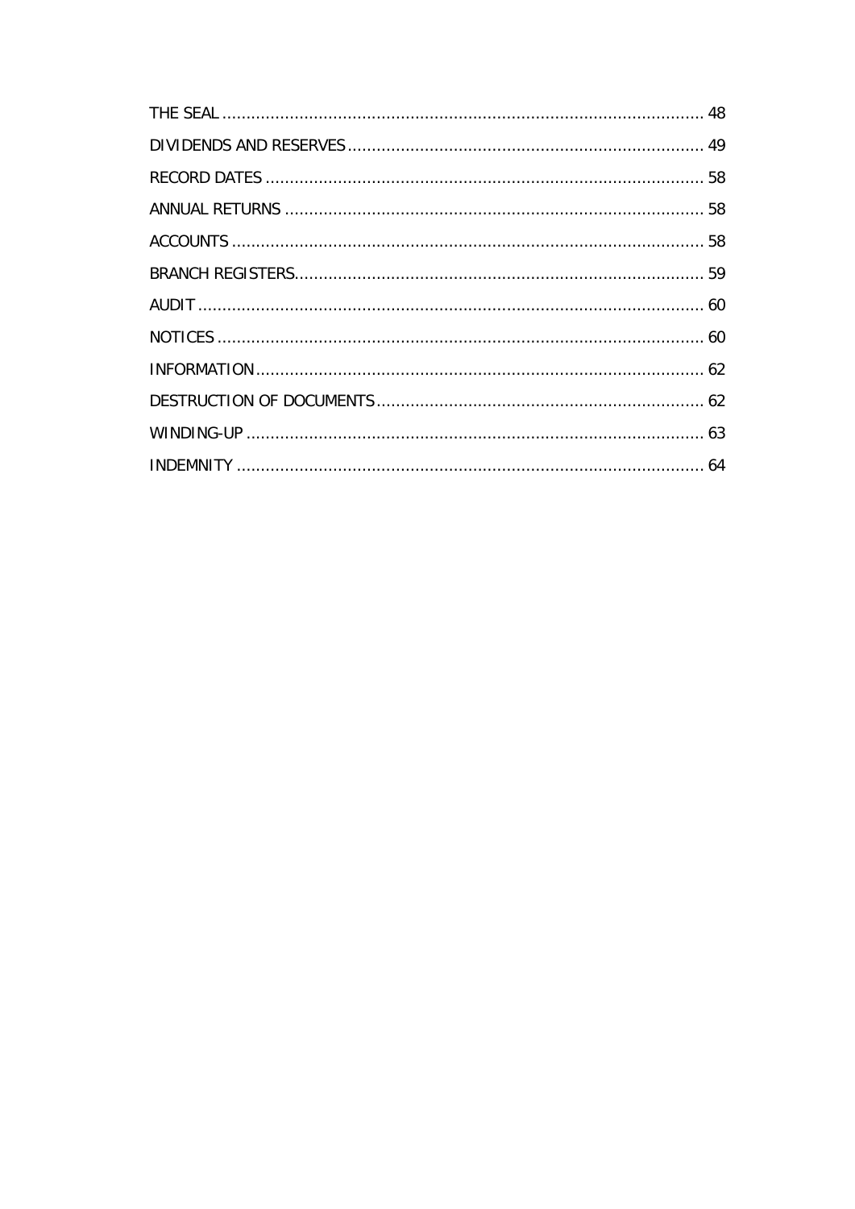THE SEAL ........................................................................................................ 48

DIVIDENDS AND RESERVES ............................................................................ 49

RECORD DATES ............................................................................................... 58

ANNUAL RETURNS .......................................................................................... 58

ACCOUNTS ...................................................................................................... 58

BRANCH REGISTERS....................................................................................... 59

AUDIT .............................................................................................................. 60

NOTICES .......................................................................................................... 60

INFORMATION ................................................................................................. 62

DESTRUCTION OF DOCUMENTS ...................................................................... 62

WINDING-UP .................................................................................................... 63

INDEMNITY ...................................................................................................... 64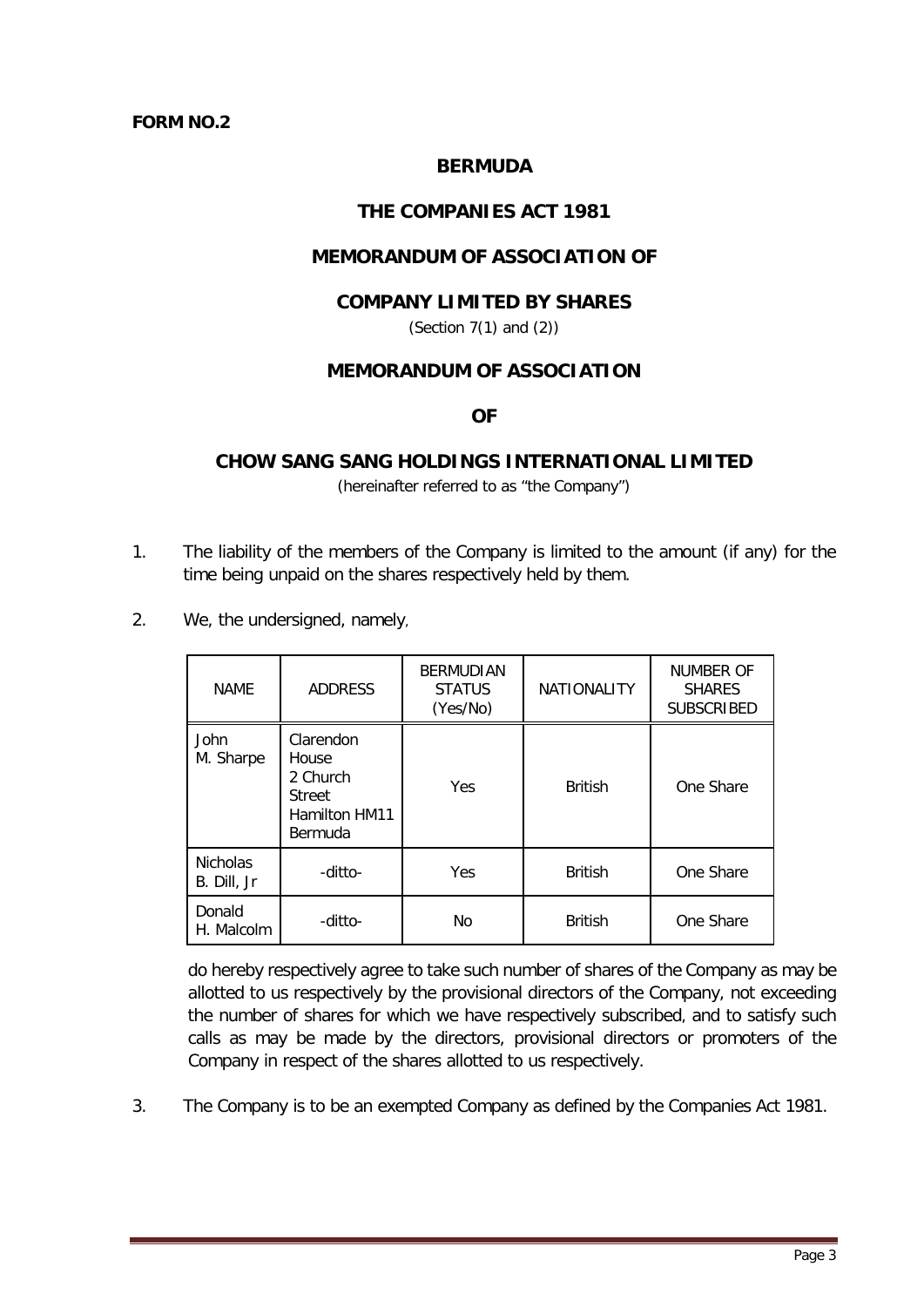**FORM NO.2**

# BERMUDA

## THE COMPANIES ACT 1981

## MEMORANDUM OF ASSOCIATION OF

## COMPANY LIMITED BY SHARES

(Section 7(1) and (2))

## MEMORANDUM OF ASSOCIATION

## OF

## CHOW SANG SANG HOLDINGS INTERNATIONAL LIMITED

(hereinafter referred to as "the Company")

1. The liability of the members of the Company is limited to the amount (if any) for the time being unpaid on the shares respectively held by them.

2. We, the undersigned, namely,

| NAME | ADDRESS | BERMUDIAN STATUS (Yes/No) | NATIONALITY | NUMBER OF SHARES SUBSCRIBED |
|---|---|---|---|---|
| John M. Sharpe | Clarendon House 2 Church Street Hamilton HM11 Bermuda | Yes | British | One Share |
| Nicholas B. Dill, Jr | -ditto- | Yes | British | One Share |
| Donald H. Malcolm | -ditto- | No | British | One Share |

do hereby respectively agree to take such number of shares of the Company as may be allotted to us respectively by the provisional directors of the Company, not exceeding the number of shares for which we have respectively subscribed, and to satisfy such calls as may be made by the directors, provisional directors or promoters of the Company in respect of the shares allotted to us respectively.

3. The Company is to be an exempted Company as defined by the Companies Act 1981.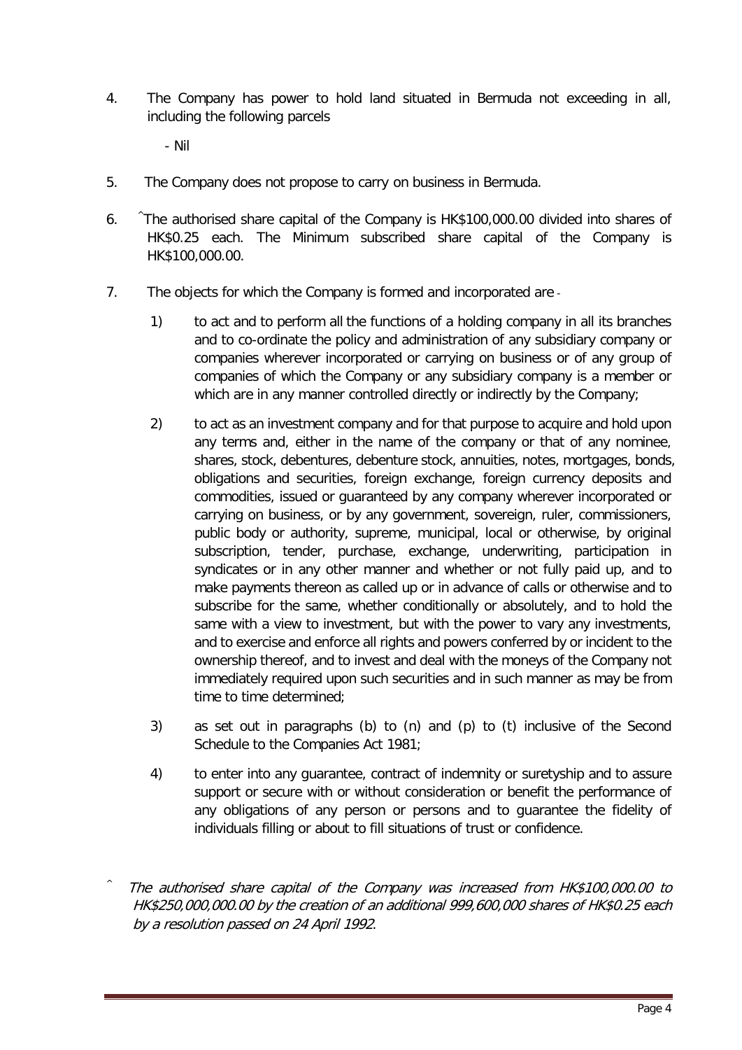4. The Company has power to hold land situated in Bermuda not exceeding in all, including the following parcels

   - Nil

5. The Company does not propose to carry on business in Bermuda.

6. ^The authorised share capital of the Company is HK$100,000.00 divided into shares of HK$0.25 each. The Minimum subscribed share capital of the Company is HK$100,000.00.

7. The objects for which the Company is formed and incorporated are -

   1) to act and to perform all the functions of a holding company in all its branches and to co-ordinate the policy and administration of any subsidiary company or companies wherever incorporated or carrying on business or of any group of companies of which the Company or any subsidiary company is a member or which are in any manner controlled directly or indirectly by the Company;

   2) to act as an investment company and for that purpose to acquire and hold upon any terms and, either in the name of the company or that of any nominee, shares, stock, debentures, debenture stock, annuities, notes, mortgages, bonds, obligations and securities, foreign exchange, foreign currency deposits and commodities, issued or guaranteed by any company wherever incorporated or carrying on business, or by any government, sovereign, ruler, commissioners, public body or authority, supreme, municipal, local or otherwise, by original subscription, tender, purchase, exchange, underwriting, participation in syndicates or in any other manner and whether or not fully paid up, and to make payments thereon as called up or in advance of calls or otherwise and to subscribe for the same, whether conditionally or absolutely, and to hold the same with a view to investment, but with the power to vary any investments, and to exercise and enforce all rights and powers conferred by or incident to the ownership thereof, and to invest and deal with the moneys of the Company not immediately required upon such securities and in such manner as may be from time to time determined;

   3) as set out in paragraphs (b) to (n) and (p) to (t) inclusive of the Second Schedule to the Companies Act 1981;

   4) to enter into any guarantee, contract of indemnity or suretyship and to assure support or secure with or without consideration or benefit the performance of any obligations of any person or persons and to guarantee the fidelity of individuals filling or about to fill situations of trust or confidence.

^ *The authorised share capital of the Company was increased from HK$100,000.00 to HK$250,000,000.00 by the creation of an additional 999,600,000 shares of HK$0.25 each by a resolution passed on 24 April 1992.*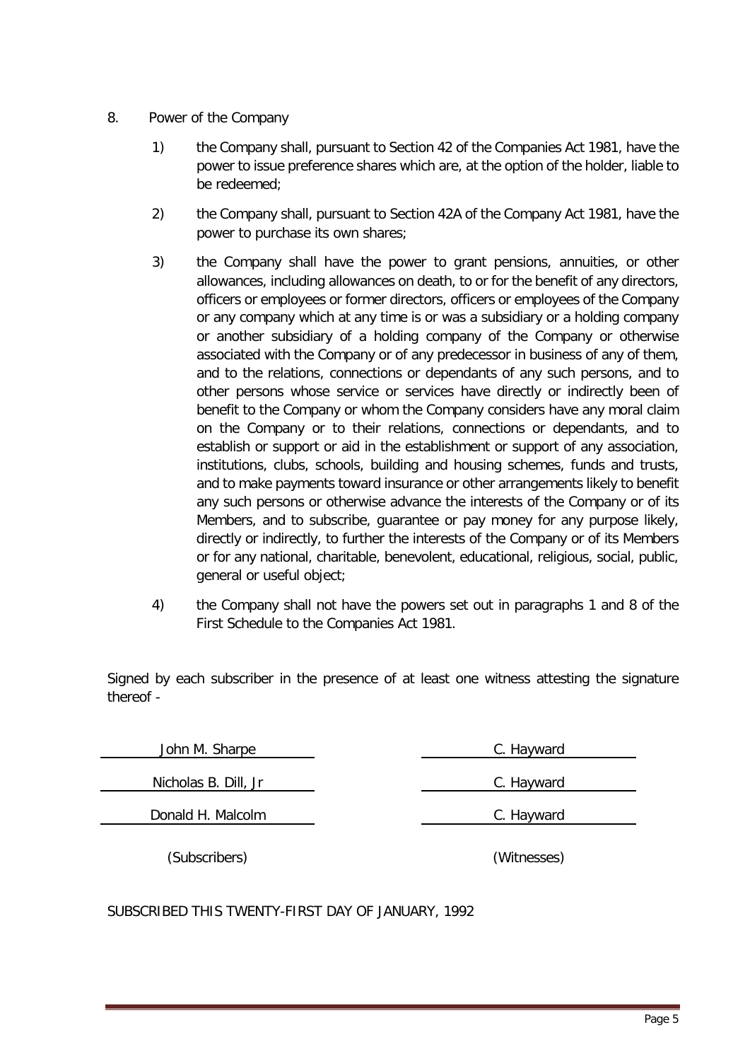8. Power of the Company

   1) the Company shall, pursuant to Section 42 of the Companies Act 1981, have the power to issue preference shares which are, at the option of the holder, liable to be redeemed;

   2) the Company shall, pursuant to Section 42A of the Company Act 1981, have the power to purchase its own shares;

   3) the Company shall have the power to grant pensions, annuities, or other allowances, including allowances on death, to or for the benefit of any directors, officers or employees or former directors, officers or employees of the Company or any company which at any time is or was a subsidiary or a holding company or another subsidiary of a holding company of the Company or otherwise associated with the Company or of any predecessor in business of any of them, and to the relations, connections or dependants of any such persons, and to other persons whose service or services have directly or indirectly been of benefit to the Company or whom the Company considers have any moral claim on the Company or to their relations, connections or dependants, and to establish or support or aid in the establishment or support of any association, institutions, clubs, schools, building and housing schemes, funds and trusts, and to make payments toward insurance or other arrangements likely to benefit any such persons or otherwise advance the interests of the Company or of its Members, and to subscribe, guarantee or pay money for any purpose likely, directly or indirectly, to further the interests of the Company or of its Members or for any national, charitable, benevolent, educational, religious, social, public, general or useful object;

   4) the Company shall not have the powers set out in paragraphs 1 and 8 of the First Schedule to the Companies Act 1981.

Signed by each subscriber in the presence of at least one witness attesting the signature thereof -

| | |
|---|---|
| John M. Sharpe | C. Hayward |
| Nicholas B. Dill, Jr | C. Hayward |
| Donald H. Malcolm | C. Hayward |
| (Subscribers) | (Witnesses) |

SUBSCRIBED THIS TWENTY-FIRST DAY OF JANUARY, 1992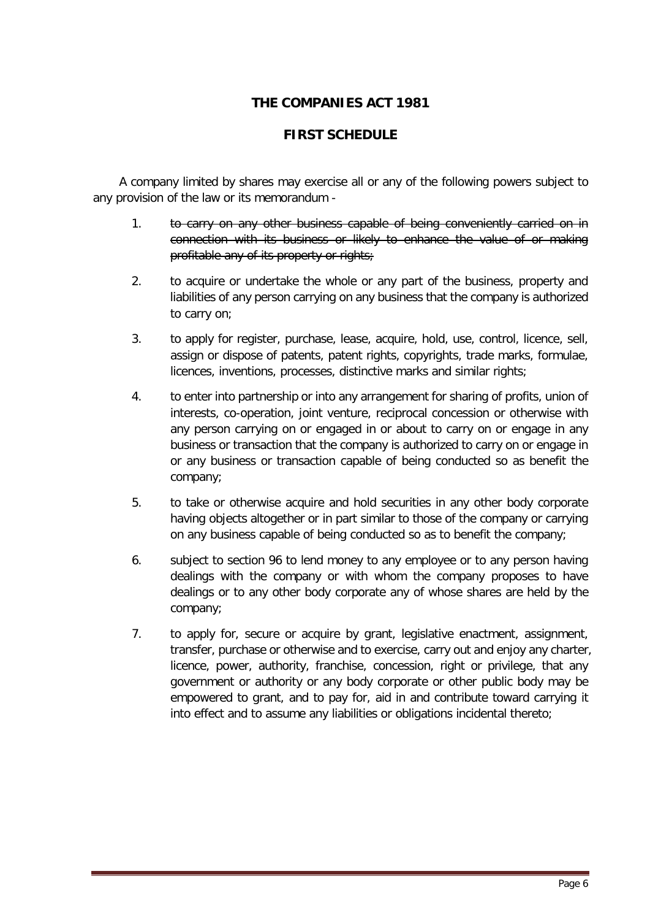# THE COMPANIES ACT 1981

## FIRST SCHEDULE

A company limited by shares may exercise all or any of the following powers subject to any provision of the law or its memorandum -

1. ~~to carry on any other business capable of being conveniently carried on in connection with its business or likely to enhance the value of or making profitable any of its property or rights;~~

2. to acquire or undertake the whole or any part of the business, property and liabilities of any person carrying on any business that the company is authorized to carry on;

3. to apply for register, purchase, lease, acquire, hold, use, control, licence, sell, assign or dispose of patents, patent rights, copyrights, trade marks, formulae, licences, inventions, processes, distinctive marks and similar rights;

4. to enter into partnership or into any arrangement for sharing of profits, union of interests, co-operation, joint venture, reciprocal concession or otherwise with any person carrying on or engaged in or about to carry on or engage in any business or transaction that the company is authorized to carry on or engage in or any business or transaction capable of being conducted so as benefit the company;

5. to take or otherwise acquire and hold securities in any other body corporate having objects altogether or in part similar to those of the company or carrying on any business capable of being conducted so as to benefit the company;

6. subject to section 96 to lend money to any employee or to any person having dealings with the company or with whom the company proposes to have dealings or to any other body corporate any of whose shares are held by the company;

7. to apply for, secure or acquire by grant, legislative enactment, assignment, transfer, purchase or otherwise and to exercise, carry out and enjoy any charter, licence, power, authority, franchise, concession, right or privilege, that any government or authority or any body corporate or other public body may be empowered to grant, and to pay for, aid in and contribute toward carrying it into effect and to assume any liabilities or obligations incidental thereto;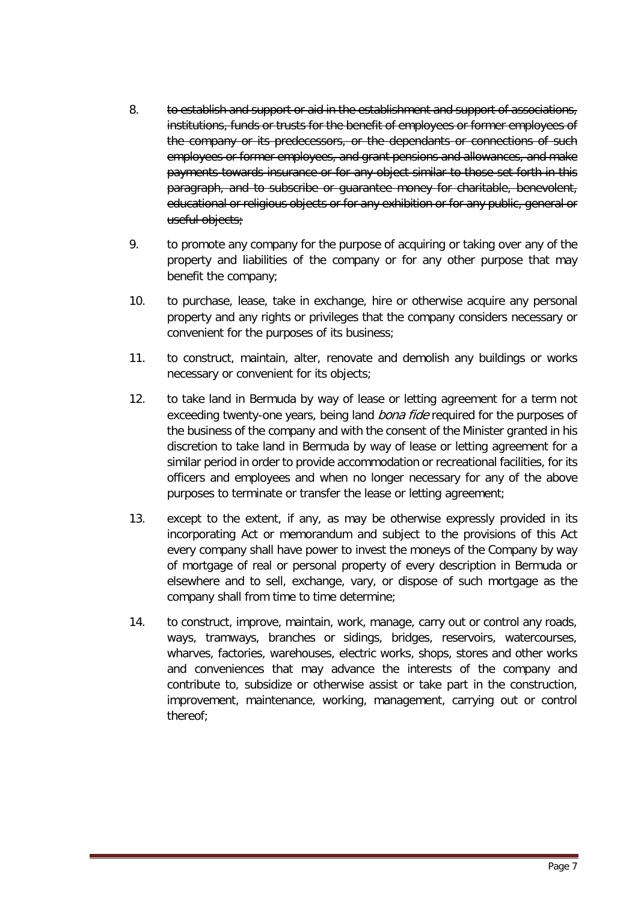8. ~~to establish and support or aid in the establishment and support of associations, institutions, funds or trusts for the benefit of employees or former employees of the company or its predecessors, or the dependants or connections of such employees or former employees, and grant pensions and allowances, and make payments towards insurance or for any object similar to those set forth in this paragraph, and to subscribe or guarantee money for charitable, benevolent, educational or religious objects or for any exhibition or for any public, general or useful objects;~~

9. to promote any company for the purpose of acquiring or taking over any of the property and liabilities of the company or for any other purpose that may benefit the company;

10. to purchase, lease, take in exchange, hire or otherwise acquire any personal property and any rights or privileges that the company considers necessary or convenient for the purposes of its business;

11. to construct, maintain, alter, renovate and demolish any buildings or works necessary or convenient for its objects;

12. to take land in Bermuda by way of lease or letting agreement for a term not exceeding twenty-one years, being land *bona fide* required for the purposes of the business of the company and with the consent of the Minister granted in his discretion to take land in Bermuda by way of lease or letting agreement for a similar period in order to provide accommodation or recreational facilities, for its officers and employees and when no longer necessary for any of the above purposes to terminate or transfer the lease or letting agreement;

13. except to the extent, if any, as may be otherwise expressly provided in its incorporating Act or memorandum and subject to the provisions of this Act every company shall have power to invest the moneys of the Company by way of mortgage of real or personal property of every description in Bermuda or elsewhere and to sell, exchange, vary, or dispose of such mortgage as the company shall from time to time determine;

14. to construct, improve, maintain, work, manage, carry out or control any roads, ways, tramways, branches or sidings, bridges, reservoirs, watercourses, wharves, factories, warehouses, electric works, shops, stores and other works and conveniences that may advance the interests of the company and contribute to, subsidize or otherwise assist or take part in the construction, improvement, maintenance, working, management, carrying out or control thereof;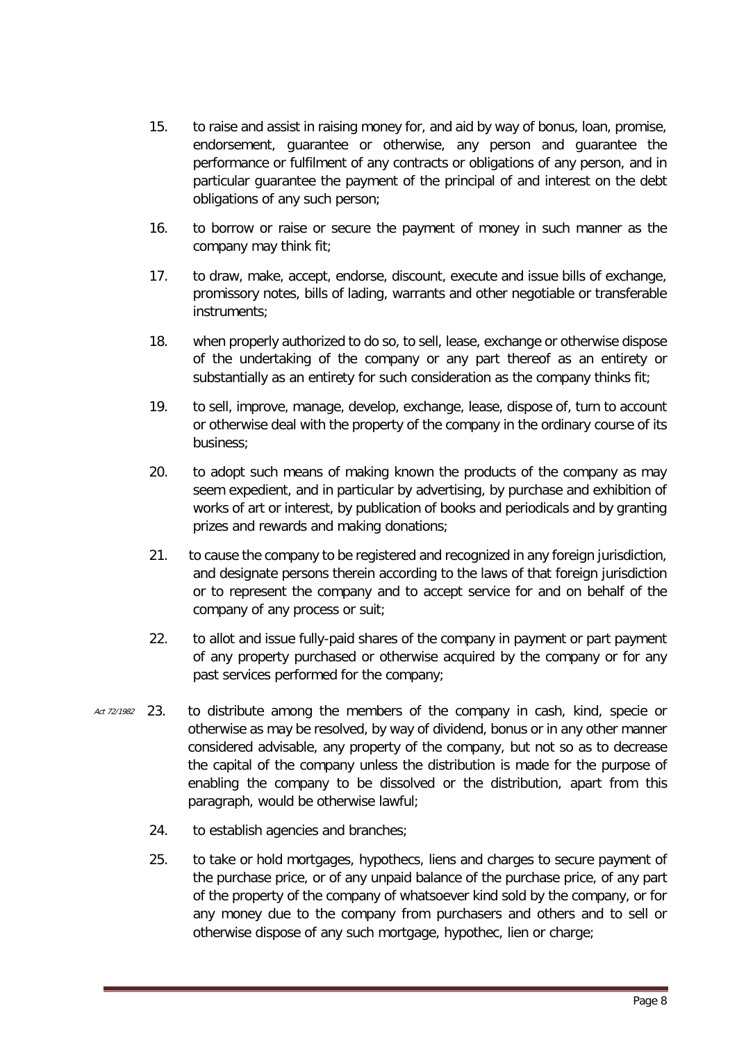15. to raise and assist in raising money for, and aid by way of bonus, loan, promise, endorsement, guarantee or otherwise, any person and guarantee the performance or fulfilment of any contracts or obligations of any person, and in particular guarantee the payment of the principal of and interest on the debt obligations of any such person;

16. to borrow or raise or secure the payment of money in such manner as the company may think fit;

17. to draw, make, accept, endorse, discount, execute and issue bills of exchange, promissory notes, bills of lading, warrants and other negotiable or transferable instruments;

18. when properly authorized to do so, to sell, lease, exchange or otherwise dispose of the undertaking of the company or any part thereof as an entirety or substantially as an entirety for such consideration as the company thinks fit;

19. to sell, improve, manage, develop, exchange, lease, dispose of, turn to account or otherwise deal with the property of the company in the ordinary course of its business;

20. to adopt such means of making known the products of the company as may seem expedient, and in particular by advertising, by purchase and exhibition of works of art or interest, by publication of books and periodicals and by granting prizes and rewards and making donations;

21. to cause the company to be registered and recognized in any foreign jurisdiction, and designate persons therein according to the laws of that foreign jurisdiction or to represent the company and to accept service for and on behalf of the company of any process or suit;

22. to allot and issue fully-paid shares of the company in payment or part payment of any property purchased or otherwise acquired by the company or for any past services performed for the company;

*Act 72/1982*

23. to distribute among the members of the company in cash, kind, specie or otherwise as may be resolved, by way of dividend, bonus or in any other manner considered advisable, any property of the company, but not so as to decrease the capital of the company unless the distribution is made for the purpose of enabling the company to be dissolved or the distribution, apart from this paragraph, would be otherwise lawful;

24. to establish agencies and branches;

25. to take or hold mortgages, hypothecs, liens and charges to secure payment of the purchase price, or of any unpaid balance of the purchase price, of any part of the property of the company of whatsoever kind sold by the company, or for any money due to the company from purchasers and others and to sell or otherwise dispose of any such mortgage, hypothec, lien or charge;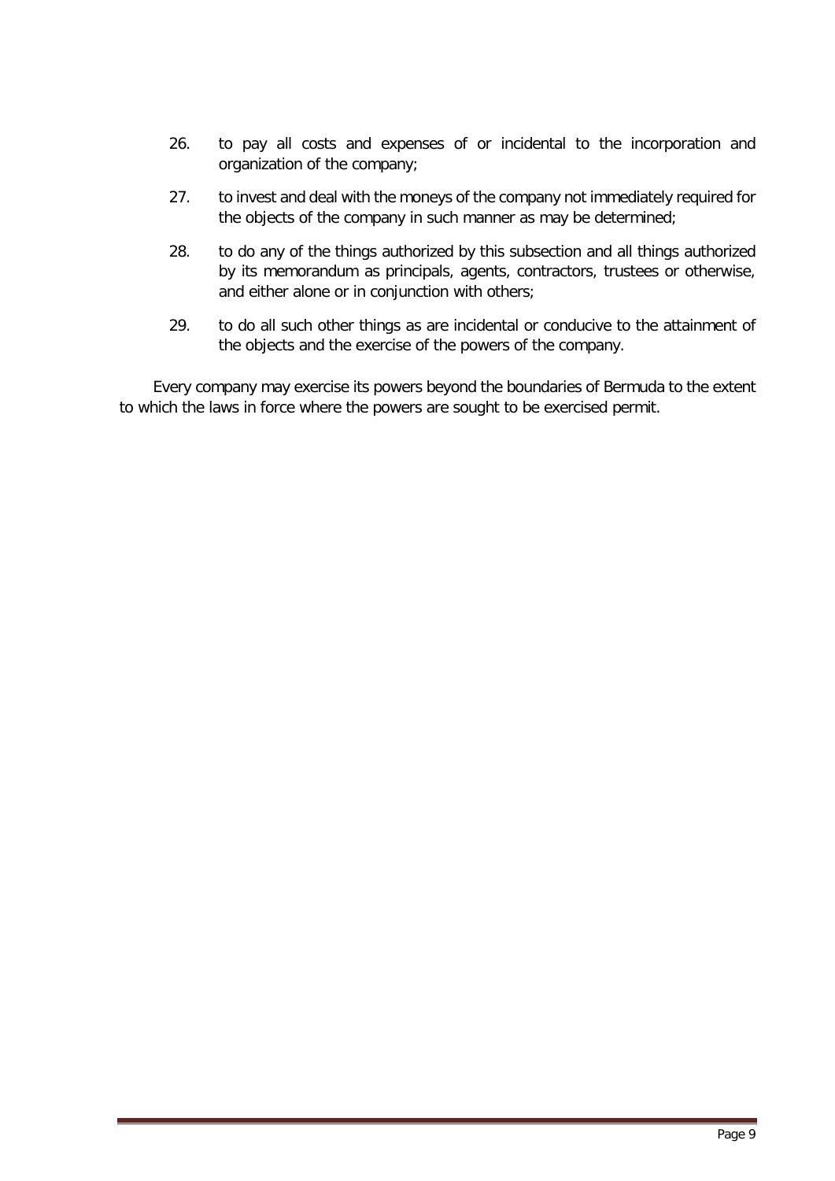26. to pay all costs and expenses of or incidental to the incorporation and organization of the company;

27. to invest and deal with the moneys of the company not immediately required for the objects of the company in such manner as may be determined;

28. to do any of the things authorized by this subsection and all things authorized by its memorandum as principals, agents, contractors, trustees or otherwise, and either alone or in conjunction with others;

29. to do all such other things as are incidental or conducive to the attainment of the objects and the exercise of the powers of the company.

Every company may exercise its powers beyond the boundaries of Bermuda to the extent to which the laws in force where the powers are sought to be exercised permit.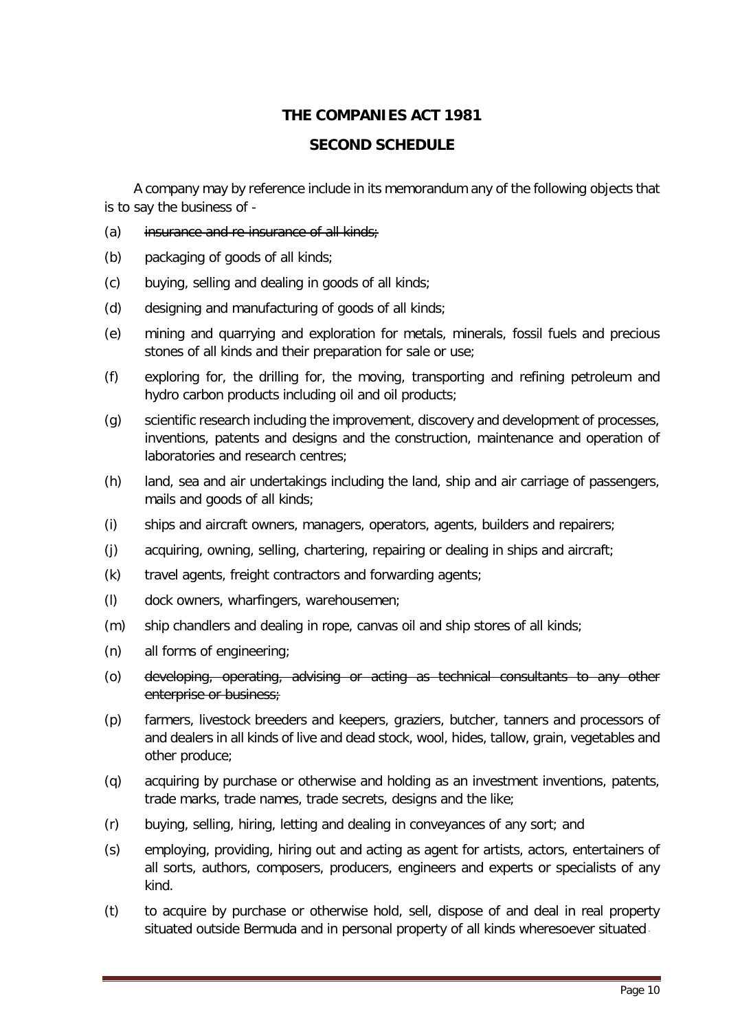**THE COMPANIES ACT 1981**

**SECOND SCHEDULE**

A company may by reference include in its memorandum any of the following objects that is to say the business of -

(a) ~~insurance and re-insurance of all kinds;~~

(b) packaging of goods of all kinds;

(c) buying, selling and dealing in goods of all kinds;

(d) designing and manufacturing of goods of all kinds;

(e) mining and quarrying and exploration for metals, minerals, fossil fuels and precious stones of all kinds and their preparation for sale or use;

(f) exploring for, the drilling for, the moving, transporting and refining petroleum and hydro carbon products including oil and oil products;

(g) scientific research including the improvement, discovery and development of processes, inventions, patents and designs and the construction, maintenance and operation of laboratories and research centres;

(h) land, sea and air undertakings including the land, ship and air carriage of passengers, mails and goods of all kinds;

(i) ships and aircraft owners, managers, operators, agents, builders and repairers;

(j) acquiring, owning, selling, chartering, repairing or dealing in ships and aircraft;

(k) travel agents, freight contractors and forwarding agents;

(l) dock owners, wharfingers, warehousemen;

(m) ship chandlers and dealing in rope, canvas oil and ship stores of all kinds;

(n) all forms of engineering;

(o) ~~developing, operating, advising or acting as technical consultants to any other enterprise or business;~~

(p) farmers, livestock breeders and keepers, graziers, butcher, tanners and processors of and dealers in all kinds of live and dead stock, wool, hides, tallow, grain, vegetables and other produce;

(q) acquiring by purchase or otherwise and holding as an investment inventions, patents, trade marks, trade names, trade secrets, designs and the like;

(r) buying, selling, hiring, letting and dealing in conveyances of any sort; and

(s) employing, providing, hiring out and acting as agent for artists, actors, entertainers of all sorts, authors, composers, producers, engineers and experts or specialists of any kind.

(t) to acquire by purchase or otherwise hold, sell, dispose of and deal in real property situated outside Bermuda and in personal property of all kinds wheresoever situated.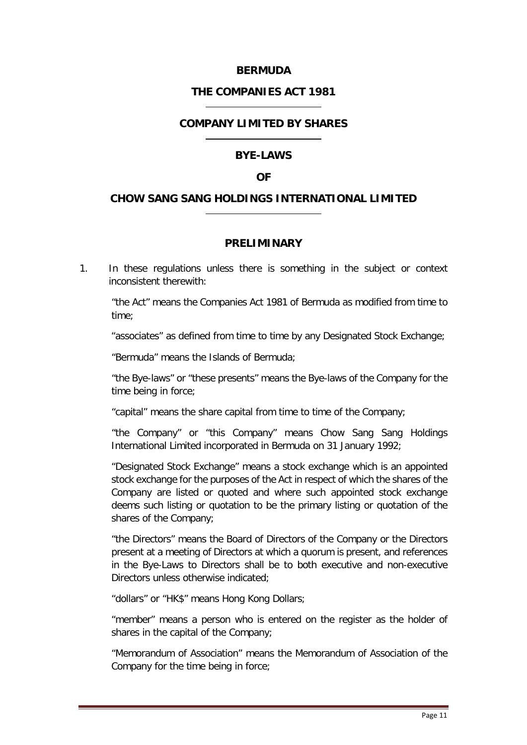# BERMUDA

## THE COMPANIES ACT 1981

## COMPANY LIMITED BY SHARES

## BYE-LAWS

## OF

## CHOW SANG SANG HOLDINGS INTERNATIONAL LIMITED

## PRELIMINARY

1. In these regulations unless there is something in the subject or context inconsistent therewith:

   "the Act" means the Companies Act 1981 of Bermuda as modified from time to time;

   "associates" as defined from time to time by any Designated Stock Exchange;

   "Bermuda" means the Islands of Bermuda;

   "the Bye-laws" or "these presents" means the Bye-laws of the Company for the time being in force;

   "capital" means the share capital from time to time of the Company;

   "the Company" or "this Company" means Chow Sang Sang Holdings International Limited incorporated in Bermuda on 31 January 1992;

   "Designated Stock Exchange" means a stock exchange which is an appointed stock exchange for the purposes of the Act in respect of which the shares of the Company are listed or quoted and where such appointed stock exchange deems such listing or quotation to be the primary listing or quotation of the shares of the Company;

   "the Directors" means the Board of Directors of the Company or the Directors present at a meeting of Directors at which a quorum is present, and references in the Bye-Laws to Directors shall be to both executive and non-executive Directors unless otherwise indicated;

   "dollars" or "HK$" means Hong Kong Dollars;

   "member" means a person who is entered on the register as the holder of shares in the capital of the Company;

   "Memorandum of Association" means the Memorandum of Association of the Company for the time being in force;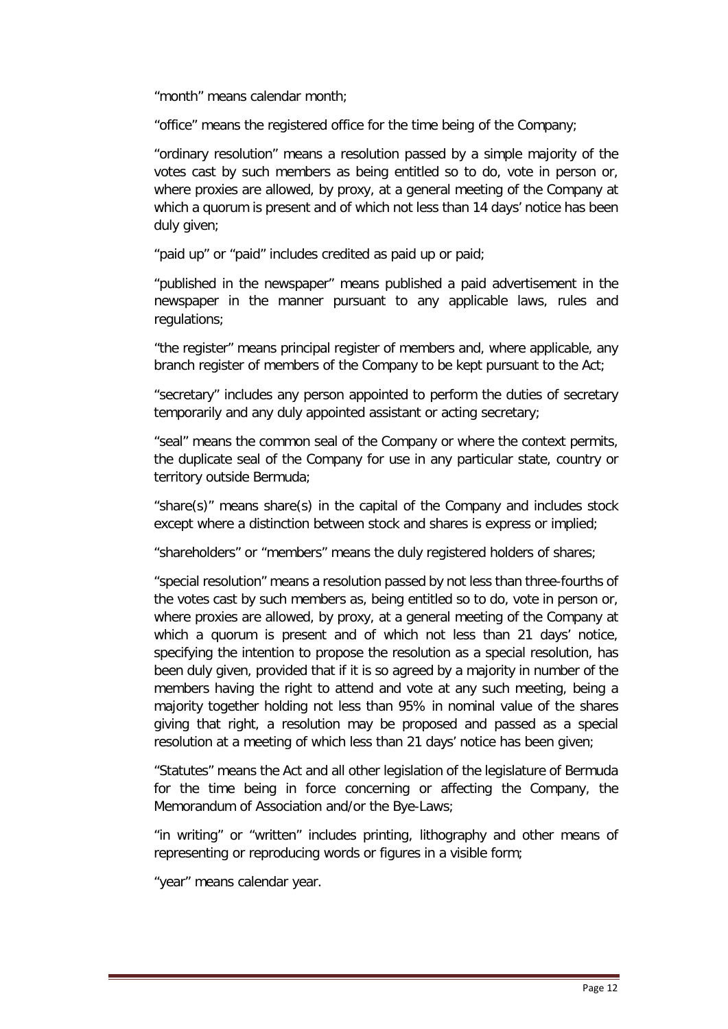"month" means calendar month;

"office" means the registered office for the time being of the Company;

"ordinary resolution" means a resolution passed by a simple majority of the votes cast by such members as being entitled so to do, vote in person or, where proxies are allowed, by proxy, at a general meeting of the Company at which a quorum is present and of which not less than 14 days' notice has been duly given;

"paid up" or "paid" includes credited as paid up or paid;

"published in the newspaper" means published a paid advertisement in the newspaper in the manner pursuant to any applicable laws, rules and regulations;

"the register" means principal register of members and, where applicable, any branch register of members of the Company to be kept pursuant to the Act;

"secretary" includes any person appointed to perform the duties of secretary temporarily and any duly appointed assistant or acting secretary;

"seal" means the common seal of the Company or where the context permits, the duplicate seal of the Company for use in any particular state, country or territory outside Bermuda;

"share(s)" means share(s) in the capital of the Company and includes stock except where a distinction between stock and shares is express or implied;

"shareholders" or "members" means the duly registered holders of shares;

"special resolution" means a resolution passed by not less than three-fourths of the votes cast by such members as, being entitled so to do, vote in person or, where proxies are allowed, by proxy, at a general meeting of the Company at which a quorum is present and of which not less than 21 days' notice, specifying the intention to propose the resolution as a special resolution, has been duly given, provided that if it is so agreed by a majority in number of the members having the right to attend and vote at any such meeting, being a majority together holding not less than 95% in nominal value of the shares giving that right, a resolution may be proposed and passed as a special resolution at a meeting of which less than 21 days' notice has been given;

"Statutes" means the Act and all other legislation of the legislature of Bermuda for the time being in force concerning or affecting the Company, the Memorandum of Association and/or the Bye-Laws;

"in writing" or "written" includes printing, lithography and other means of representing or reproducing words or figures in a visible form;

"year" means calendar year.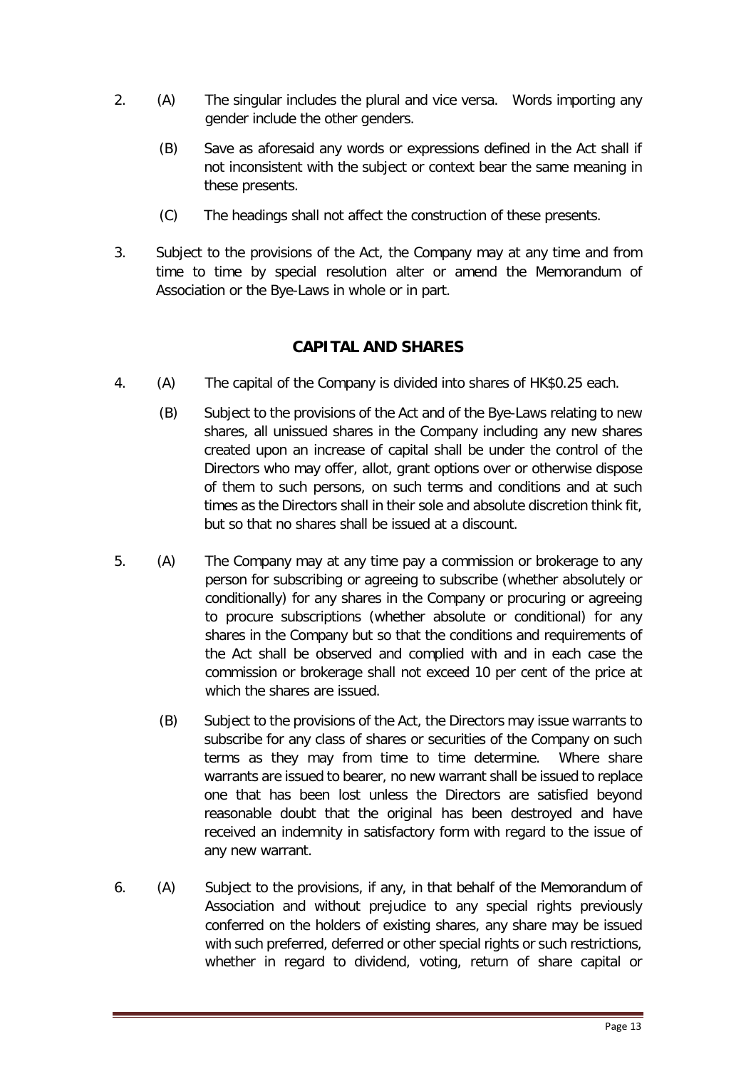2. (A) The singular includes the plural and vice versa. Words importing any gender include the other genders.

   (B) Save as aforesaid any words or expressions defined in the Act shall if not inconsistent with the subject or context bear the same meaning in these presents.

   (C) The headings shall not affect the construction of these presents.

3. Subject to the provisions of the Act, the Company may at any time and from time to time by special resolution alter or amend the Memorandum of Association or the Bye-Laws in whole or in part.

## CAPITAL AND SHARES

4. (A) The capital of the Company is divided into shares of HK$0.25 each.

   (B) Subject to the provisions of the Act and of the Bye-Laws relating to new shares, all unissued shares in the Company including any new shares created upon an increase of capital shall be under the control of the Directors who may offer, allot, grant options over or otherwise dispose of them to such persons, on such terms and conditions and at such times as the Directors shall in their sole and absolute discretion think fit, but so that no shares shall be issued at a discount.

5. (A) The Company may at any time pay a commission or brokerage to any person for subscribing or agreeing to subscribe (whether absolutely or conditionally) for any shares in the Company or procuring or agreeing to procure subscriptions (whether absolute or conditional) for any shares in the Company but so that the conditions and requirements of the Act shall be observed and complied with and in each case the commission or brokerage shall not exceed 10 per cent of the price at which the shares are issued.

   (B) Subject to the provisions of the Act, the Directors may issue warrants to subscribe for any class of shares or securities of the Company on such terms as they may from time to time determine. Where share warrants are issued to bearer, no new warrant shall be issued to replace one that has been lost unless the Directors are satisfied beyond reasonable doubt that the original has been destroyed and have received an indemnity in satisfactory form with regard to the issue of any new warrant.

6. (A) Subject to the provisions, if any, in that behalf of the Memorandum of Association and without prejudice to any special rights previously conferred on the holders of existing shares, any share may be issued with such preferred, deferred or other special rights or such restrictions, whether in regard to dividend, voting, return of share capital or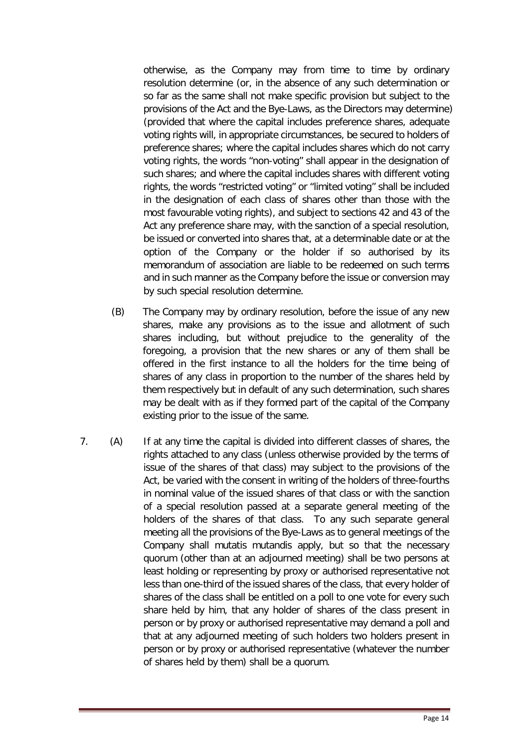otherwise, as the Company may from time to time by ordinary resolution determine (or, in the absence of any such determination or so far as the same shall not make specific provision but subject to the provisions of the Act and the Bye-Laws, as the Directors may determine) (provided that where the capital includes preference shares, adequate voting rights will, in appropriate circumstances, be secured to holders of preference shares; where the capital includes shares which do not carry voting rights, the words "non-voting" shall appear in the designation of such shares; and where the capital includes shares with different voting rights, the words "restricted voting" or "limited voting" shall be included in the designation of each class of shares other than those with the most favourable voting rights), and subject to sections 42 and 43 of the Act any preference share may, with the sanction of a special resolution, be issued or converted into shares that, at a determinable date or at the option of the Company or the holder if so authorised by its memorandum of association are liable to be redeemed on such terms and in such manner as the Company before the issue or conversion may by such special resolution determine.

(B) The Company may by ordinary resolution, before the issue of any new shares, make any provisions as to the issue and allotment of such shares including, but without prejudice to the generality of the foregoing, a provision that the new shares or any of them shall be offered in the first instance to all the holders for the time being of shares of any class in proportion to the number of the shares held by them respectively but in default of any such determination, such shares may be dealt with as if they formed part of the capital of the Company existing prior to the issue of the same.

7. (A) If at any time the capital is divided into different classes of shares, the rights attached to any class (unless otherwise provided by the terms of issue of the shares of that class) may subject to the provisions of the Act, be varied with the consent in writing of the holders of three-fourths in nominal value of the issued shares of that class or with the sanction of a special resolution passed at a separate general meeting of the holders of the shares of that class. To any such separate general meeting all the provisions of the Bye-Laws as to general meetings of the Company shall mutatis mutandis apply, but so that the necessary quorum (other than at an adjourned meeting) shall be two persons at least holding or representing by proxy or authorised representative not less than one-third of the issued shares of the class, that every holder of shares of the class shall be entitled on a poll to one vote for every such share held by him, that any holder of shares of the class present in person or by proxy or authorised representative may demand a poll and that at any adjourned meeting of such holders two holders present in person or by proxy or authorised representative (whatever the number of shares held by them) shall be a quorum.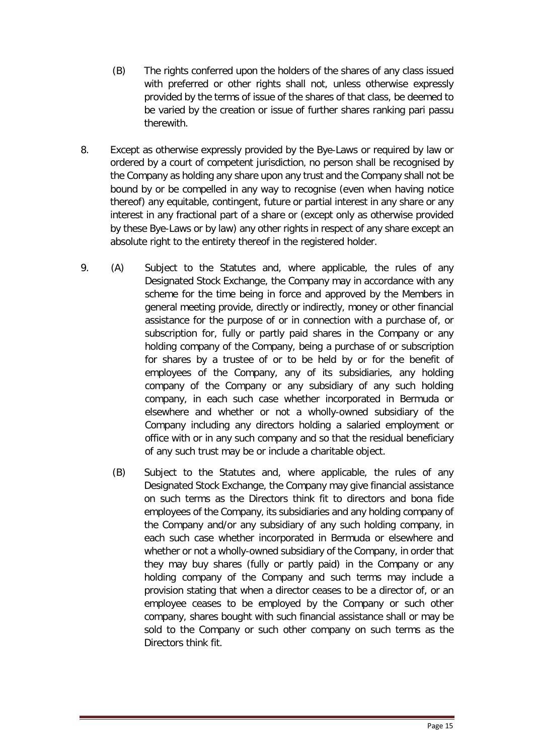(B) The rights conferred upon the holders of the shares of any class issued with preferred or other rights shall not, unless otherwise expressly provided by the terms of issue of the shares of that class, be deemed to be varied by the creation or issue of further shares ranking pari passu therewith.

8. Except as otherwise expressly provided by the Bye-Laws or required by law or ordered by a court of competent jurisdiction, no person shall be recognised by the Company as holding any share upon any trust and the Company shall not be bound by or be compelled in any way to recognise (even when having notice thereof) any equitable, contingent, future or partial interest in any share or any interest in any fractional part of a share or (except only as otherwise provided by these Bye-Laws or by law) any other rights in respect of any share except an absolute right to the entirety thereof in the registered holder.

9. (A) Subject to the Statutes and, where applicable, the rules of any Designated Stock Exchange, the Company may in accordance with any scheme for the time being in force and approved by the Members in general meeting provide, directly or indirectly, money or other financial assistance for the purpose of or in connection with a purchase of, or subscription for, fully or partly paid shares in the Company or any holding company of the Company, being a purchase of or subscription for shares by a trustee of or to be held by or for the benefit of employees of the Company, any of its subsidiaries, any holding company of the Company or any subsidiary of any such holding company, in each such case whether incorporated in Bermuda or elsewhere and whether or not a wholly-owned subsidiary of the Company including any directors holding a salaried employment or office with or in any such company and so that the residual beneficiary of any such trust may be or include a charitable object.

(B) Subject to the Statutes and, where applicable, the rules of any Designated Stock Exchange, the Company may give financial assistance on such terms as the Directors think fit to directors and bona fide employees of the Company, its subsidiaries and any holding company of the Company and/or any subsidiary of any such holding company, in each such case whether incorporated in Bermuda or elsewhere and whether or not a wholly-owned subsidiary of the Company, in order that they may buy shares (fully or partly paid) in the Company or any holding company of the Company and such terms may include a provision stating that when a director ceases to be a director of, or an employee ceases to be employed by the Company or such other company, shares bought with such financial assistance shall or may be sold to the Company or such other company on such terms as the Directors think fit.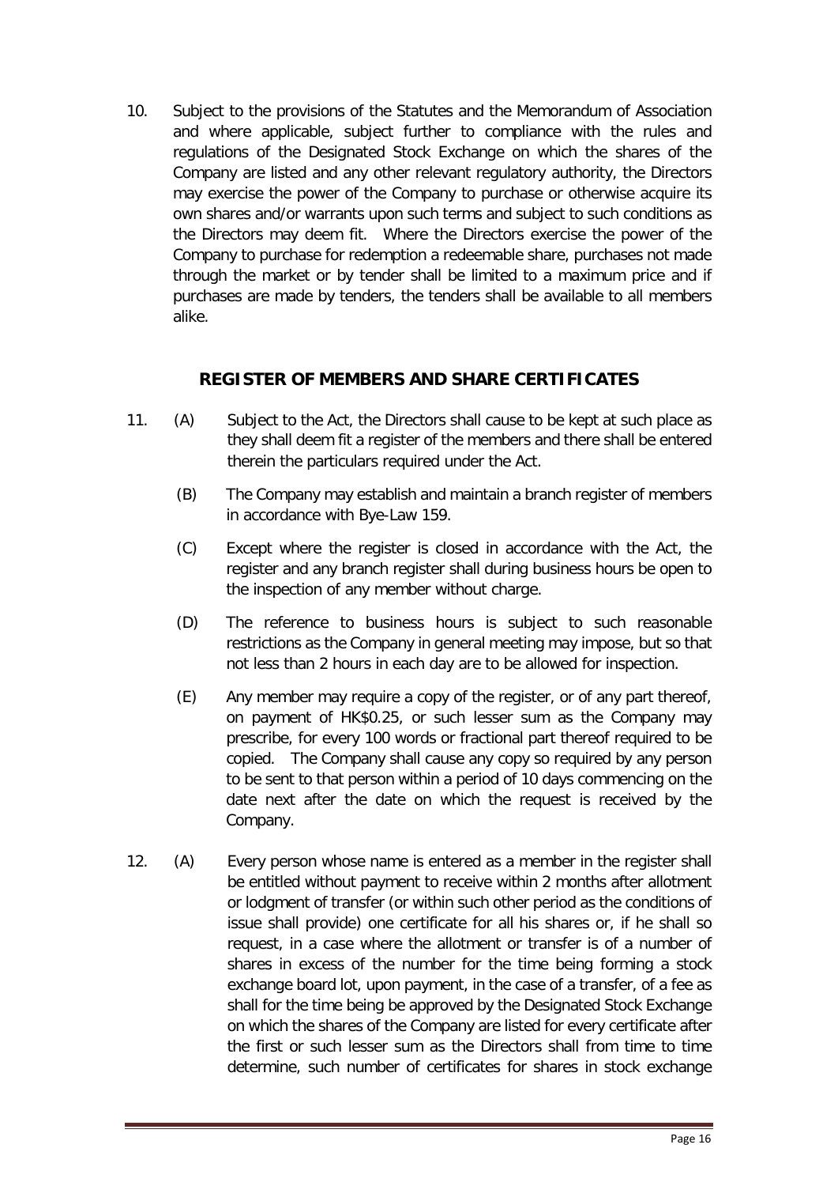10. Subject to the provisions of the Statutes and the Memorandum of Association and where applicable, subject further to compliance with the rules and regulations of the Designated Stock Exchange on which the shares of the Company are listed and any other relevant regulatory authority, the Directors may exercise the power of the Company to purchase or otherwise acquire its own shares and/or warrants upon such terms and subject to such conditions as the Directors may deem fit. Where the Directors exercise the power of the Company to purchase for redemption a redeemable share, purchases not made through the market or by tender shall be limited to a maximum price and if purchases are made by tenders, the tenders shall be available to all members alike.

## REGISTER OF MEMBERS AND SHARE CERTIFICATES

11. (A) Subject to the Act, the Directors shall cause to be kept at such place as they shall deem fit a register of the members and there shall be entered therein the particulars required under the Act.

    (B) The Company may establish and maintain a branch register of members in accordance with Bye-Law 159.

    (C) Except where the register is closed in accordance with the Act, the register and any branch register shall during business hours be open to the inspection of any member without charge.

    (D) The reference to business hours is subject to such reasonable restrictions as the Company in general meeting may impose, but so that not less than 2 hours in each day are to be allowed for inspection.

    (E) Any member may require a copy of the register, or of any part thereof, on payment of HK$0.25, or such lesser sum as the Company may prescribe, for every 100 words or fractional part thereof required to be copied. The Company shall cause any copy so required by any person to be sent to that person within a period of 10 days commencing on the date next after the date on which the request is received by the Company.

12. (A) Every person whose name is entered as a member in the register shall be entitled without payment to receive within 2 months after allotment or lodgment of transfer (or within such other period as the conditions of issue shall provide) one certificate for all his shares or, if he shall so request, in a case where the allotment or transfer is of a number of shares in excess of the number for the time being forming a stock exchange board lot, upon payment, in the case of a transfer, of a fee as shall for the time being be approved by the Designated Stock Exchange on which the shares of the Company are listed for every certificate after the first or such lesser sum as the Directors shall from time to time determine, such number of certificates for shares in stock exchange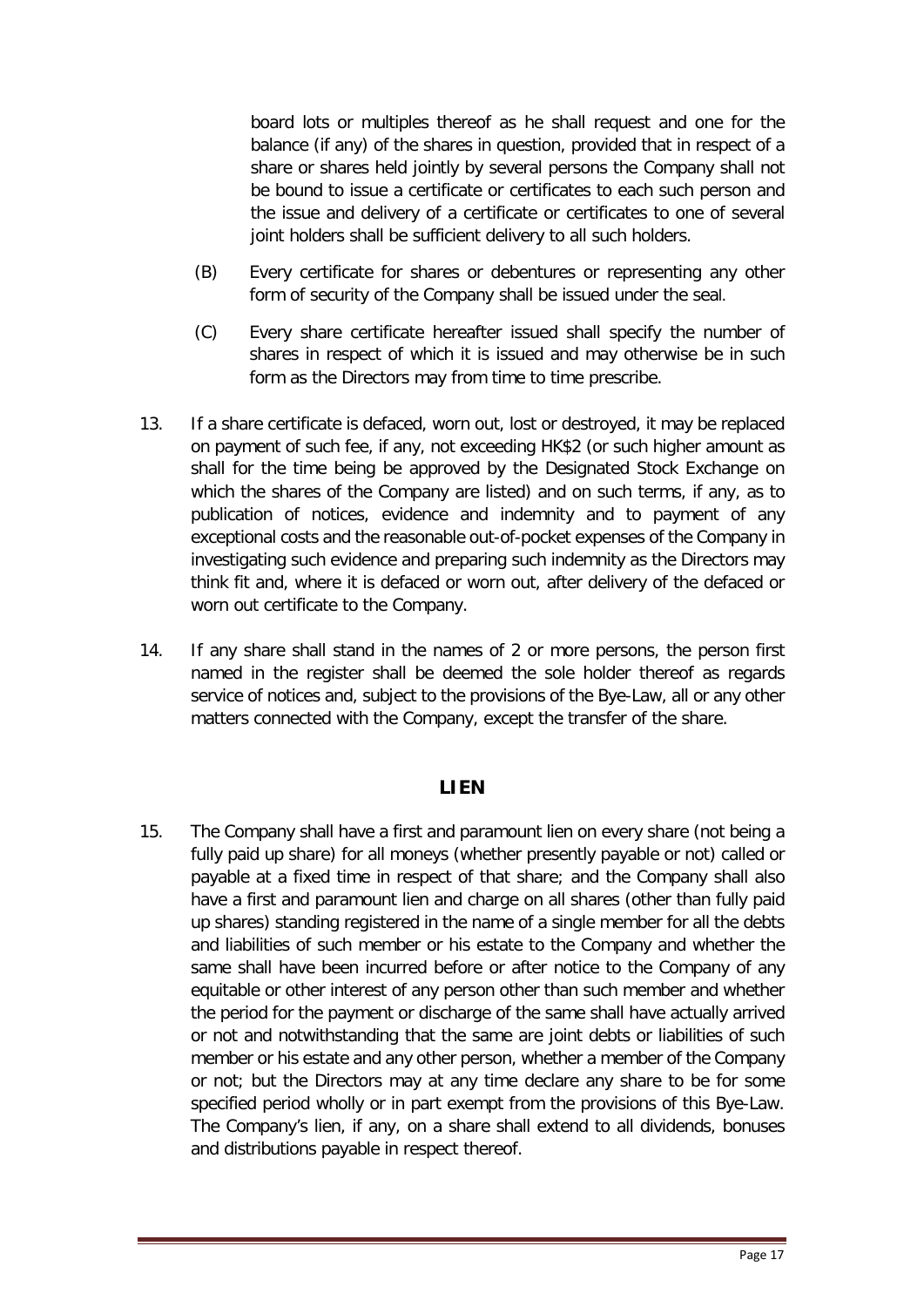board lots or multiples thereof as he shall request and one for the balance (if any) of the shares in question, provided that in respect of a share or shares held jointly by several persons the Company shall not be bound to issue a certificate or certificates to each such person and the issue and delivery of a certificate or certificates to one of several joint holders shall be sufficient delivery to all such holders.

(B) Every certificate for shares or debentures or representing any other form of security of the Company shall be issued under the seal.

(C) Every share certificate hereafter issued shall specify the number of shares in respect of which it is issued and may otherwise be in such form as the Directors may from time to time prescribe.

13. If a share certificate is defaced, worn out, lost or destroyed, it may be replaced on payment of such fee, if any, not exceeding HK$2 (or such higher amount as shall for the time being be approved by the Designated Stock Exchange on which the shares of the Company are listed) and on such terms, if any, as to publication of notices, evidence and indemnity and to payment of any exceptional costs and the reasonable out-of-pocket expenses of the Company in investigating such evidence and preparing such indemnity as the Directors may think fit and, where it is defaced or worn out, after delivery of the defaced or worn out certificate to the Company.

14. If any share shall stand in the names of 2 or more persons, the person first named in the register shall be deemed the sole holder thereof as regards service of notices and, subject to the provisions of the Bye-Law, all or any other matters connected with the Company, except the transfer of the share.

## LIEN

15. The Company shall have a first and paramount lien on every share (not being a fully paid up share) for all moneys (whether presently payable or not) called or payable at a fixed time in respect of that share; and the Company shall also have a first and paramount lien and charge on all shares (other than fully paid up shares) standing registered in the name of a single member for all the debts and liabilities of such member or his estate to the Company and whether the same shall have been incurred before or after notice to the Company of any equitable or other interest of any person other than such member and whether the period for the payment or discharge of the same shall have actually arrived or not and notwithstanding that the same are joint debts or liabilities of such member or his estate and any other person, whether a member of the Company or not; but the Directors may at any time declare any share to be for some specified period wholly or in part exempt from the provisions of this Bye-Law. The Company's lien, if any, on a share shall extend to all dividends, bonuses and distributions payable in respect thereof.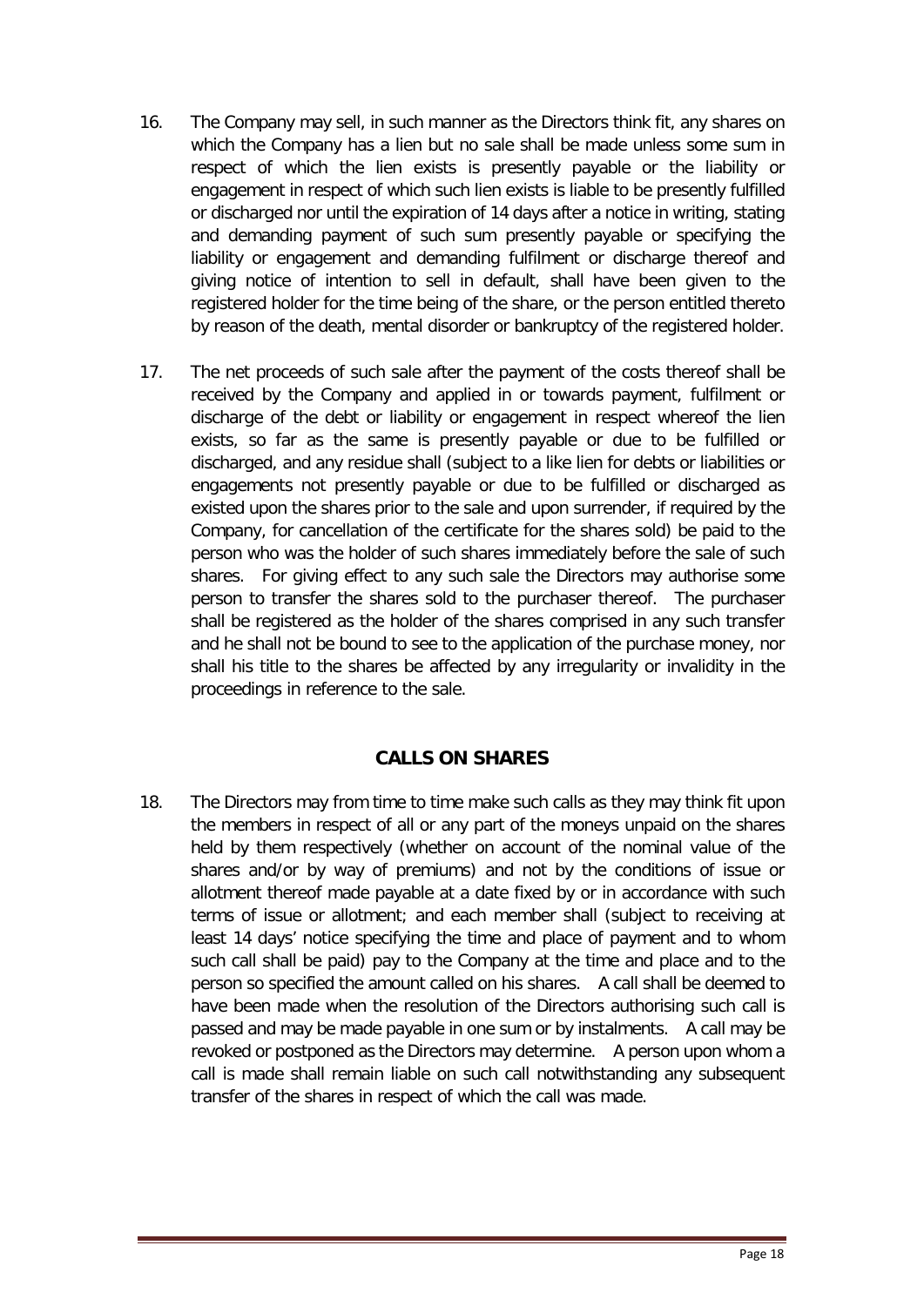16. The Company may sell, in such manner as the Directors think fit, any shares on which the Company has a lien but no sale shall be made unless some sum in respect of which the lien exists is presently payable or the liability or engagement in respect of which such lien exists is liable to be presently fulfilled or discharged nor until the expiration of 14 days after a notice in writing, stating and demanding payment of such sum presently payable or specifying the liability or engagement and demanding fulfilment or discharge thereof and giving notice of intention to sell in default, shall have been given to the registered holder for the time being of the share, or the person entitled thereto by reason of the death, mental disorder or bankruptcy of the registered holder.

17. The net proceeds of such sale after the payment of the costs thereof shall be received by the Company and applied in or towards payment, fulfilment or discharge of the debt or liability or engagement in respect whereof the lien exists, so far as the same is presently payable or due to be fulfilled or discharged, and any residue shall (subject to a like lien for debts or liabilities or engagements not presently payable or due to be fulfilled or discharged as existed upon the shares prior to the sale and upon surrender, if required by the Company, for cancellation of the certificate for the shares sold) be paid to the person who was the holder of such shares immediately before the sale of such shares. For giving effect to any such sale the Directors may authorise some person to transfer the shares sold to the purchaser thereof. The purchaser shall be registered as the holder of the shares comprised in any such transfer and he shall not be bound to see to the application of the purchase money, nor shall his title to the shares be affected by any irregularity or invalidity in the proceedings in reference to the sale.

## CALLS ON SHARES

18. The Directors may from time to time make such calls as they may think fit upon the members in respect of all or any part of the moneys unpaid on the shares held by them respectively (whether on account of the nominal value of the shares and/or by way of premiums) and not by the conditions of issue or allotment thereof made payable at a date fixed by or in accordance with such terms of issue or allotment; and each member shall (subject to receiving at least 14 days' notice specifying the time and place of payment and to whom such call shall be paid) pay to the Company at the time and place and to the person so specified the amount called on his shares. A call shall be deemed to have been made when the resolution of the Directors authorising such call is passed and may be made payable in one sum or by instalments. A call may be revoked or postponed as the Directors may determine. A person upon whom a call is made shall remain liable on such call notwithstanding any subsequent transfer of the shares in respect of which the call was made.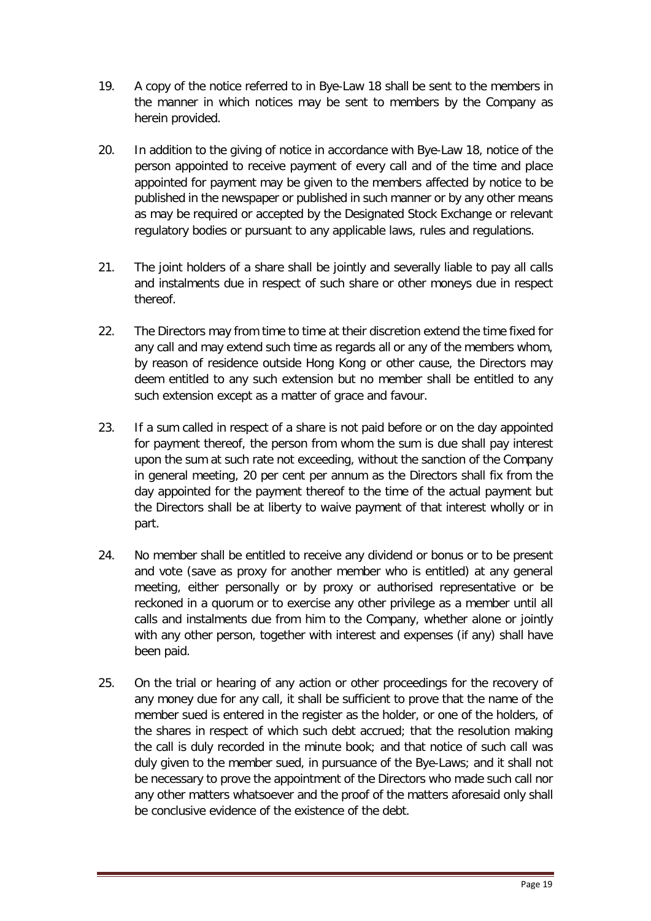19. A copy of the notice referred to in Bye-Law 18 shall be sent to the members in the manner in which notices may be sent to members by the Company as herein provided.

20. In addition to the giving of notice in accordance with Bye-Law 18, notice of the person appointed to receive payment of every call and of the time and place appointed for payment may be given to the members affected by notice to be published in the newspaper or published in such manner or by any other means as may be required or accepted by the Designated Stock Exchange or relevant regulatory bodies or pursuant to any applicable laws, rules and regulations.

21. The joint holders of a share shall be jointly and severally liable to pay all calls and instalments due in respect of such share or other moneys due in respect thereof.

22. The Directors may from time to time at their discretion extend the time fixed for any call and may extend such time as regards all or any of the members whom, by reason of residence outside Hong Kong or other cause, the Directors may deem entitled to any such extension but no member shall be entitled to any such extension except as a matter of grace and favour.

23. If a sum called in respect of a share is not paid before or on the day appointed for payment thereof, the person from whom the sum is due shall pay interest upon the sum at such rate not exceeding, without the sanction of the Company in general meeting, 20 per cent per annum as the Directors shall fix from the day appointed for the payment thereof to the time of the actual payment but the Directors shall be at liberty to waive payment of that interest wholly or in part.

24. No member shall be entitled to receive any dividend or bonus or to be present and vote (save as proxy for another member who is entitled) at any general meeting, either personally or by proxy or authorised representative or be reckoned in a quorum or to exercise any other privilege as a member until all calls and instalments due from him to the Company, whether alone or jointly with any other person, together with interest and expenses (if any) shall have been paid.

25. On the trial or hearing of any action or other proceedings for the recovery of any money due for any call, it shall be sufficient to prove that the name of the member sued is entered in the register as the holder, or one of the holders, of the shares in respect of which such debt accrued; that the resolution making the call is duly recorded in the minute book; and that notice of such call was duly given to the member sued, in pursuance of the Bye-Laws; and it shall not be necessary to prove the appointment of the Directors who made such call nor any other matters whatsoever and the proof of the matters aforesaid only shall be conclusive evidence of the existence of the debt.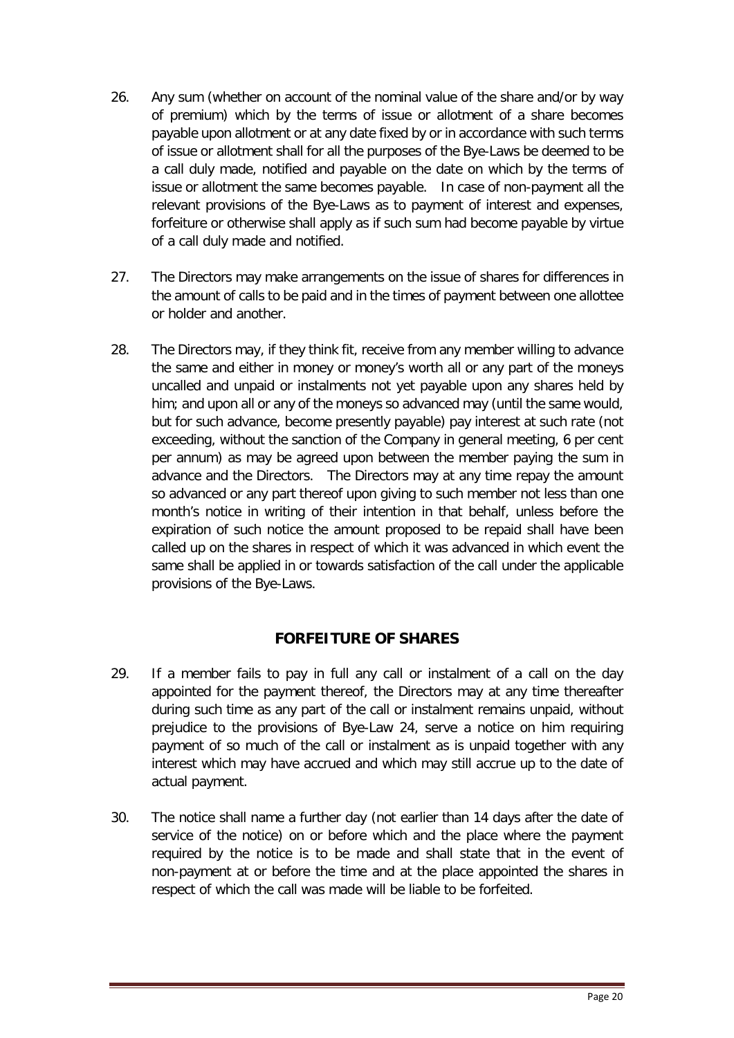26. Any sum (whether on account of the nominal value of the share and/or by way of premium) which by the terms of issue or allotment of a share becomes payable upon allotment or at any date fixed by or in accordance with such terms of issue or allotment shall for all the purposes of the Bye-Laws be deemed to be a call duly made, notified and payable on the date on which by the terms of issue or allotment the same becomes payable. In case of non-payment all the relevant provisions of the Bye-Laws as to payment of interest and expenses, forfeiture or otherwise shall apply as if such sum had become payable by virtue of a call duly made and notified.

27. The Directors may make arrangements on the issue of shares for differences in the amount of calls to be paid and in the times of payment between one allottee or holder and another.

28. The Directors may, if they think fit, receive from any member willing to advance the same and either in money or money's worth all or any part of the moneys uncalled and unpaid or instalments not yet payable upon any shares held by him; and upon all or any of the moneys so advanced may (until the same would, but for such advance, become presently payable) pay interest at such rate (not exceeding, without the sanction of the Company in general meeting, 6 per cent per annum) as may be agreed upon between the member paying the sum in advance and the Directors. The Directors may at any time repay the amount so advanced or any part thereof upon giving to such member not less than one month's notice in writing of their intention in that behalf, unless before the expiration of such notice the amount proposed to be repaid shall have been called up on the shares in respect of which it was advanced in which event the same shall be applied in or towards satisfaction of the call under the applicable provisions of the Bye-Laws.

## FORFEITURE OF SHARES

29. If a member fails to pay in full any call or instalment of a call on the day appointed for the payment thereof, the Directors may at any time thereafter during such time as any part of the call or instalment remains unpaid, without prejudice to the provisions of Bye-Law 24, serve a notice on him requiring payment of so much of the call or instalment as is unpaid together with any interest which may have accrued and which may still accrue up to the date of actual payment.

30. The notice shall name a further day (not earlier than 14 days after the date of service of the notice) on or before which and the place where the payment required by the notice is to be made and shall state that in the event of non-payment at or before the time and at the place appointed the shares in respect of which the call was made will be liable to be forfeited.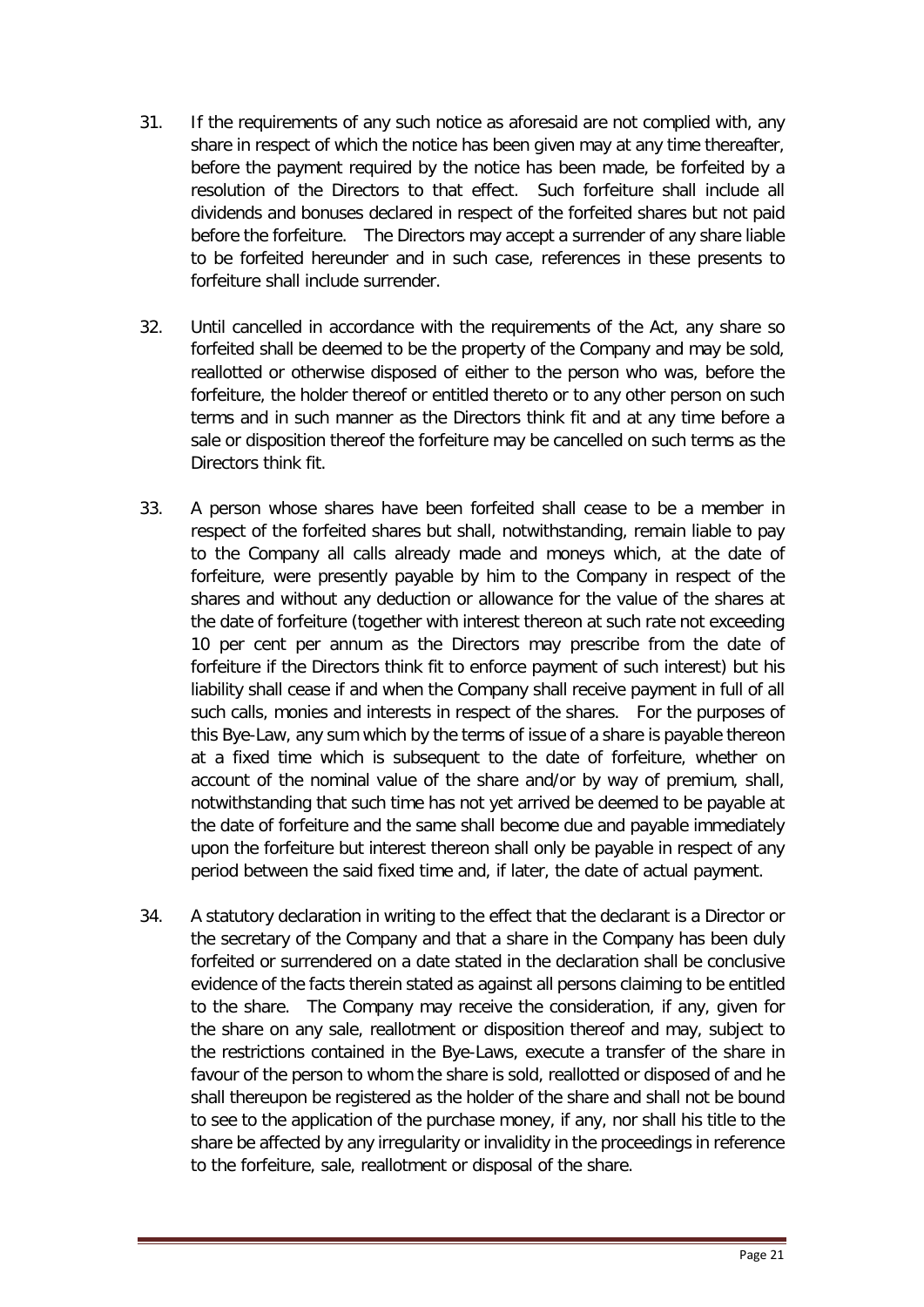31. If the requirements of any such notice as aforesaid are not complied with, any share in respect of which the notice has been given may at any time thereafter, before the payment required by the notice has been made, be forfeited by a resolution of the Directors to that effect. Such forfeiture shall include all dividends and bonuses declared in respect of the forfeited shares but not paid before the forfeiture. The Directors may accept a surrender of any share liable to be forfeited hereunder and in such case, references in these presents to forfeiture shall include surrender.

32. Until cancelled in accordance with the requirements of the Act, any share so forfeited shall be deemed to be the property of the Company and may be sold, reallotted or otherwise disposed of either to the person who was, before the forfeiture, the holder thereof or entitled thereto or to any other person on such terms and in such manner as the Directors think fit and at any time before a sale or disposition thereof the forfeiture may be cancelled on such terms as the Directors think fit.

33. A person whose shares have been forfeited shall cease to be a member in respect of the forfeited shares but shall, notwithstanding, remain liable to pay to the Company all calls already made and moneys which, at the date of forfeiture, were presently payable by him to the Company in respect of the shares and without any deduction or allowance for the value of the shares at the date of forfeiture (together with interest thereon at such rate not exceeding 10 per cent per annum as the Directors may prescribe from the date of forfeiture if the Directors think fit to enforce payment of such interest) but his liability shall cease if and when the Company shall receive payment in full of all such calls, monies and interests in respect of the shares. For the purposes of this Bye-Law, any sum which by the terms of issue of a share is payable thereon at a fixed time which is subsequent to the date of forfeiture, whether on account of the nominal value of the share and/or by way of premium, shall, notwithstanding that such time has not yet arrived be deemed to be payable at the date of forfeiture and the same shall become due and payable immediately upon the forfeiture but interest thereon shall only be payable in respect of any period between the said fixed time and, if later, the date of actual payment.

34. A statutory declaration in writing to the effect that the declarant is a Director or the secretary of the Company and that a share in the Company has been duly forfeited or surrendered on a date stated in the declaration shall be conclusive evidence of the facts therein stated as against all persons claiming to be entitled to the share. The Company may receive the consideration, if any, given for the share on any sale, reallotment or disposition thereof and may, subject to the restrictions contained in the Bye-Laws, execute a transfer of the share in favour of the person to whom the share is sold, reallotted or disposed of and he shall thereupon be registered as the holder of the share and shall not be bound to see to the application of the purchase money, if any, nor shall his title to the share be affected by any irregularity or invalidity in the proceedings in reference to the forfeiture, sale, reallotment or disposal of the share.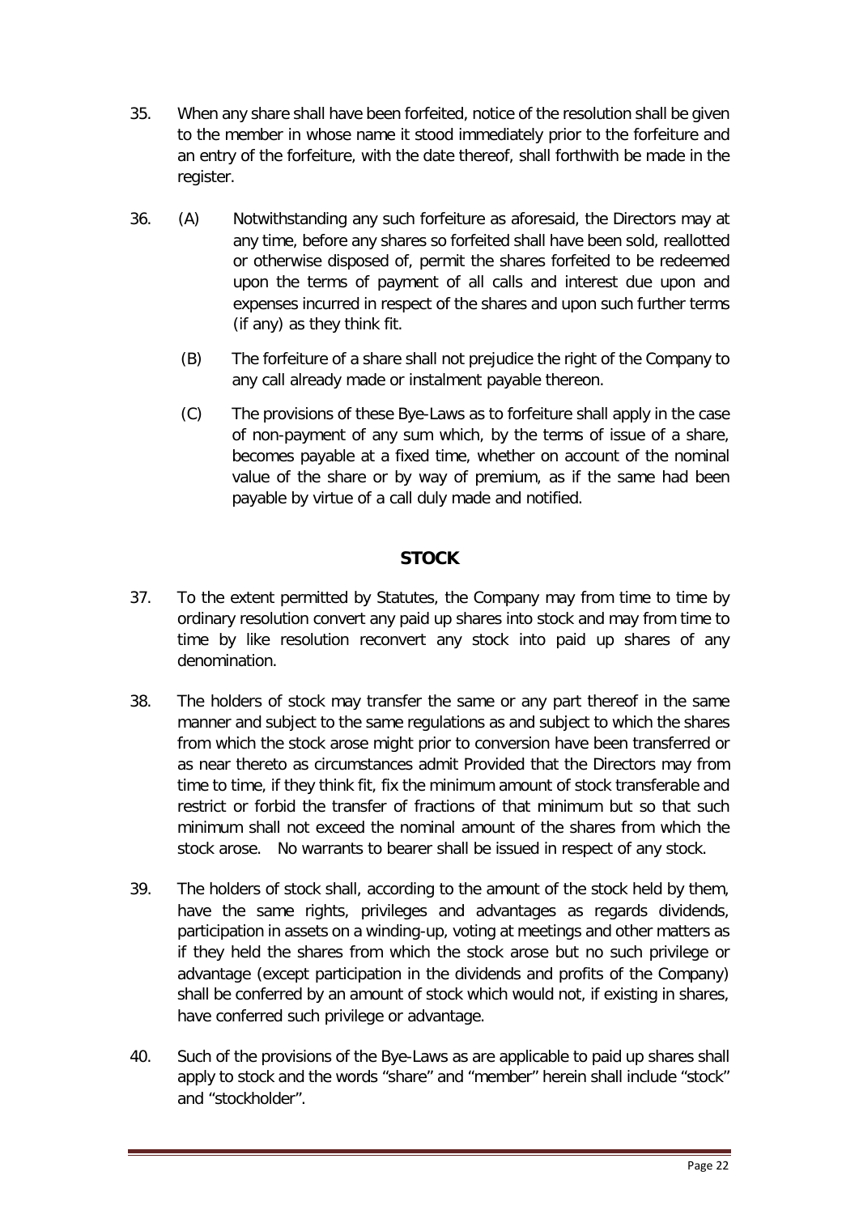35. When any share shall have been forfeited, notice of the resolution shall be given to the member in whose name it stood immediately prior to the forfeiture and an entry of the forfeiture, with the date thereof, shall forthwith be made in the register.

36. (A) Notwithstanding any such forfeiture as aforesaid, the Directors may at any time, before any shares so forfeited shall have been sold, reallotted or otherwise disposed of, permit the shares forfeited to be redeemed upon the terms of payment of all calls and interest due upon and expenses incurred in respect of the shares and upon such further terms (if any) as they think fit.

    (B) The forfeiture of a share shall not prejudice the right of the Company to any call already made or instalment payable thereon.

    (C) The provisions of these Bye-Laws as to forfeiture shall apply in the case of non-payment of any sum which, by the terms of issue of a share, becomes payable at a fixed time, whether on account of the nominal value of the share or by way of premium, as if the same had been payable by virtue of a call duly made and notified.

## STOCK

37. To the extent permitted by Statutes, the Company may from time to time by ordinary resolution convert any paid up shares into stock and may from time to time by like resolution reconvert any stock into paid up shares of any denomination.

38. The holders of stock may transfer the same or any part thereof in the same manner and subject to the same regulations as and subject to which the shares from which the stock arose might prior to conversion have been transferred or as near thereto as circumstances admit Provided that the Directors may from time to time, if they think fit, fix the minimum amount of stock transferable and restrict or forbid the transfer of fractions of that minimum but so that such minimum shall not exceed the nominal amount of the shares from which the stock arose. No warrants to bearer shall be issued in respect of any stock.

39. The holders of stock shall, according to the amount of the stock held by them, have the same rights, privileges and advantages as regards dividends, participation in assets on a winding-up, voting at meetings and other matters as if they held the shares from which the stock arose but no such privilege or advantage (except participation in the dividends and profits of the Company) shall be conferred by an amount of stock which would not, if existing in shares, have conferred such privilege or advantage.

40. Such of the provisions of the Bye-Laws as are applicable to paid up shares shall apply to stock and the words "share" and "member" herein shall include "stock" and "stockholder".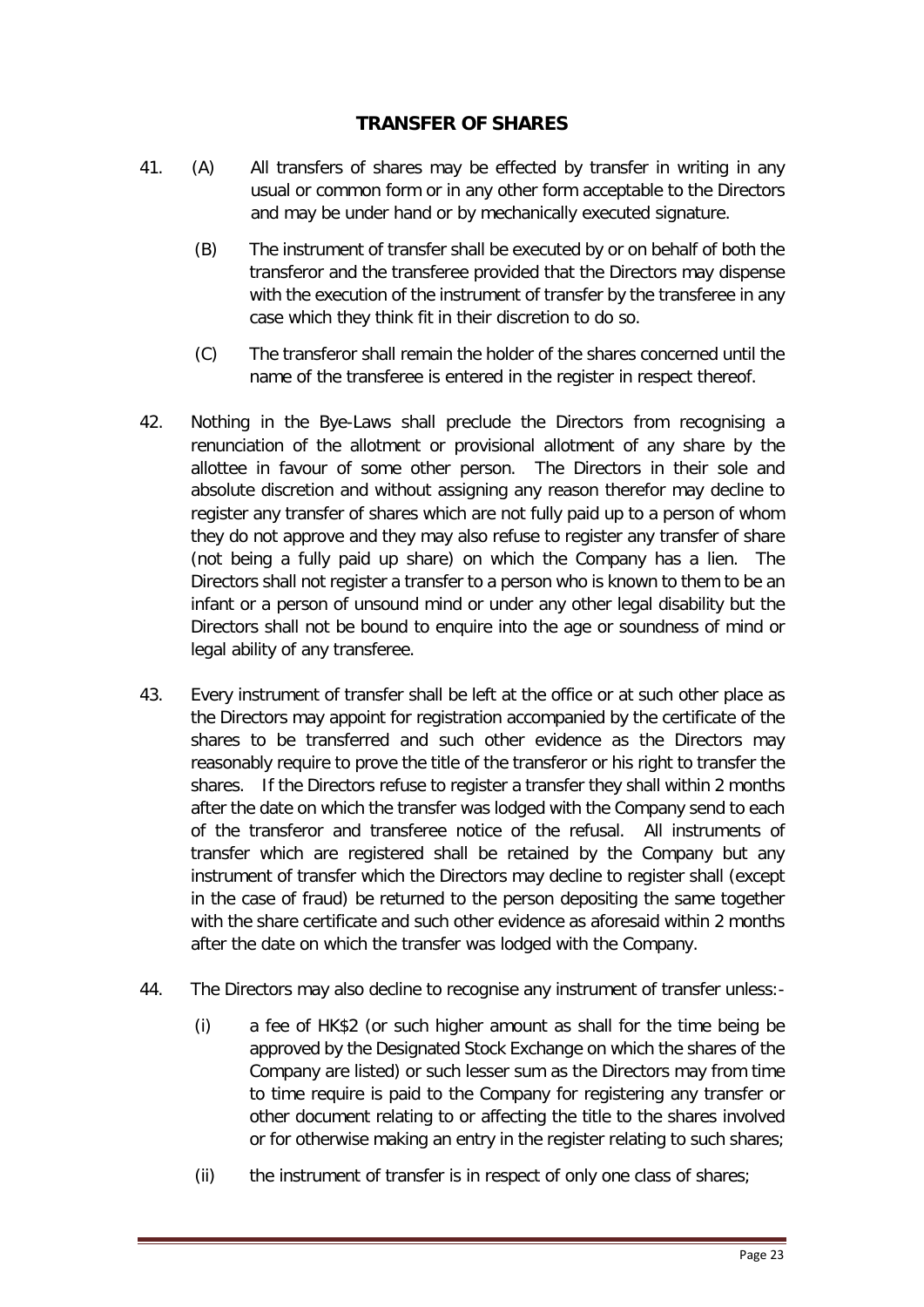## TRANSFER OF SHARES

41. (A) All transfers of shares may be effected by transfer in writing in any usual or common form or in any other form acceptable to the Directors and may be under hand or by mechanically executed signature.

    (B) The instrument of transfer shall be executed by or on behalf of both the transferor and the transferee provided that the Directors may dispense with the execution of the instrument of transfer by the transferee in any case which they think fit in their discretion to do so.

    (C) The transferor shall remain the holder of the shares concerned until the name of the transferee is entered in the register in respect thereof.

42. Nothing in the Bye-Laws shall preclude the Directors from recognising a renunciation of the allotment or provisional allotment of any share by the allottee in favour of some other person. The Directors in their sole and absolute discretion and without assigning any reason therefor may decline to register any transfer of shares which are not fully paid up to a person of whom they do not approve and they may also refuse to register any transfer of share (not being a fully paid up share) on which the Company has a lien. The Directors shall not register a transfer to a person who is known to them to be an infant or a person of unsound mind or under any other legal disability but the Directors shall not be bound to enquire into the age or soundness of mind or legal ability of any transferee.

43. Every instrument of transfer shall be left at the office or at such other place as the Directors may appoint for registration accompanied by the certificate of the shares to be transferred and such other evidence as the Directors may reasonably require to prove the title of the transferor or his right to transfer the shares. If the Directors refuse to register a transfer they shall within 2 months after the date on which the transfer was lodged with the Company send to each of the transferor and transferee notice of the refusal. All instruments of transfer which are registered shall be retained by the Company but any instrument of transfer which the Directors may decline to register shall (except in the case of fraud) be returned to the person depositing the same together with the share certificate and such other evidence as aforesaid within 2 months after the date on which the transfer was lodged with the Company.

44. The Directors may also decline to recognise any instrument of transfer unless:-

    (i) a fee of HK$2 (or such higher amount as shall for the time being be approved by the Designated Stock Exchange on which the shares of the Company are listed) or such lesser sum as the Directors may from time to time require is paid to the Company for registering any transfer or other document relating to or affecting the title to the shares involved or for otherwise making an entry in the register relating to such shares;

    (ii) the instrument of transfer is in respect of only one class of shares;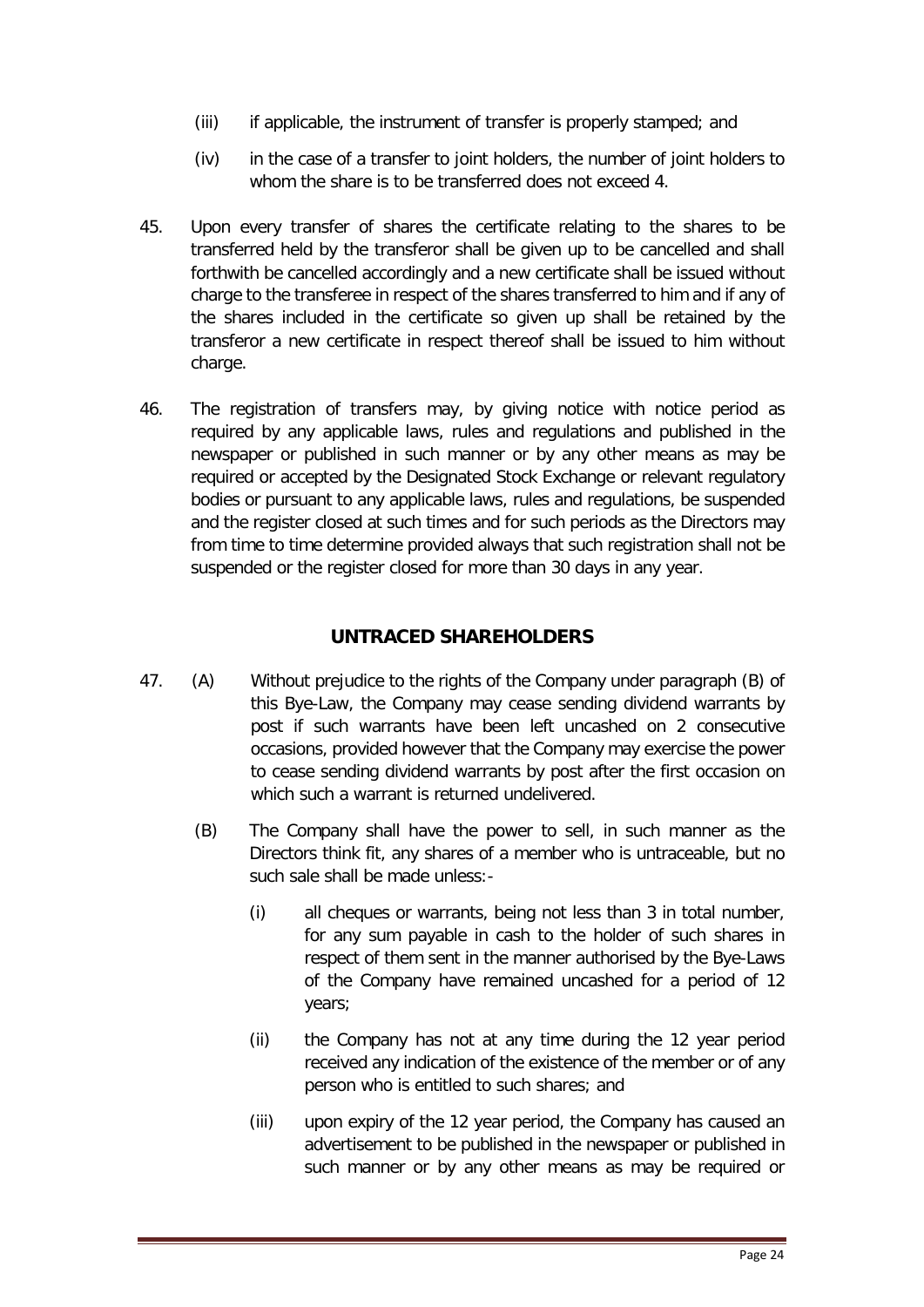(iii) if applicable, the instrument of transfer is properly stamped; and

(iv) in the case of a transfer to joint holders, the number of joint holders to whom the share is to be transferred does not exceed 4.

45. Upon every transfer of shares the certificate relating to the shares to be transferred held by the transferor shall be given up to be cancelled and shall forthwith be cancelled accordingly and a new certificate shall be issued without charge to the transferee in respect of the shares transferred to him and if any of the shares included in the certificate so given up shall be retained by the transferor a new certificate in respect thereof shall be issued to him without charge.

46. The registration of transfers may, by giving notice with notice period as required by any applicable laws, rules and regulations and published in the newspaper or published in such manner or by any other means as may be required or accepted by the Designated Stock Exchange or relevant regulatory bodies or pursuant to any applicable laws, rules and regulations, be suspended and the register closed at such times and for such periods as the Directors may from time to time determine provided always that such registration shall not be suspended or the register closed for more than 30 days in any year.

## UNTRACED SHAREHOLDERS

47. (A) Without prejudice to the rights of the Company under paragraph (B) of this Bye-Law, the Company may cease sending dividend warrants by post if such warrants have been left uncashed on 2 consecutive occasions, provided however that the Company may exercise the power to cease sending dividend warrants by post after the first occasion on which such a warrant is returned undelivered.

(B) The Company shall have the power to sell, in such manner as the Directors think fit, any shares of a member who is untraceable, but no such sale shall be made unless:-

(i) all cheques or warrants, being not less than 3 in total number, for any sum payable in cash to the holder of such shares in respect of them sent in the manner authorised by the Bye-Laws of the Company have remained uncashed for a period of 12 years;

(ii) the Company has not at any time during the 12 year period received any indication of the existence of the member or of any person who is entitled to such shares; and

(iii) upon expiry of the 12 year period, the Company has caused an advertisement to be published in the newspaper or published in such manner or by any other means as may be required or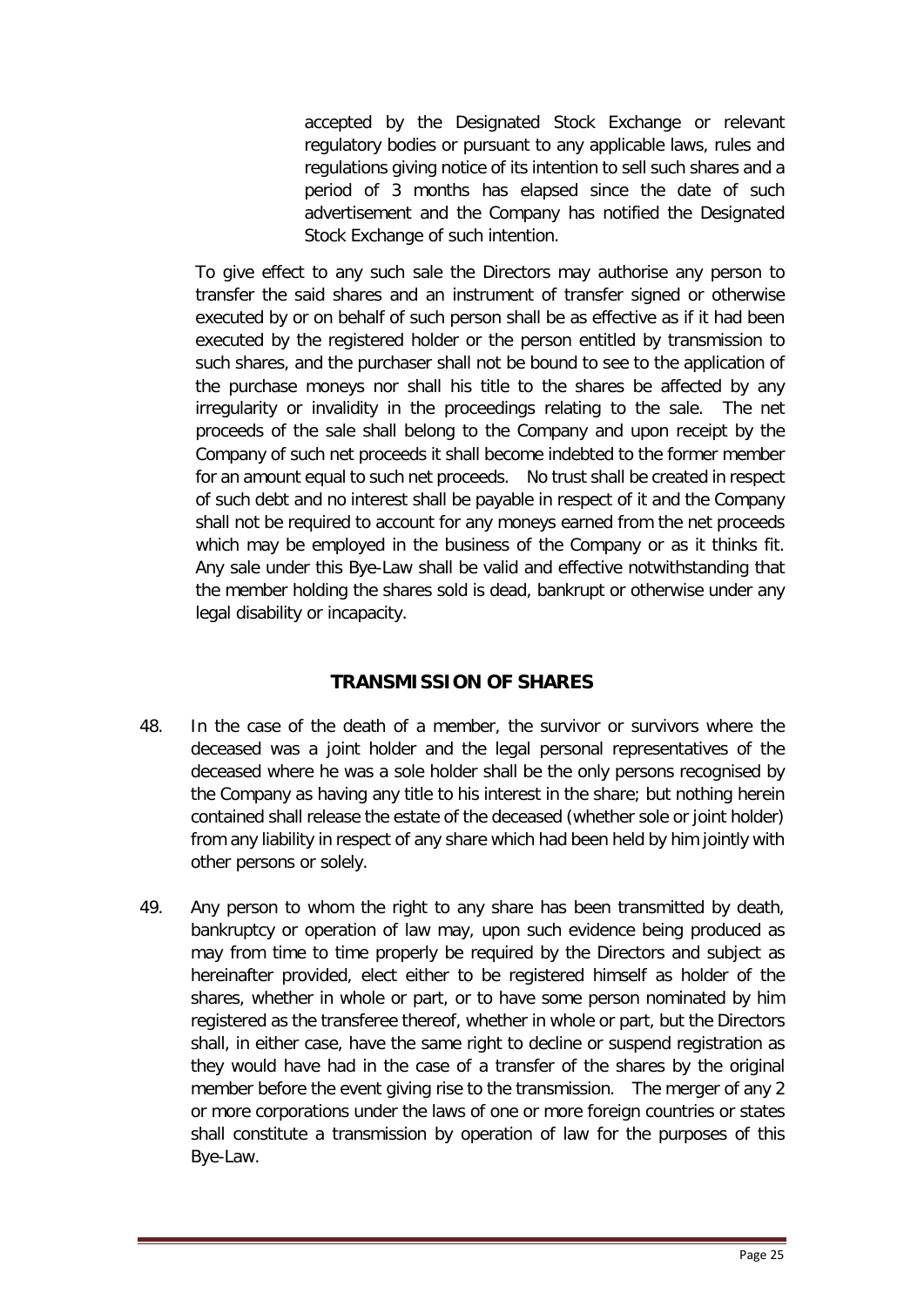accepted by the Designated Stock Exchange or relevant regulatory bodies or pursuant to any applicable laws, rules and regulations giving notice of its intention to sell such shares and a period of 3 months has elapsed since the date of such advertisement and the Company has notified the Designated Stock Exchange of such intention.

To give effect to any such sale the Directors may authorise any person to transfer the said shares and an instrument of transfer signed or otherwise executed by or on behalf of such person shall be as effective as if it had been executed by the registered holder or the person entitled by transmission to such shares, and the purchaser shall not be bound to see to the application of the purchase moneys nor shall his title to the shares be affected by any irregularity or invalidity in the proceedings relating to the sale. The net proceeds of the sale shall belong to the Company and upon receipt by the Company of such net proceeds it shall become indebted to the former member for an amount equal to such net proceeds. No trust shall be created in respect of such debt and no interest shall be payable in respect of it and the Company shall not be required to account for any moneys earned from the net proceeds which may be employed in the business of the Company or as it thinks fit. Any sale under this Bye-Law shall be valid and effective notwithstanding that the member holding the shares sold is dead, bankrupt or otherwise under any legal disability or incapacity.

## TRANSMISSION OF SHARES

48. In the case of the death of a member, the survivor or survivors where the deceased was a joint holder and the legal personal representatives of the deceased where he was a sole holder shall be the only persons recognised by the Company as having any title to his interest in the share; but nothing herein contained shall release the estate of the deceased (whether sole or joint holder) from any liability in respect of any share which had been held by him jointly with other persons or solely.

49. Any person to whom the right to any share has been transmitted by death, bankruptcy or operation of law may, upon such evidence being produced as may from time to time properly be required by the Directors and subject as hereinafter provided, elect either to be registered himself as holder of the shares, whether in whole or part, or to have some person nominated by him registered as the transferee thereof, whether in whole or part, but the Directors shall, in either case, have the same right to decline or suspend registration as they would have had in the case of a transfer of the shares by the original member before the event giving rise to the transmission. The merger of any 2 or more corporations under the laws of one or more foreign countries or states shall constitute a transmission by operation of law for the purposes of this Bye-Law.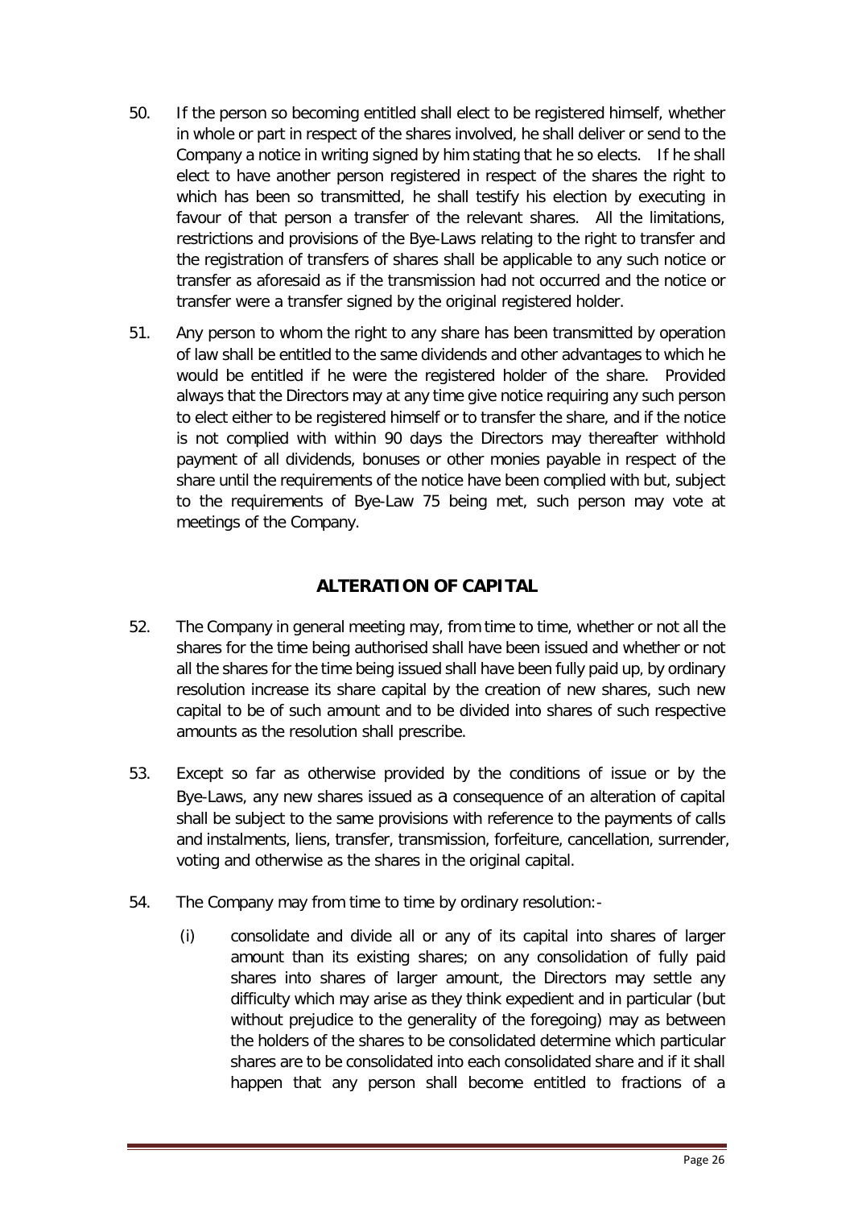50. If the person so becoming entitled shall elect to be registered himself, whether in whole or part in respect of the shares involved, he shall deliver or send to the Company a notice in writing signed by him stating that he so elects. If he shall elect to have another person registered in respect of the shares the right to which has been so transmitted, he shall testify his election by executing in favour of that person a transfer of the relevant shares. All the limitations, restrictions and provisions of the Bye-Laws relating to the right to transfer and the registration of transfers of shares shall be applicable to any such notice or transfer as aforesaid as if the transmission had not occurred and the notice or transfer were a transfer signed by the original registered holder.

51. Any person to whom the right to any share has been transmitted by operation of law shall be entitled to the same dividends and other advantages to which he would be entitled if he were the registered holder of the share. Provided always that the Directors may at any time give notice requiring any such person to elect either to be registered himself or to transfer the share, and if the notice is not complied with within 90 days the Directors may thereafter withhold payment of all dividends, bonuses or other monies payable in respect of the share until the requirements of the notice have been complied with but, subject to the requirements of Bye-Law 75 being met, such person may vote at meetings of the Company.

## ALTERATION OF CAPITAL

52. The Company in general meeting may, from time to time, whether or not all the shares for the time being authorised shall have been issued and whether or not all the shares for the time being issued shall have been fully paid up, by ordinary resolution increase its share capital by the creation of new shares, such new capital to be of such amount and to be divided into shares of such respective amounts as the resolution shall prescribe.

53. Except so far as otherwise provided by the conditions of issue or by the Bye-Laws, any new shares issued as a consequence of an alteration of capital shall be subject to the same provisions with reference to the payments of calls and instalments, liens, transfer, transmission, forfeiture, cancellation, surrender, voting and otherwise as the shares in the original capital.

54. The Company may from time to time by ordinary resolution:-

    (i) consolidate and divide all or any of its capital into shares of larger amount than its existing shares; on any consolidation of fully paid shares into shares of larger amount, the Directors may settle any difficulty which may arise as they think expedient and in particular (but without prejudice to the generality of the foregoing) may as between the holders of the shares to be consolidated determine which particular shares are to be consolidated into each consolidated share and if it shall happen that any person shall become entitled to fractions of a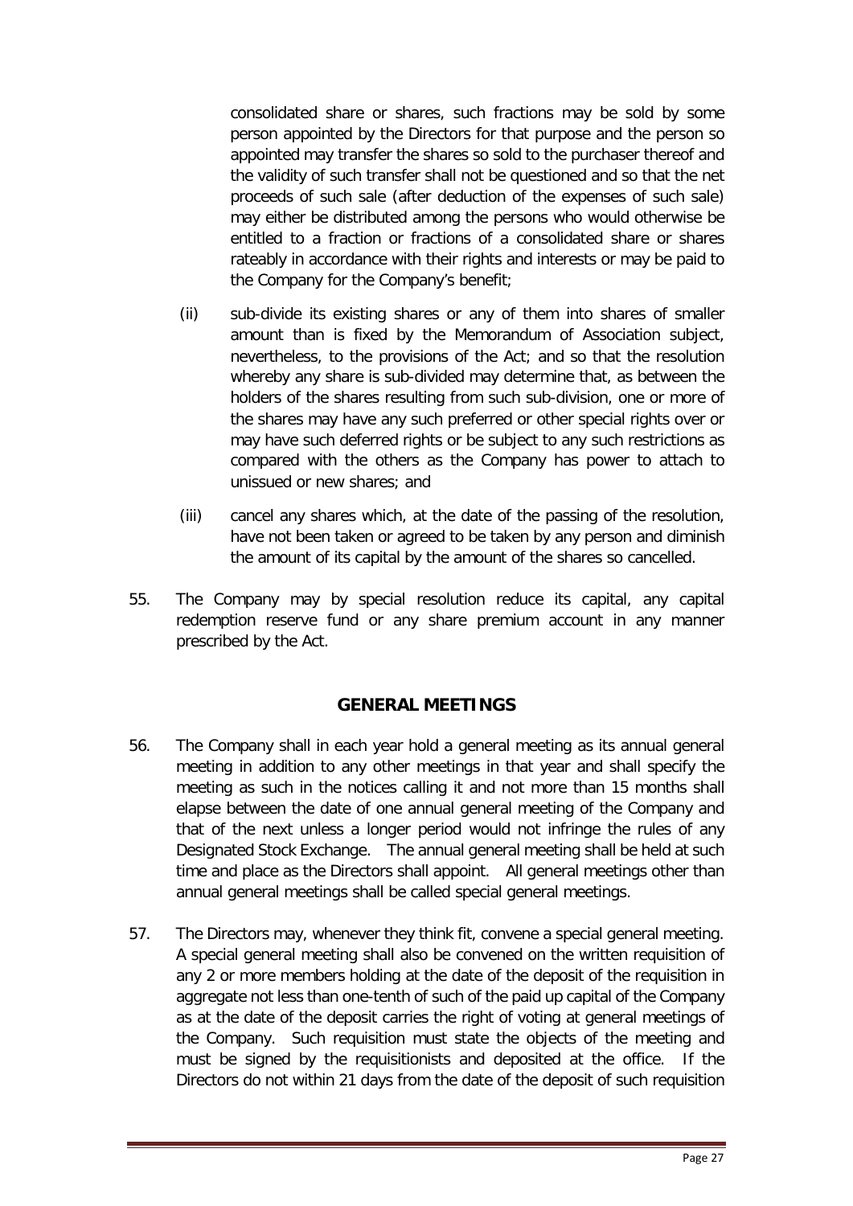consolidated share or shares, such fractions may be sold by some person appointed by the Directors for that purpose and the person so appointed may transfer the shares so sold to the purchaser thereof and the validity of such transfer shall not be questioned and so that the net proceeds of such sale (after deduction of the expenses of such sale) may either be distributed among the persons who would otherwise be entitled to a fraction or fractions of a consolidated share or shares rateably in accordance with their rights and interests or may be paid to the Company for the Company's benefit;

(ii) sub-divide its existing shares or any of them into shares of smaller amount than is fixed by the Memorandum of Association subject, nevertheless, to the provisions of the Act; and so that the resolution whereby any share is sub-divided may determine that, as between the holders of the shares resulting from such sub-division, one or more of the shares may have any such preferred or other special rights over or may have such deferred rights or be subject to any such restrictions as compared with the others as the Company has power to attach to unissued or new shares; and

(iii) cancel any shares which, at the date of the passing of the resolution, have not been taken or agreed to be taken by any person and diminish the amount of its capital by the amount of the shares so cancelled.

55. The Company may by special resolution reduce its capital, any capital redemption reserve fund or any share premium account in any manner prescribed by the Act.

## GENERAL MEETINGS

56. The Company shall in each year hold a general meeting as its annual general meeting in addition to any other meetings in that year and shall specify the meeting as such in the notices calling it and not more than 15 months shall elapse between the date of one annual general meeting of the Company and that of the next unless a longer period would not infringe the rules of any Designated Stock Exchange. The annual general meeting shall be held at such time and place as the Directors shall appoint. All general meetings other than annual general meetings shall be called special general meetings.

57. The Directors may, whenever they think fit, convene a special general meeting. A special general meeting shall also be convened on the written requisition of any 2 or more members holding at the date of the deposit of the requisition in aggregate not less than one-tenth of such of the paid up capital of the Company as at the date of the deposit carries the right of voting at general meetings of the Company. Such requisition must state the objects of the meeting and must be signed by the requisitionists and deposited at the office. If the Directors do not within 21 days from the date of the deposit of such requisition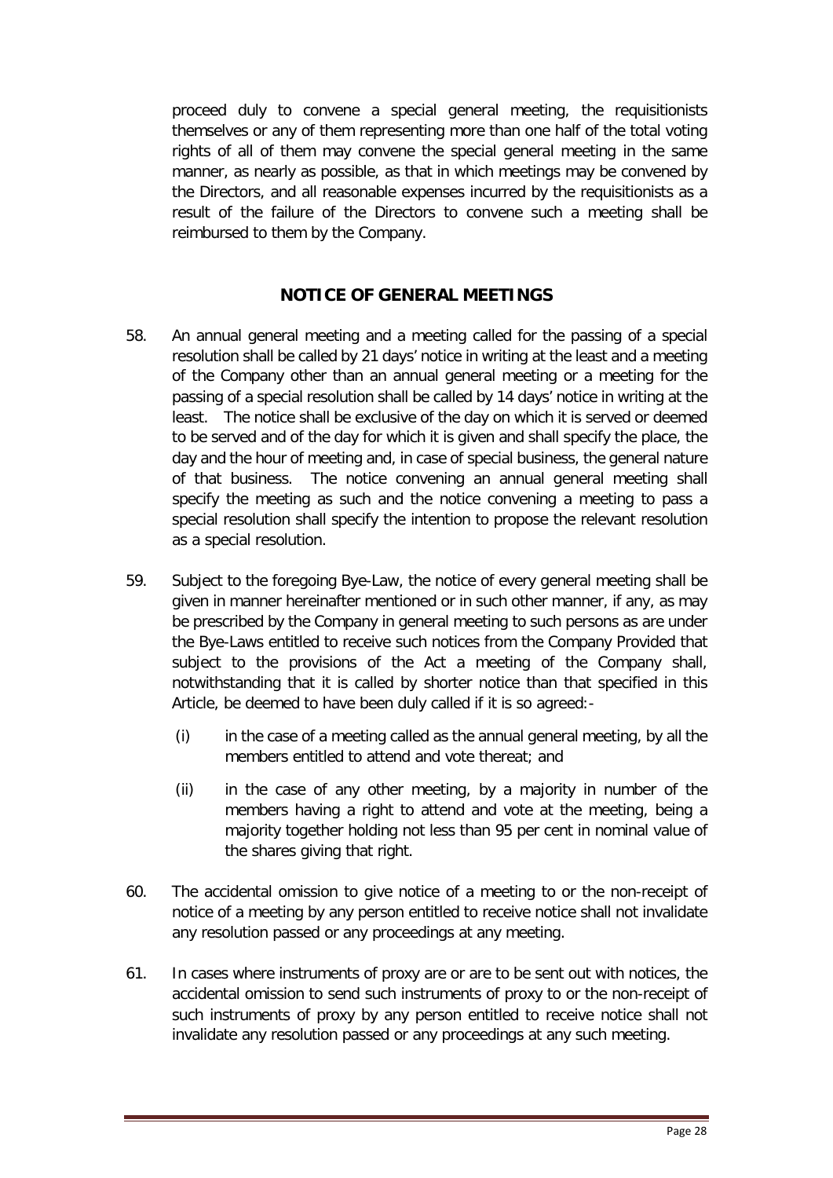proceed duly to convene a special general meeting, the requisitionists themselves or any of them representing more than one half of the total voting rights of all of them may convene the special general meeting in the same manner, as nearly as possible, as that in which meetings may be convened by the Directors, and all reasonable expenses incurred by the requisitionists as a result of the failure of the Directors to convene such a meeting shall be reimbursed to them by the Company.

## NOTICE OF GENERAL MEETINGS

58. An annual general meeting and a meeting called for the passing of a special resolution shall be called by 21 days' notice in writing at the least and a meeting of the Company other than an annual general meeting or a meeting for the passing of a special resolution shall be called by 14 days' notice in writing at the least. The notice shall be exclusive of the day on which it is served or deemed to be served and of the day for which it is given and shall specify the place, the day and the hour of meeting and, in case of special business, the general nature of that business. The notice convening an annual general meeting shall specify the meeting as such and the notice convening a meeting to pass a special resolution shall specify the intention to propose the relevant resolution as a special resolution.

59. Subject to the foregoing Bye-Law, the notice of every general meeting shall be given in manner hereinafter mentioned or in such other manner, if any, as may be prescribed by the Company in general meeting to such persons as are under the Bye-Laws entitled to receive such notices from the Company Provided that subject to the provisions of the Act a meeting of the Company shall, notwithstanding that it is called by shorter notice than that specified in this Article, be deemed to have been duly called if it is so agreed:-

    (i) in the case of a meeting called as the annual general meeting, by all the members entitled to attend and vote thereat; and

    (ii) in the case of any other meeting, by a majority in number of the members having a right to attend and vote at the meeting, being a majority together holding not less than 95 per cent in nominal value of the shares giving that right.

60. The accidental omission to give notice of a meeting to or the non-receipt of notice of a meeting by any person entitled to receive notice shall not invalidate any resolution passed or any proceedings at any meeting.

61. In cases where instruments of proxy are or are to be sent out with notices, the accidental omission to send such instruments of proxy to or the non-receipt of such instruments of proxy by any person entitled to receive notice shall not invalidate any resolution passed or any proceedings at any such meeting.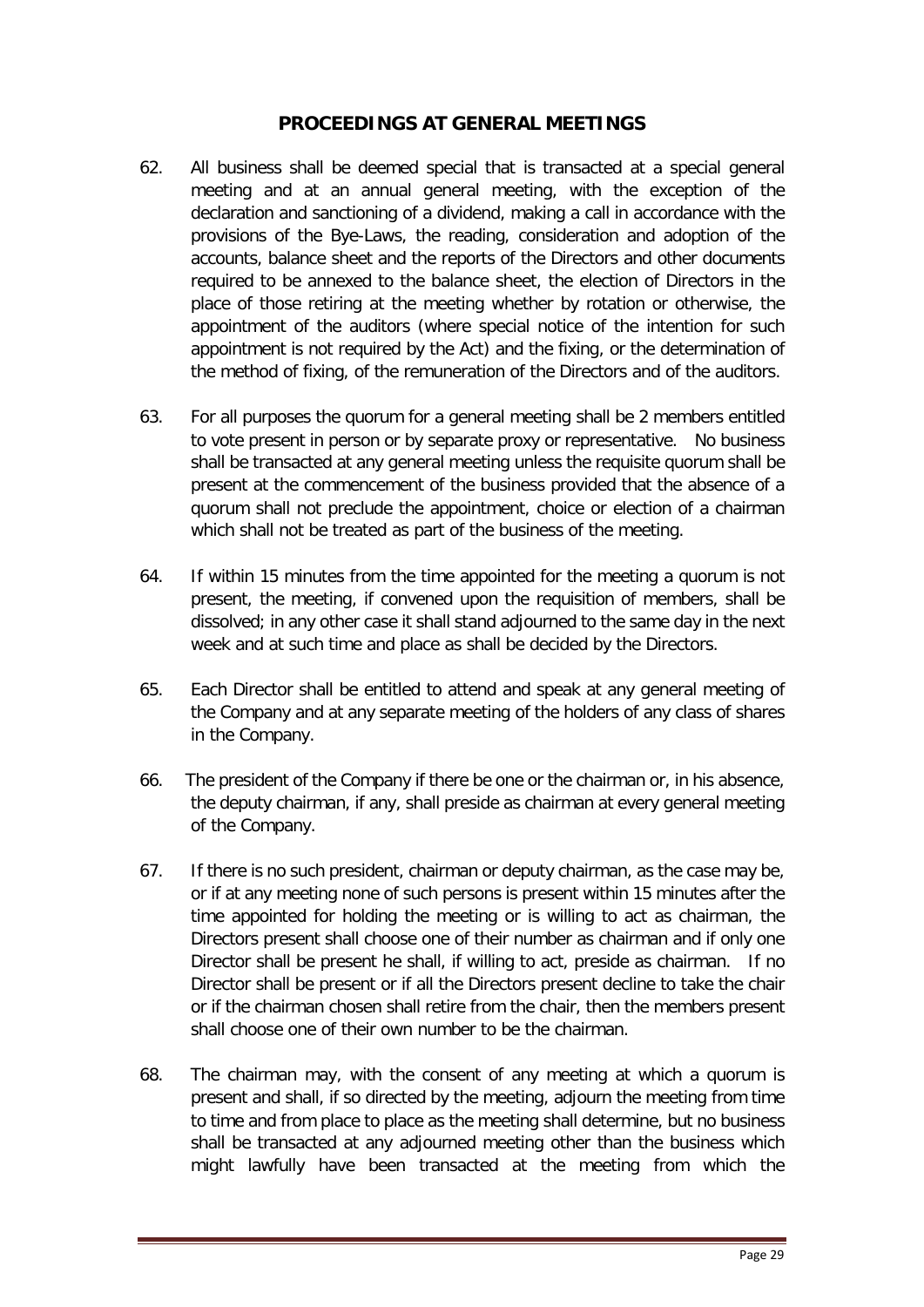## PROCEEDINGS AT GENERAL MEETINGS

62. All business shall be deemed special that is transacted at a special general meeting and at an annual general meeting, with the exception of the declaration and sanctioning of a dividend, making a call in accordance with the provisions of the Bye-Laws, the reading, consideration and adoption of the accounts, balance sheet and the reports of the Directors and other documents required to be annexed to the balance sheet, the election of Directors in the place of those retiring at the meeting whether by rotation or otherwise, the appointment of the auditors (where special notice of the intention for such appointment is not required by the Act) and the fixing, or the determination of the method of fixing, of the remuneration of the Directors and of the auditors.

63. For all purposes the quorum for a general meeting shall be 2 members entitled to vote present in person or by separate proxy or representative. No business shall be transacted at any general meeting unless the requisite quorum shall be present at the commencement of the business provided that the absence of a quorum shall not preclude the appointment, choice or election of a chairman which shall not be treated as part of the business of the meeting.

64. If within 15 minutes from the time appointed for the meeting a quorum is not present, the meeting, if convened upon the requisition of members, shall be dissolved; in any other case it shall stand adjourned to the same day in the next week and at such time and place as shall be decided by the Directors.

65. Each Director shall be entitled to attend and speak at any general meeting of the Company and at any separate meeting of the holders of any class of shares in the Company.

66. The president of the Company if there be one or the chairman or, in his absence, the deputy chairman, if any, shall preside as chairman at every general meeting of the Company.

67. If there is no such president, chairman or deputy chairman, as the case may be, or if at any meeting none of such persons is present within 15 minutes after the time appointed for holding the meeting or is willing to act as chairman, the Directors present shall choose one of their number as chairman and if only one Director shall be present he shall, if willing to act, preside as chairman. If no Director shall be present or if all the Directors present decline to take the chair or if the chairman chosen shall retire from the chair, then the members present shall choose one of their own number to be the chairman.

68. The chairman may, with the consent of any meeting at which a quorum is present and shall, if so directed by the meeting, adjourn the meeting from time to time and from place to place as the meeting shall determine, but no business shall be transacted at any adjourned meeting other than the business which might lawfully have been transacted at the meeting from which the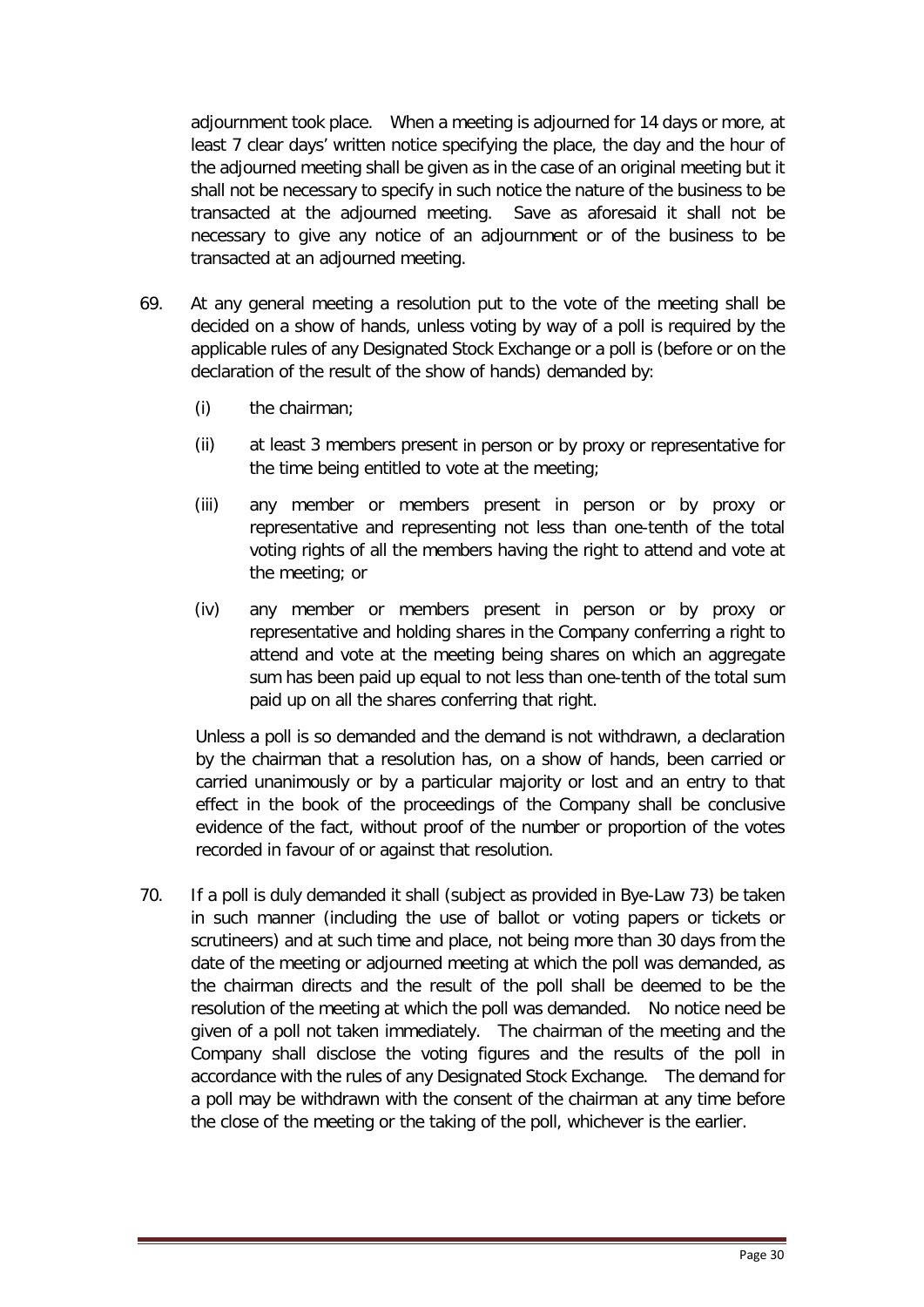adjournment took place. When a meeting is adjourned for 14 days or more, at least 7 clear days' written notice specifying the place, the day and the hour of the adjourned meeting shall be given as in the case of an original meeting but it shall not be necessary to specify in such notice the nature of the business to be transacted at the adjourned meeting. Save as aforesaid it shall not be necessary to give any notice of an adjournment or of the business to be transacted at an adjourned meeting.

69. At any general meeting a resolution put to the vote of the meeting shall be decided on a show of hands, unless voting by way of a poll is required by the applicable rules of any Designated Stock Exchange or a poll is (before or on the declaration of the result of the show of hands) demanded by:

    (i) the chairman;

    (ii) at least 3 members present in person or by proxy or representative for the time being entitled to vote at the meeting;

    (iii) any member or members present in person or by proxy or representative and representing not less than one-tenth of the total voting rights of all the members having the right to attend and vote at the meeting; or

    (iv) any member or members present in person or by proxy or representative and holding shares in the Company conferring a right to attend and vote at the meeting being shares on which an aggregate sum has been paid up equal to not less than one-tenth of the total sum paid up on all the shares conferring that right.

    Unless a poll is so demanded and the demand is not withdrawn, a declaration by the chairman that a resolution has, on a show of hands, been carried or carried unanimously or by a particular majority or lost and an entry to that effect in the book of the proceedings of the Company shall be conclusive evidence of the fact, without proof of the number or proportion of the votes recorded in favour of or against that resolution.

70. If a poll is duly demanded it shall (subject as provided in Bye-Law 73) be taken in such manner (including the use of ballot or voting papers or tickets or scrutineers) and at such time and place, not being more than 30 days from the date of the meeting or adjourned meeting at which the poll was demanded, as the chairman directs and the result of the poll shall be deemed to be the resolution of the meeting at which the poll was demanded. No notice need be given of a poll not taken immediately. The chairman of the meeting and the Company shall disclose the voting figures and the results of the poll in accordance with the rules of any Designated Stock Exchange. The demand for a poll may be withdrawn with the consent of the chairman at any time before the close of the meeting or the taking of the poll, whichever is the earlier.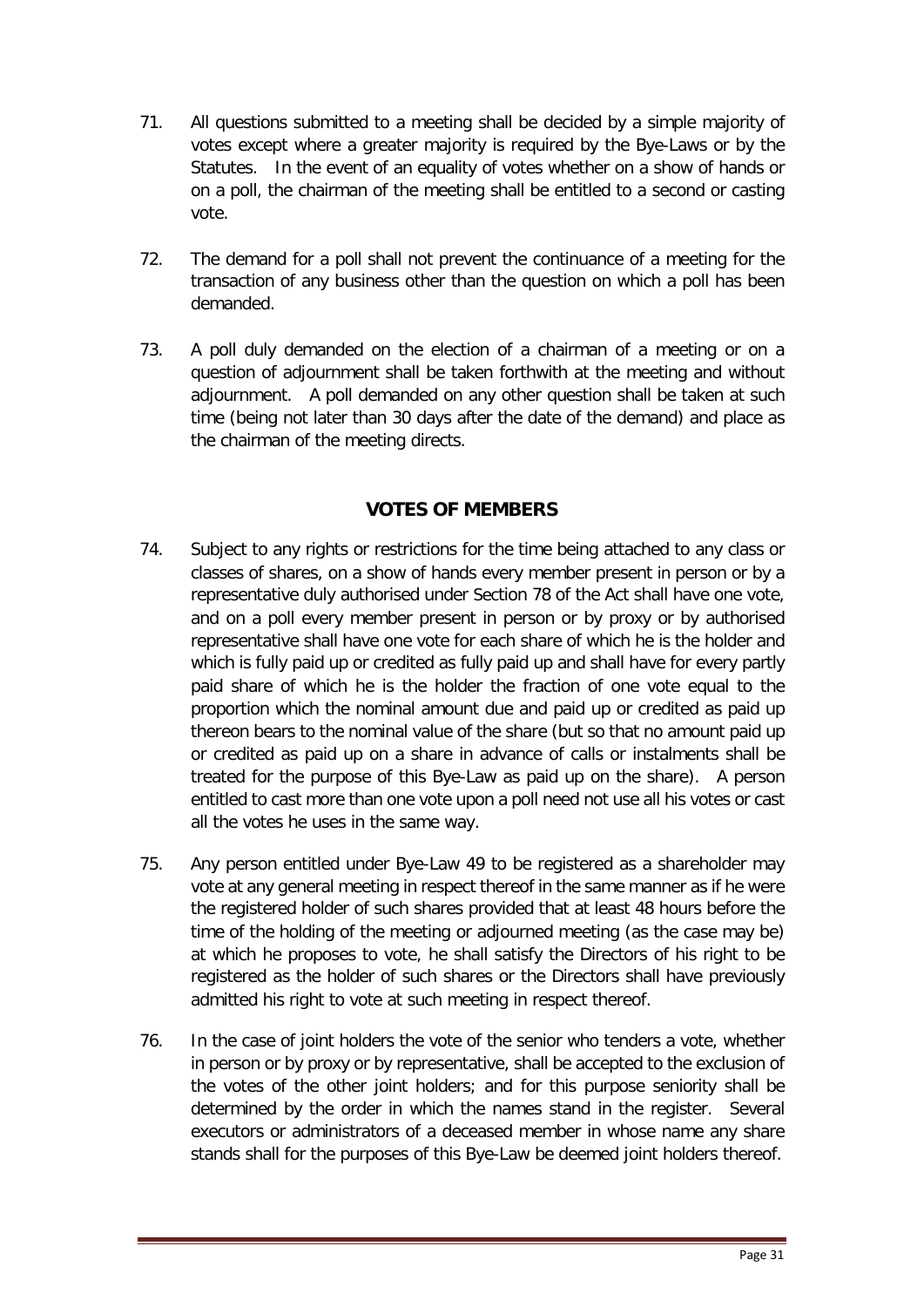71. All questions submitted to a meeting shall be decided by a simple majority of votes except where a greater majority is required by the Bye-Laws or by the Statutes. In the event of an equality of votes whether on a show of hands or on a poll, the chairman of the meeting shall be entitled to a second or casting vote.

72. The demand for a poll shall not prevent the continuance of a meeting for the transaction of any business other than the question on which a poll has been demanded.

73. A poll duly demanded on the election of a chairman of a meeting or on a question of adjournment shall be taken forthwith at the meeting and without adjournment. A poll demanded on any other question shall be taken at such time (being not later than 30 days after the date of the demand) and place as the chairman of the meeting directs.

## VOTES OF MEMBERS

74. Subject to any rights or restrictions for the time being attached to any class or classes of shares, on a show of hands every member present in person or by a representative duly authorised under Section 78 of the Act shall have one vote, and on a poll every member present in person or by proxy or by authorised representative shall have one vote for each share of which he is the holder and which is fully paid up or credited as fully paid up and shall have for every partly paid share of which he is the holder the fraction of one vote equal to the proportion which the nominal amount due and paid up or credited as paid up thereon bears to the nominal value of the share (but so that no amount paid up or credited as paid up on a share in advance of calls or instalments shall be treated for the purpose of this Bye-Law as paid up on the share). A person entitled to cast more than one vote upon a poll need not use all his votes or cast all the votes he uses in the same way.

75. Any person entitled under Bye-Law 49 to be registered as a shareholder may vote at any general meeting in respect thereof in the same manner as if he were the registered holder of such shares provided that at least 48 hours before the time of the holding of the meeting or adjourned meeting (as the case may be) at which he proposes to vote, he shall satisfy the Directors of his right to be registered as the holder of such shares or the Directors shall have previously admitted his right to vote at such meeting in respect thereof.

76. In the case of joint holders the vote of the senior who tenders a vote, whether in person or by proxy or by representative, shall be accepted to the exclusion of the votes of the other joint holders; and for this purpose seniority shall be determined by the order in which the names stand in the register. Several executors or administrators of a deceased member in whose name any share stands shall for the purposes of this Bye-Law be deemed joint holders thereof.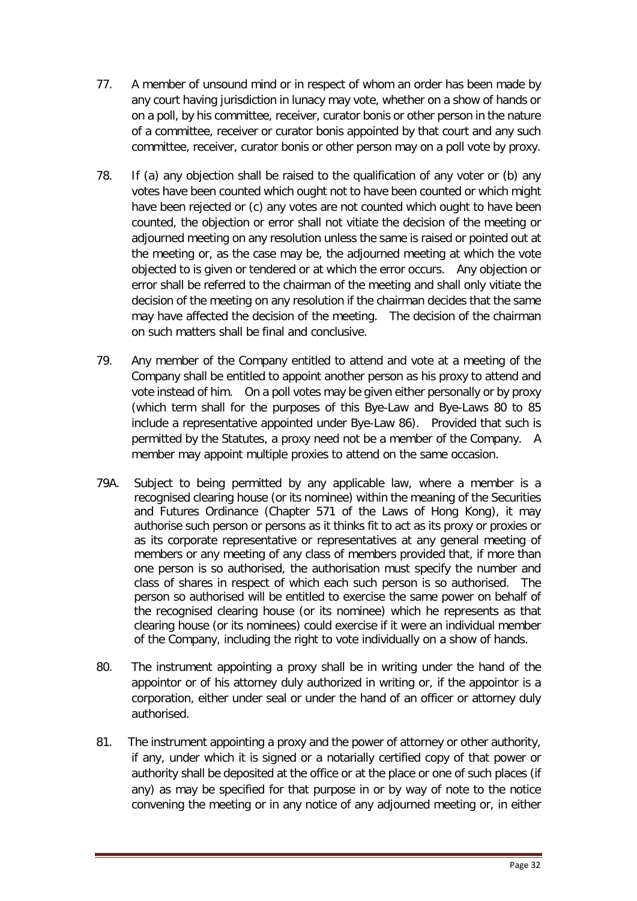77. A member of unsound mind or in respect of whom an order has been made by any court having jurisdiction in lunacy may vote, whether on a show of hands or on a poll, by his committee, receiver, curator bonis or other person in the nature of a committee, receiver or curator bonis appointed by that court and any such committee, receiver, curator bonis or other person may on a poll vote by proxy.

78. If (a) any objection shall be raised to the qualification of any voter or (b) any votes have been counted which ought not to have been counted or which might have been rejected or (c) any votes are not counted which ought to have been counted, the objection or error shall not vitiate the decision of the meeting or adjourned meeting on any resolution unless the same is raised or pointed out at the meeting or, as the case may be, the adjourned meeting at which the vote objected to is given or tendered or at which the error occurs. Any objection or error shall be referred to the chairman of the meeting and shall only vitiate the decision of the meeting on any resolution if the chairman decides that the same may have affected the decision of the meeting. The decision of the chairman on such matters shall be final and conclusive.

79. Any member of the Company entitled to attend and vote at a meeting of the Company shall be entitled to appoint another person as his proxy to attend and vote instead of him. On a poll votes may be given either personally or by proxy (which term shall for the purposes of this Bye-Law and Bye-Laws 80 to 85 include a representative appointed under Bye-Law 86). Provided that such is permitted by the Statutes, a proxy need not be a member of the Company. A member may appoint multiple proxies to attend on the same occasion.

79A. Subject to being permitted by any applicable law, where a member is a recognised clearing house (or its nominee) within the meaning of the Securities and Futures Ordinance (Chapter 571 of the Laws of Hong Kong), it may authorise such person or persons as it thinks fit to act as its proxy or proxies or as its corporate representative or representatives at any general meeting of members or any meeting of any class of members provided that, if more than one person is so authorised, the authorisation must specify the number and class of shares in respect of which each such person is so authorised. The person so authorised will be entitled to exercise the same power on behalf of the recognised clearing house (or its nominee) which he represents as that clearing house (or its nominees) could exercise if it were an individual member of the Company, including the right to vote individually on a show of hands.

80. The instrument appointing a proxy shall be in writing under the hand of the appointor or of his attorney duly authorized in writing or, if the appointor is a corporation, either under seal or under the hand of an officer or attorney duly authorised.

81. The instrument appointing a proxy and the power of attorney or other authority, if any, under which it is signed or a notarially certified copy of that power or authority shall be deposited at the office or at the place or one of such places (if any) as may be specified for that purpose in or by way of note to the notice convening the meeting or in any notice of any adjourned meeting or, in either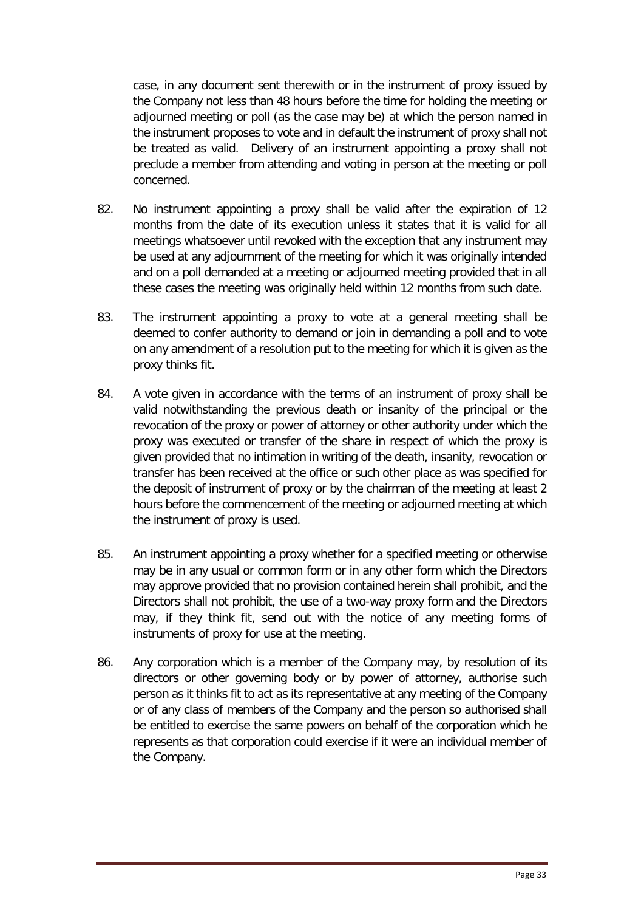case, in any document sent therewith or in the instrument of proxy issued by the Company not less than 48 hours before the time for holding the meeting or adjourned meeting or poll (as the case may be) at which the person named in the instrument proposes to vote and in default the instrument of proxy shall not be treated as valid. Delivery of an instrument appointing a proxy shall not preclude a member from attending and voting in person at the meeting or poll concerned.

82. No instrument appointing a proxy shall be valid after the expiration of 12 months from the date of its execution unless it states that it is valid for all meetings whatsoever until revoked with the exception that any instrument may be used at any adjournment of the meeting for which it was originally intended and on a poll demanded at a meeting or adjourned meeting provided that in all these cases the meeting was originally held within 12 months from such date.

83. The instrument appointing a proxy to vote at a general meeting shall be deemed to confer authority to demand or join in demanding a poll and to vote on any amendment of a resolution put to the meeting for which it is given as the proxy thinks fit.

84. A vote given in accordance with the terms of an instrument of proxy shall be valid notwithstanding the previous death or insanity of the principal or the revocation of the proxy or power of attorney or other authority under which the proxy was executed or transfer of the share in respect of which the proxy is given provided that no intimation in writing of the death, insanity, revocation or transfer has been received at the office or such other place as was specified for the deposit of instrument of proxy or by the chairman of the meeting at least 2 hours before the commencement of the meeting or adjourned meeting at which the instrument of proxy is used.

85. An instrument appointing a proxy whether for a specified meeting or otherwise may be in any usual or common form or in any other form which the Directors may approve provided that no provision contained herein shall prohibit, and the Directors shall not prohibit, the use of a two-way proxy form and the Directors may, if they think fit, send out with the notice of any meeting forms of instruments of proxy for use at the meeting.

86. Any corporation which is a member of the Company may, by resolution of its directors or other governing body or by power of attorney, authorise such person as it thinks fit to act as its representative at any meeting of the Company or of any class of members of the Company and the person so authorised shall be entitled to exercise the same powers on behalf of the corporation which he represents as that corporation could exercise if it were an individual member of the Company.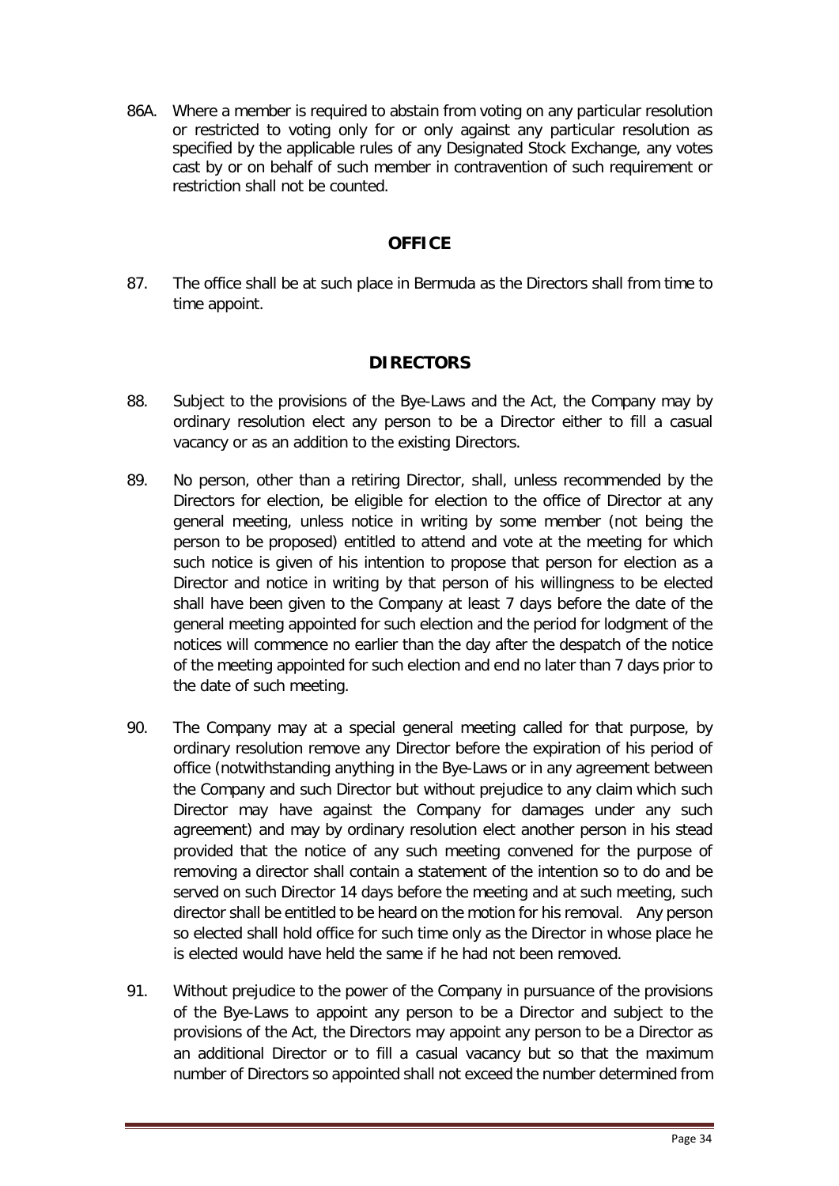86A. Where a member is required to abstain from voting on any particular resolution or restricted to voting only for or only against any particular resolution as specified by the applicable rules of any Designated Stock Exchange, any votes cast by or on behalf of such member in contravention of such requirement or restriction shall not be counted.

## OFFICE

87. The office shall be at such place in Bermuda as the Directors shall from time to time appoint.

## DIRECTORS

88. Subject to the provisions of the Bye-Laws and the Act, the Company may by ordinary resolution elect any person to be a Director either to fill a casual vacancy or as an addition to the existing Directors.

89. No person, other than a retiring Director, shall, unless recommended by the Directors for election, be eligible for election to the office of Director at any general meeting, unless notice in writing by some member (not being the person to be proposed) entitled to attend and vote at the meeting for which such notice is given of his intention to propose that person for election as a Director and notice in writing by that person of his willingness to be elected shall have been given to the Company at least 7 days before the date of the general meeting appointed for such election and the period for lodgment of the notices will commence no earlier than the day after the despatch of the notice of the meeting appointed for such election and end no later than 7 days prior to the date of such meeting.

90. The Company may at a special general meeting called for that purpose, by ordinary resolution remove any Director before the expiration of his period of office (notwithstanding anything in the Bye-Laws or in any agreement between the Company and such Director but without prejudice to any claim which such Director may have against the Company for damages under any such agreement) and may by ordinary resolution elect another person in his stead provided that the notice of any such meeting convened for the purpose of removing a director shall contain a statement of the intention so to do and be served on such Director 14 days before the meeting and at such meeting, such director shall be entitled to be heard on the motion for his removal. Any person so elected shall hold office for such time only as the Director in whose place he is elected would have held the same if he had not been removed.

91. Without prejudice to the power of the Company in pursuance of the provisions of the Bye-Laws to appoint any person to be a Director and subject to the provisions of the Act, the Directors may appoint any person to be a Director as an additional Director or to fill a casual vacancy but so that the maximum number of Directors so appointed shall not exceed the number determined from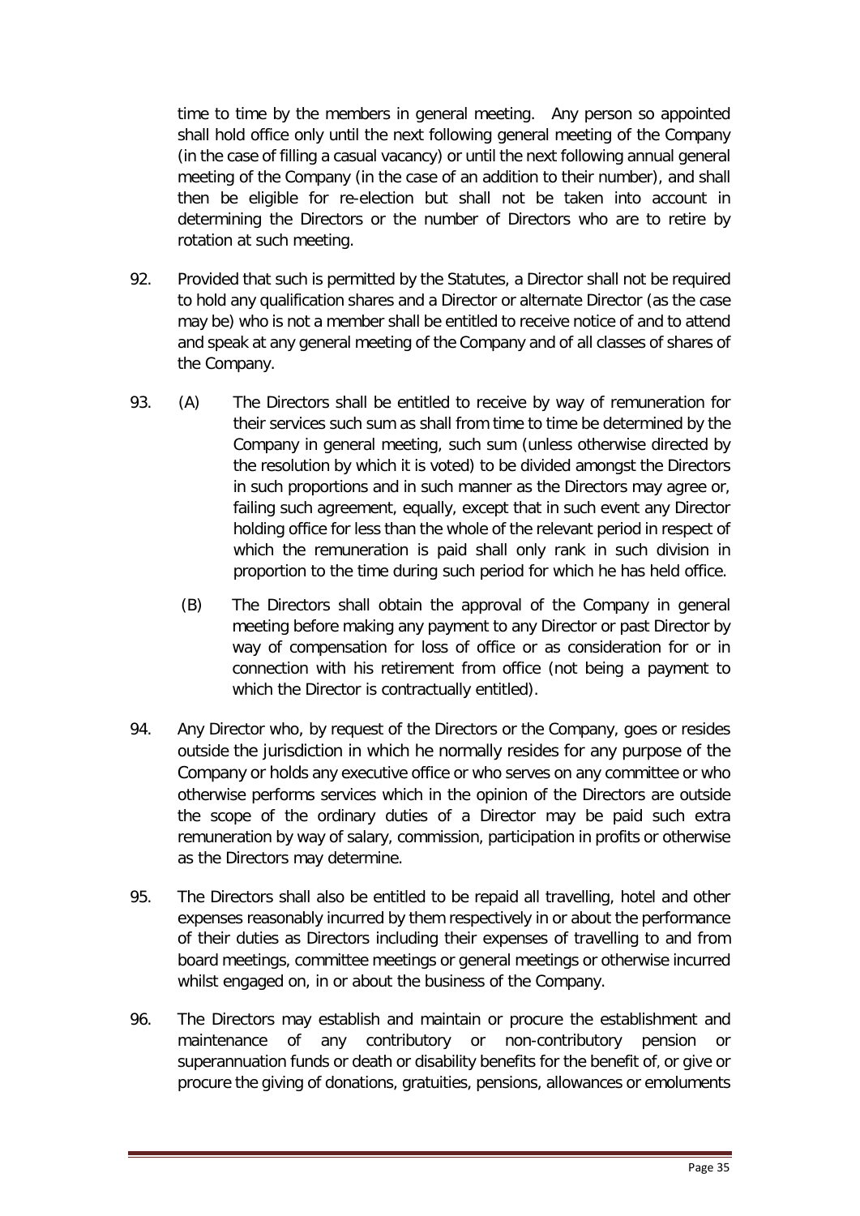time to time by the members in general meeting. Any person so appointed shall hold office only until the next following general meeting of the Company (in the case of filling a casual vacancy) or until the next following annual general meeting of the Company (in the case of an addition to their number), and shall then be eligible for re-election but shall not be taken into account in determining the Directors or the number of Directors who are to retire by rotation at such meeting.

92. Provided that such is permitted by the Statutes, a Director shall not be required to hold any qualification shares and a Director or alternate Director (as the case may be) who is not a member shall be entitled to receive notice of and to attend and speak at any general meeting of the Company and of all classes of shares of the Company.

93. (A) The Directors shall be entitled to receive by way of remuneration for their services such sum as shall from time to time be determined by the Company in general meeting, such sum (unless otherwise directed by the resolution by which it is voted) to be divided amongst the Directors in such proportions and in such manner as the Directors may agree or, failing such agreement, equally, except that in such event any Director holding office for less than the whole of the relevant period in respect of which the remuneration is paid shall only rank in such division in proportion to the time during such period for which he has held office.

(B) The Directors shall obtain the approval of the Company in general meeting before making any payment to any Director or past Director by way of compensation for loss of office or as consideration for or in connection with his retirement from office (not being a payment to which the Director is contractually entitled).

94. Any Director who, by request of the Directors or the Company, goes or resides outside the jurisdiction in which he normally resides for any purpose of the Company or holds any executive office or who serves on any committee or who otherwise performs services which in the opinion of the Directors are outside the scope of the ordinary duties of a Director may be paid such extra remuneration by way of salary, commission, participation in profits or otherwise as the Directors may determine.

95. The Directors shall also be entitled to be repaid all travelling, hotel and other expenses reasonably incurred by them respectively in or about the performance of their duties as Directors including their expenses of travelling to and from board meetings, committee meetings or general meetings or otherwise incurred whilst engaged on, in or about the business of the Company.

96. The Directors may establish and maintain or procure the establishment and maintenance of any contributory or non-contributory pension or superannuation funds or death or disability benefits for the benefit of, or give or procure the giving of donations, gratuities, pensions, allowances or emoluments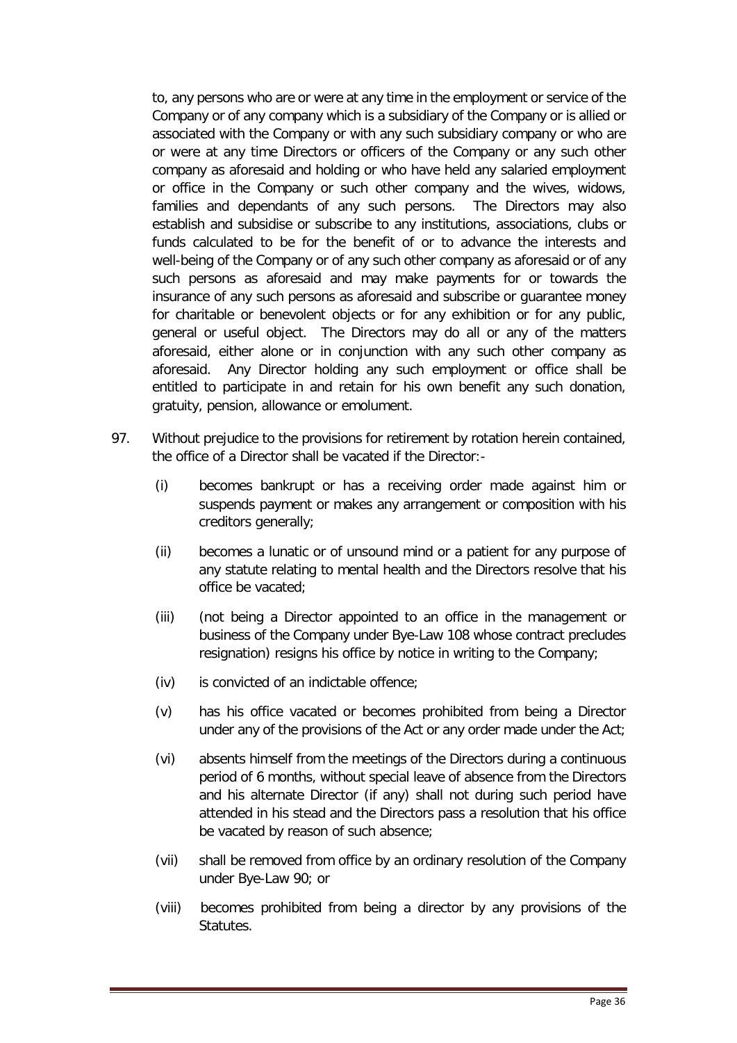to, any persons who are or were at any time in the employment or service of the Company or of any company which is a subsidiary of the Company or is allied or associated with the Company or with any such subsidiary company or who are or were at any time Directors or officers of the Company or any such other company as aforesaid and holding or who have held any salaried employment or office in the Company or such other company and the wives, widows, families and dependants of any such persons. The Directors may also establish and subsidise or subscribe to any institutions, associations, clubs or funds calculated to be for the benefit of or to advance the interests and well-being of the Company or of any such other company as aforesaid or of any such persons as aforesaid and may make payments for or towards the insurance of any such persons as aforesaid and subscribe or guarantee money for charitable or benevolent objects or for any exhibition or for any public, general or useful object. The Directors may do all or any of the matters aforesaid, either alone or in conjunction with any such other company as aforesaid. Any Director holding any such employment or office shall be entitled to participate in and retain for his own benefit any such donation, gratuity, pension, allowance or emolument.

97. Without prejudice to the provisions for retirement by rotation herein contained, the office of a Director shall be vacated if the Director:-

    (i) becomes bankrupt or has a receiving order made against him or suspends payment or makes any arrangement or composition with his creditors generally;

    (ii) becomes a lunatic or of unsound mind or a patient for any purpose of any statute relating to mental health and the Directors resolve that his office be vacated;

    (iii) (not being a Director appointed to an office in the management or business of the Company under Bye-Law 108 whose contract precludes resignation) resigns his office by notice in writing to the Company;

    (iv) is convicted of an indictable offence;

    (v) has his office vacated or becomes prohibited from being a Director under any of the provisions of the Act or any order made under the Act;

    (vi) absents himself from the meetings of the Directors during a continuous period of 6 months, without special leave of absence from the Directors and his alternate Director (if any) shall not during such period have attended in his stead and the Directors pass a resolution that his office be vacated by reason of such absence;

    (vii) shall be removed from office by an ordinary resolution of the Company under Bye-Law 90; or

    (viii) becomes prohibited from being a director by any provisions of the Statutes.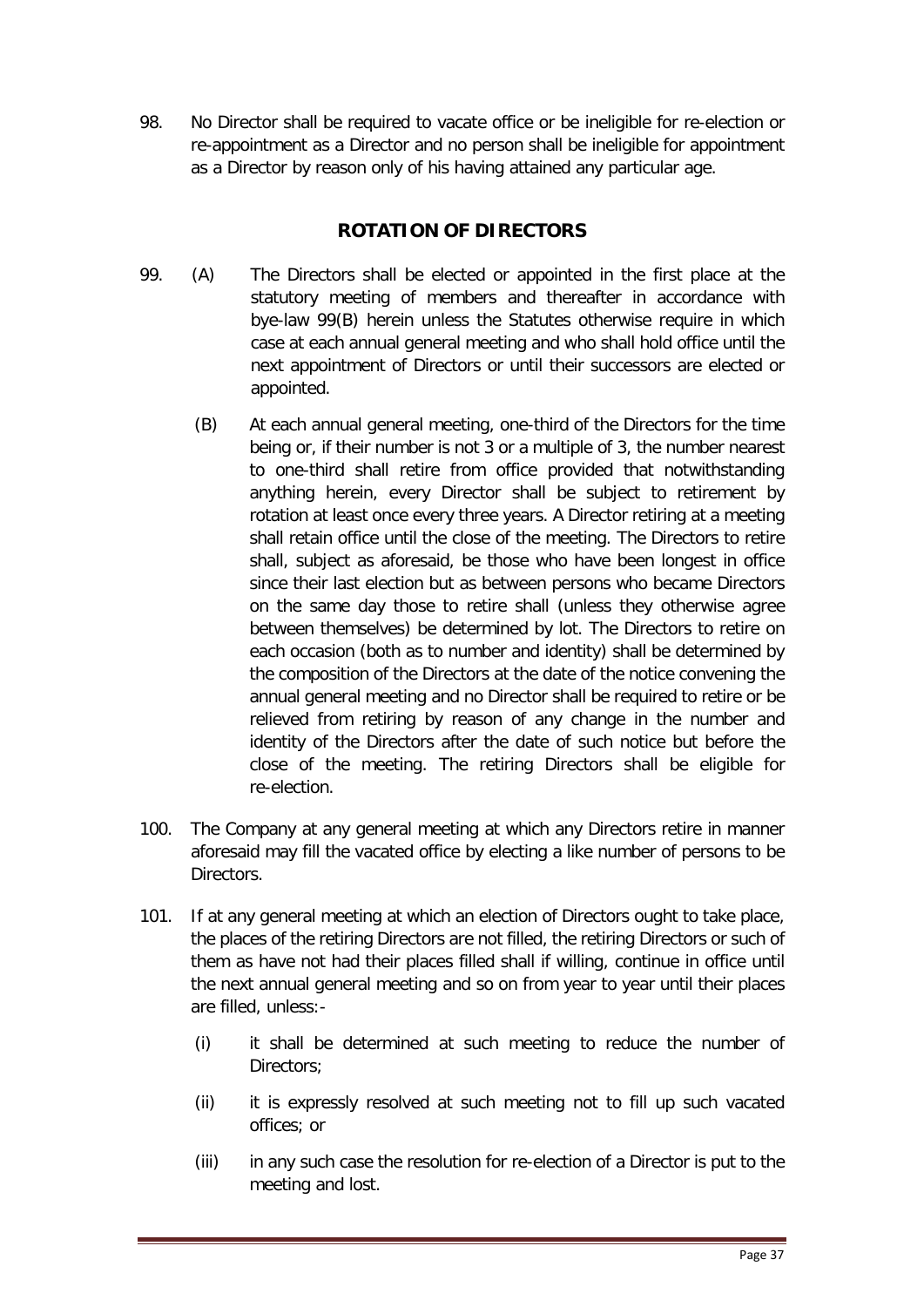98. No Director shall be required to vacate office or be ineligible for re-election or re-appointment as a Director and no person shall be ineligible for appointment as a Director by reason only of his having attained any particular age.

## ROTATION OF DIRECTORS

99. (A) The Directors shall be elected or appointed in the first place at the statutory meeting of members and thereafter in accordance with bye-law 99(B) herein unless the Statutes otherwise require in which case at each annual general meeting and who shall hold office until the next appointment of Directors or until their successors are elected or appointed.

 (B) At each annual general meeting, one-third of the Directors for the time being or, if their number is not 3 or a multiple of 3, the number nearest to one-third shall retire from office provided that notwithstanding anything herein, every Director shall be subject to retirement by rotation at least once every three years. A Director retiring at a meeting shall retain office until the close of the meeting. The Directors to retire shall, subject as aforesaid, be those who have been longest in office since their last election but as between persons who became Directors on the same day those to retire shall (unless they otherwise agree between themselves) be determined by lot. The Directors to retire on each occasion (both as to number and identity) shall be determined by the composition of the Directors at the date of the notice convening the annual general meeting and no Director shall be required to retire or be relieved from retiring by reason of any change in the number and identity of the Directors after the date of such notice but before the close of the meeting. The retiring Directors shall be eligible for re-election.

100. The Company at any general meeting at which any Directors retire in manner aforesaid may fill the vacated office by electing a like number of persons to be Directors.

101. If at any general meeting at which an election of Directors ought to take place, the places of the retiring Directors are not filled, the retiring Directors or such of them as have not had their places filled shall if willing, continue in office until the next annual general meeting and so on from year to year until their places are filled, unless:-

 (i) it shall be determined at such meeting to reduce the number of Directors;

 (ii) it is expressly resolved at such meeting not to fill up such vacated offices; or

 (iii) in any such case the resolution for re-election of a Director is put to the meeting and lost.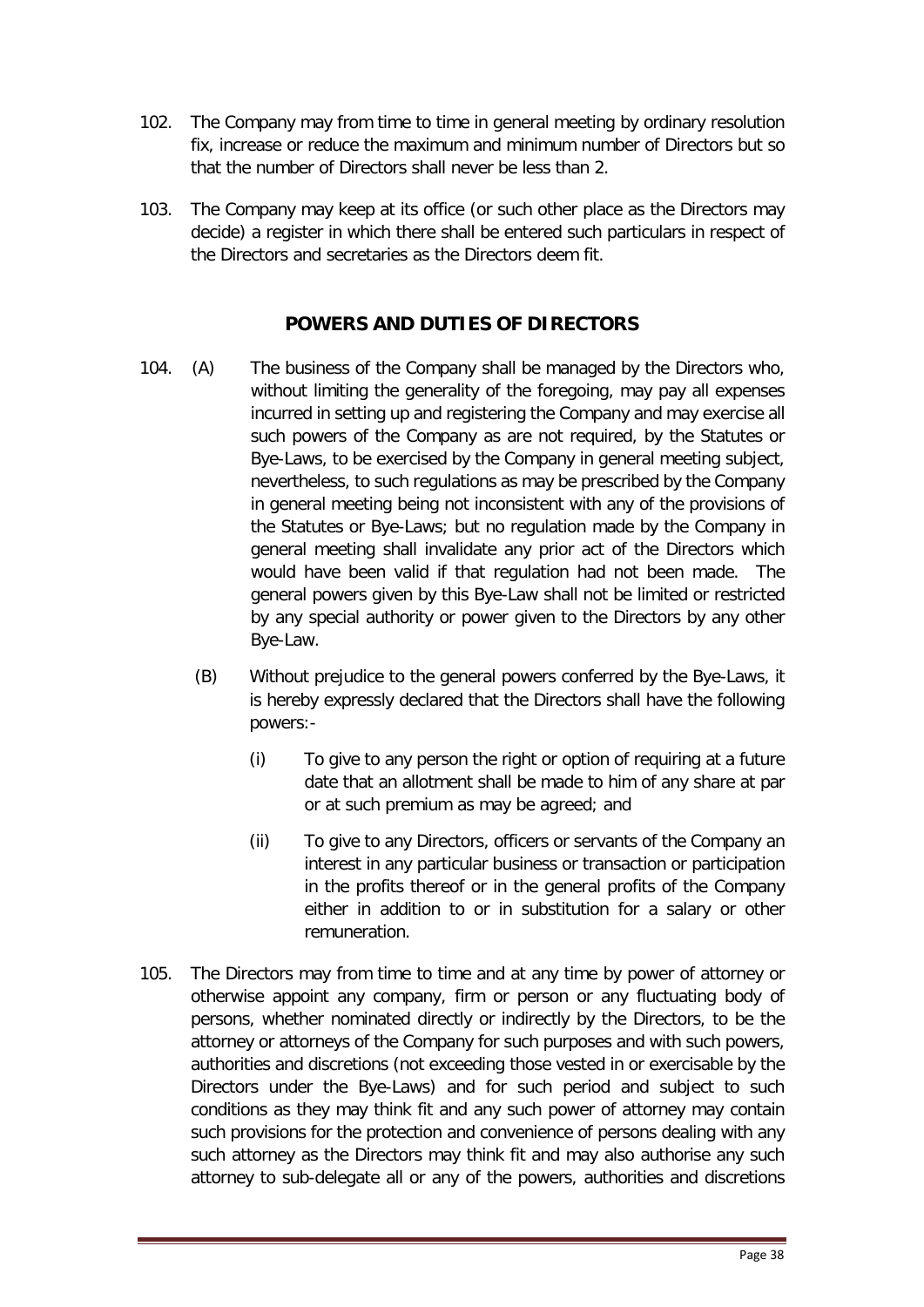102. The Company may from time to time in general meeting by ordinary resolution fix, increase or reduce the maximum and minimum number of Directors but so that the number of Directors shall never be less than 2.

103. The Company may keep at its office (or such other place as the Directors may decide) a register in which there shall be entered such particulars in respect of the Directors and secretaries as the Directors deem fit.

## POWERS AND DUTIES OF DIRECTORS

104. (A) The business of the Company shall be managed by the Directors who, without limiting the generality of the foregoing, may pay all expenses incurred in setting up and registering the Company and may exercise all such powers of the Company as are not required, by the Statutes or Bye-Laws, to be exercised by the Company in general meeting subject, nevertheless, to such regulations as may be prescribed by the Company in general meeting being not inconsistent with any of the provisions of the Statutes or Bye-Laws; but no regulation made by the Company in general meeting shall invalidate any prior act of the Directors which would have been valid if that regulation had not been made. The general powers given by this Bye-Law shall not be limited or restricted by any special authority or power given to the Directors by any other Bye-Law.

(B) Without prejudice to the general powers conferred by the Bye-Laws, it is hereby expressly declared that the Directors shall have the following powers:-

(i) To give to any person the right or option of requiring at a future date that an allotment shall be made to him of any share at par or at such premium as may be agreed; and

(ii) To give to any Directors, officers or servants of the Company an interest in any particular business or transaction or participation in the profits thereof or in the general profits of the Company either in addition to or in substitution for a salary or other remuneration.

105. The Directors may from time to time and at any time by power of attorney or otherwise appoint any company, firm or person or any fluctuating body of persons, whether nominated directly or indirectly by the Directors, to be the attorney or attorneys of the Company for such purposes and with such powers, authorities and discretions (not exceeding those vested in or exercisable by the Directors under the Bye-Laws) and for such period and subject to such conditions as they may think fit and any such power of attorney may contain such provisions for the protection and convenience of persons dealing with any such attorney as the Directors may think fit and may also authorise any such attorney to sub-delegate all or any of the powers, authorities and discretions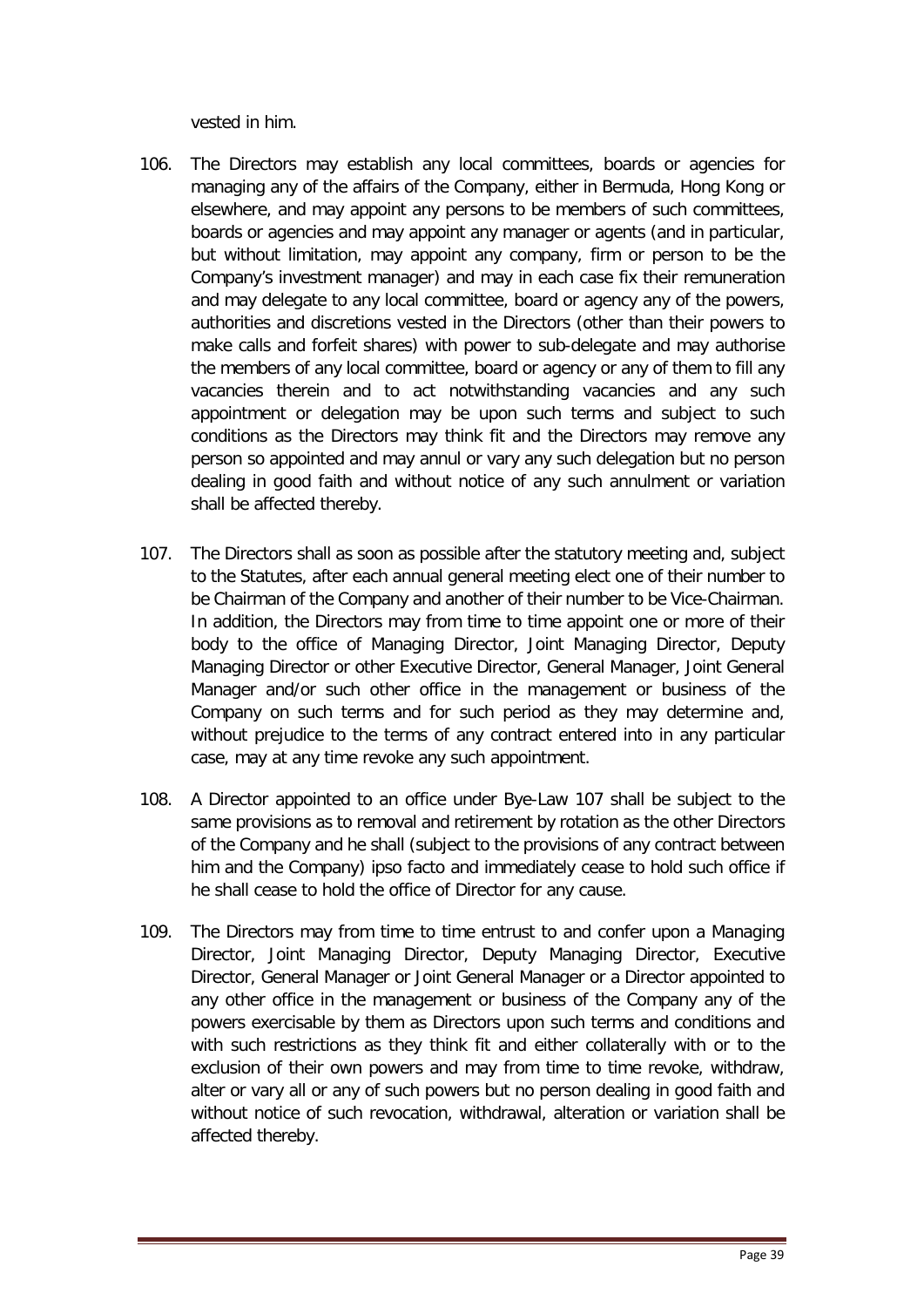vested in him.

106. The Directors may establish any local committees, boards or agencies for managing any of the affairs of the Company, either in Bermuda, Hong Kong or elsewhere, and may appoint any persons to be members of such committees, boards or agencies and may appoint any manager or agents (and in particular, but without limitation, may appoint any company, firm or person to be the Company's investment manager) and may in each case fix their remuneration and may delegate to any local committee, board or agency any of the powers, authorities and discretions vested in the Directors (other than their powers to make calls and forfeit shares) with power to sub-delegate and may authorise the members of any local committee, board or agency or any of them to fill any vacancies therein and to act notwithstanding vacancies and any such appointment or delegation may be upon such terms and subject to such conditions as the Directors may think fit and the Directors may remove any person so appointed and may annul or vary any such delegation but no person dealing in good faith and without notice of any such annulment or variation shall be affected thereby.

107. The Directors shall as soon as possible after the statutory meeting and, subject to the Statutes, after each annual general meeting elect one of their number to be Chairman of the Company and another of their number to be Vice-Chairman. In addition, the Directors may from time to time appoint one or more of their body to the office of Managing Director, Joint Managing Director, Deputy Managing Director or other Executive Director, General Manager, Joint General Manager and/or such other office in the management or business of the Company on such terms and for such period as they may determine and, without prejudice to the terms of any contract entered into in any particular case, may at any time revoke any such appointment.

108. A Director appointed to an office under Bye-Law 107 shall be subject to the same provisions as to removal and retirement by rotation as the other Directors of the Company and he shall (subject to the provisions of any contract between him and the Company) ipso facto and immediately cease to hold such office if he shall cease to hold the office of Director for any cause.

109. The Directors may from time to time entrust to and confer upon a Managing Director, Joint Managing Director, Deputy Managing Director, Executive Director, General Manager or Joint General Manager or a Director appointed to any other office in the management or business of the Company any of the powers exercisable by them as Directors upon such terms and conditions and with such restrictions as they think fit and either collaterally with or to the exclusion of their own powers and may from time to time revoke, withdraw, alter or vary all or any of such powers but no person dealing in good faith and without notice of such revocation, withdrawal, alteration or variation shall be affected thereby.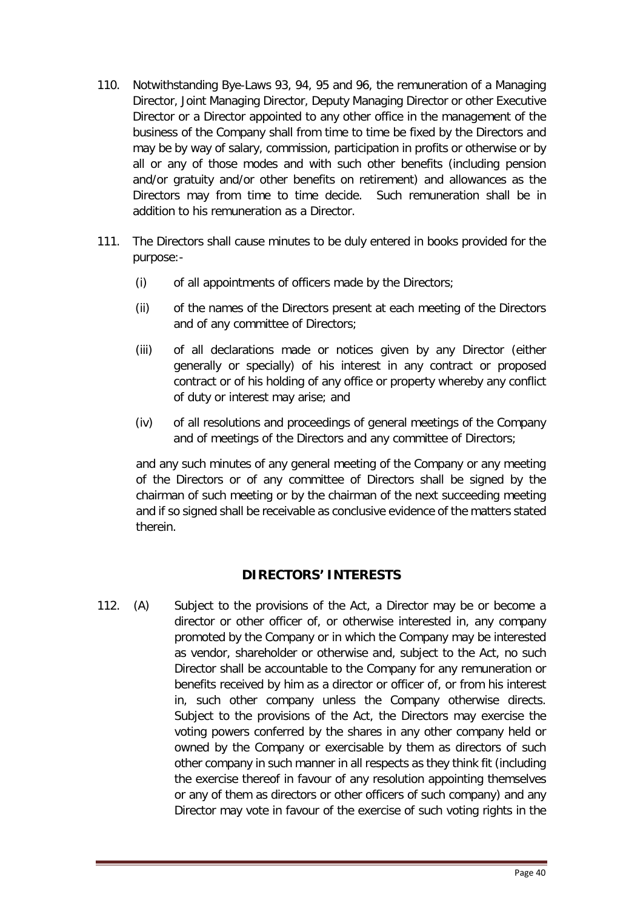110. Notwithstanding Bye-Laws 93, 94, 95 and 96, the remuneration of a Managing Director, Joint Managing Director, Deputy Managing Director or other Executive Director or a Director appointed to any other office in the management of the business of the Company shall from time to time be fixed by the Directors and may be by way of salary, commission, participation in profits or otherwise or by all or any of those modes and with such other benefits (including pension and/or gratuity and/or other benefits on retirement) and allowances as the Directors may from time to time decide. Such remuneration shall be in addition to his remuneration as a Director.

111. The Directors shall cause minutes to be duly entered in books provided for the purpose:-

    (i) of all appointments of officers made by the Directors;

    (ii) of the names of the Directors present at each meeting of the Directors and of any committee of Directors;

    (iii) of all declarations made or notices given by any Director (either generally or specially) of his interest in any contract or proposed contract or of his holding of any office or property whereby any conflict of duty or interest may arise; and

    (iv) of all resolutions and proceedings of general meetings of the Company and of meetings of the Directors and any committee of Directors;

    and any such minutes of any general meeting of the Company or any meeting of the Directors or of any committee of Directors shall be signed by the chairman of such meeting or by the chairman of the next succeeding meeting and if so signed shall be receivable as conclusive evidence of the matters stated therein.

## DIRECTORS' INTERESTS

112. (A) Subject to the provisions of the Act, a Director may be or become a director or other officer of, or otherwise interested in, any company promoted by the Company or in which the Company may be interested as vendor, shareholder or otherwise and, subject to the Act, no such Director shall be accountable to the Company for any remuneration or benefits received by him as a director or officer of, or from his interest in, such other company unless the Company otherwise directs. Subject to the provisions of the Act, the Directors may exercise the voting powers conferred by the shares in any other company held or owned by the Company or exercisable by them as directors of such other company in such manner in all respects as they think fit (including the exercise thereof in favour of any resolution appointing themselves or any of them as directors or other officers of such company) and any Director may vote in favour of the exercise of such voting rights in the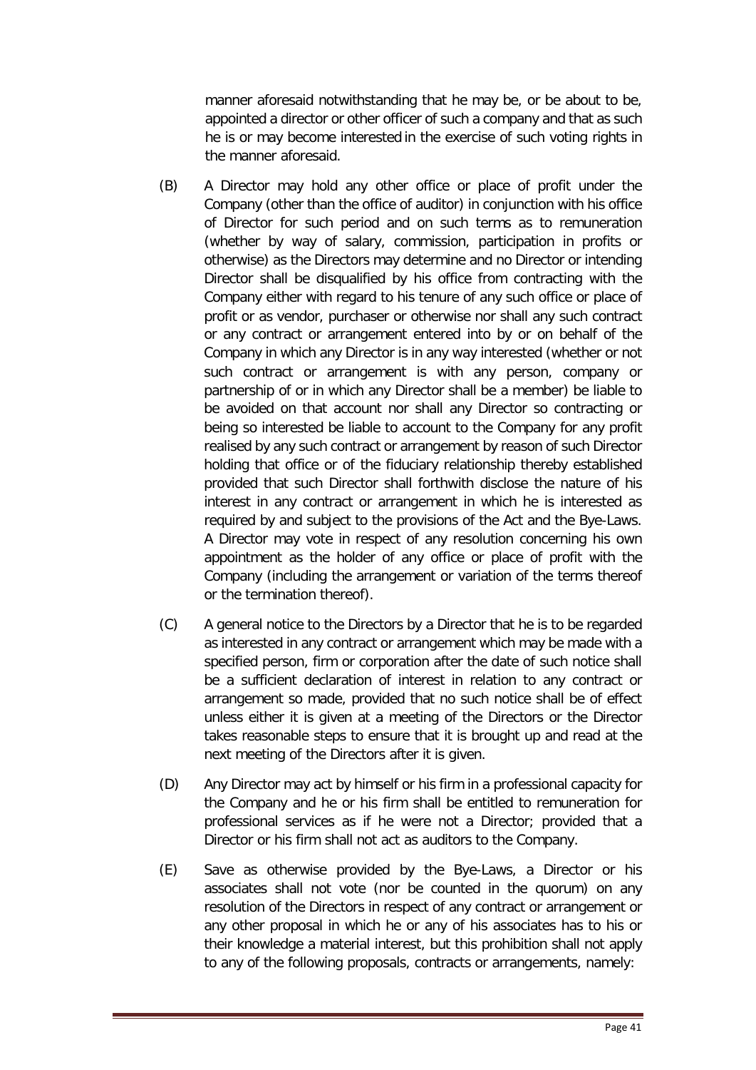manner aforesaid notwithstanding that he may be, or be about to be, appointed a director or other officer of such a company and that as such he is or may become interested in the exercise of such voting rights in the manner aforesaid.

(B) A Director may hold any other office or place of profit under the Company (other than the office of auditor) in conjunction with his office of Director for such period and on such terms as to remuneration (whether by way of salary, commission, participation in profits or otherwise) as the Directors may determine and no Director or intending Director shall be disqualified by his office from contracting with the Company either with regard to his tenure of any such office or place of profit or as vendor, purchaser or otherwise nor shall any such contract or any contract or arrangement entered into by or on behalf of the Company in which any Director is in any way interested (whether or not such contract or arrangement is with any person, company or partnership of or in which any Director shall be a member) be liable to be avoided on that account nor shall any Director so contracting or being so interested be liable to account to the Company for any profit realised by any such contract or arrangement by reason of such Director holding that office or of the fiduciary relationship thereby established provided that such Director shall forthwith disclose the nature of his interest in any contract or arrangement in which he is interested as required by and subject to the provisions of the Act and the Bye-Laws. A Director may vote in respect of any resolution concerning his own appointment as the holder of any office or place of profit with the Company (including the arrangement or variation of the terms thereof or the termination thereof).

(C) A general notice to the Directors by a Director that he is to be regarded as interested in any contract or arrangement which may be made with a specified person, firm or corporation after the date of such notice shall be a sufficient declaration of interest in relation to any contract or arrangement so made, provided that no such notice shall be of effect unless either it is given at a meeting of the Directors or the Director takes reasonable steps to ensure that it is brought up and read at the next meeting of the Directors after it is given.

(D) Any Director may act by himself or his firm in a professional capacity for the Company and he or his firm shall be entitled to remuneration for professional services as if he were not a Director; provided that a Director or his firm shall not act as auditors to the Company.

(E) Save as otherwise provided by the Bye-Laws, a Director or his associates shall not vote (nor be counted in the quorum) on any resolution of the Directors in respect of any contract or arrangement or any other proposal in which he or any of his associates has to his or their knowledge a material interest, but this prohibition shall not apply to any of the following proposals, contracts or arrangements, namely: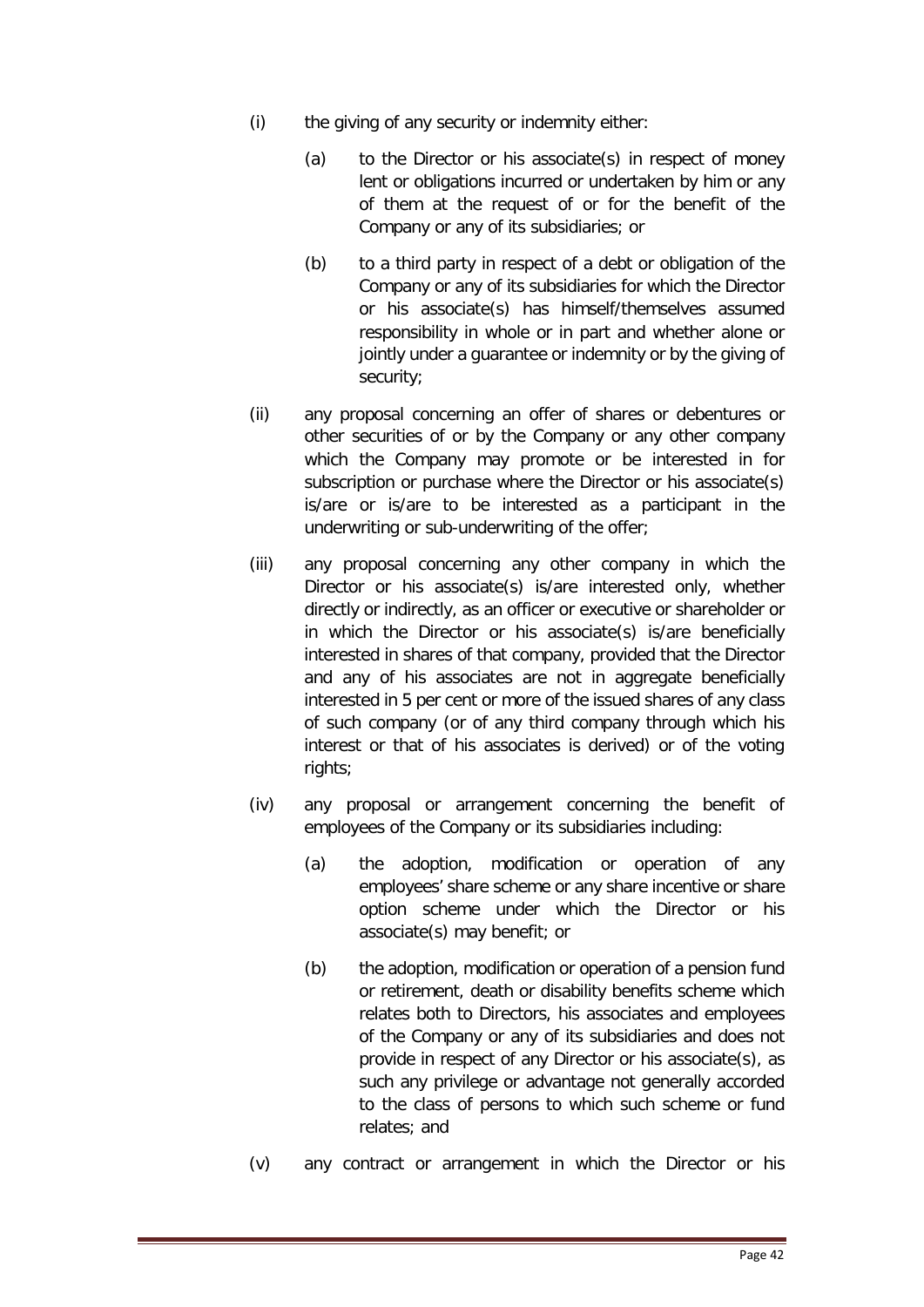(i) the giving of any security or indemnity either:

    (a) to the Director or his associate(s) in respect of money lent or obligations incurred or undertaken by him or any of them at the request of or for the benefit of the Company or any of its subsidiaries; or

    (b) to a third party in respect of a debt or obligation of the Company or any of its subsidiaries for which the Director or his associate(s) has himself/themselves assumed responsibility in whole or in part and whether alone or jointly under a guarantee or indemnity or by the giving of security;

(ii) any proposal concerning an offer of shares or debentures or other securities of or by the Company or any other company which the Company may promote or be interested in for subscription or purchase where the Director or his associate(s) is/are or is/are to be interested as a participant in the underwriting or sub-underwriting of the offer;

(iii) any proposal concerning any other company in which the Director or his associate(s) is/are interested only, whether directly or indirectly, as an officer or executive or shareholder or in which the Director or his associate(s) is/are beneficially interested in shares of that company, provided that the Director and any of his associates are not in aggregate beneficially interested in 5 per cent or more of the issued shares of any class of such company (or of any third company through which his interest or that of his associates is derived) or of the voting rights;

(iv) any proposal or arrangement concerning the benefit of employees of the Company or its subsidiaries including:

    (a) the adoption, modification or operation of any employees' share scheme or any share incentive or share option scheme under which the Director or his associate(s) may benefit; or

    (b) the adoption, modification or operation of a pension fund or retirement, death or disability benefits scheme which relates both to Directors, his associates and employees of the Company or any of its subsidiaries and does not provide in respect of any Director or his associate(s), as such any privilege or advantage not generally accorded to the class of persons to which such scheme or fund relates; and

(v) any contract or arrangement in which the Director or his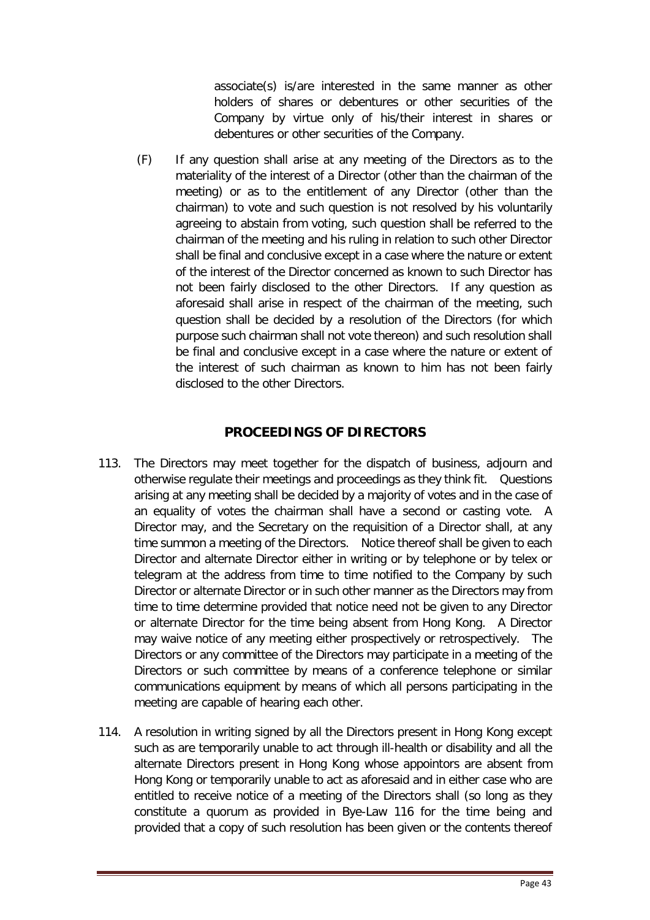associate(s) is/are interested in the same manner as other holders of shares or debentures or other securities of the Company by virtue only of his/their interest in shares or debentures or other securities of the Company.

(F) If any question shall arise at any meeting of the Directors as to the materiality of the interest of a Director (other than the chairman of the meeting) or as to the entitlement of any Director (other than the chairman) to vote and such question is not resolved by his voluntarily agreeing to abstain from voting, such question shall be referred to the chairman of the meeting and his ruling in relation to such other Director shall be final and conclusive except in a case where the nature or extent of the interest of the Director concerned as known to such Director has not been fairly disclosed to the other Directors. If any question as aforesaid shall arise in respect of the chairman of the meeting, such question shall be decided by a resolution of the Directors (for which purpose such chairman shall not vote thereon) and such resolution shall be final and conclusive except in a case where the nature or extent of the interest of such chairman as known to him has not been fairly disclosed to the other Directors.

## PROCEEDINGS OF DIRECTORS

113. The Directors may meet together for the dispatch of business, adjourn and otherwise regulate their meetings and proceedings as they think fit. Questions arising at any meeting shall be decided by a majority of votes and in the case of an equality of votes the chairman shall have a second or casting vote. A Director may, and the Secretary on the requisition of a Director shall, at any time summon a meeting of the Directors. Notice thereof shall be given to each Director and alternate Director either in writing or by telephone or by telex or telegram at the address from time to time notified to the Company by such Director or alternate Director or in such other manner as the Directors may from time to time determine provided that notice need not be given to any Director or alternate Director for the time being absent from Hong Kong. A Director may waive notice of any meeting either prospectively or retrospectively. The Directors or any committee of the Directors may participate in a meeting of the Directors or such committee by means of a conference telephone or similar communications equipment by means of which all persons participating in the meeting are capable of hearing each other.

114. A resolution in writing signed by all the Directors present in Hong Kong except such as are temporarily unable to act through ill-health or disability and all the alternate Directors present in Hong Kong whose appointors are absent from Hong Kong or temporarily unable to act as aforesaid and in either case who are entitled to receive notice of a meeting of the Directors shall (so long as they constitute a quorum as provided in Bye-Law 116 for the time being and provided that a copy of such resolution has been given or the contents thereof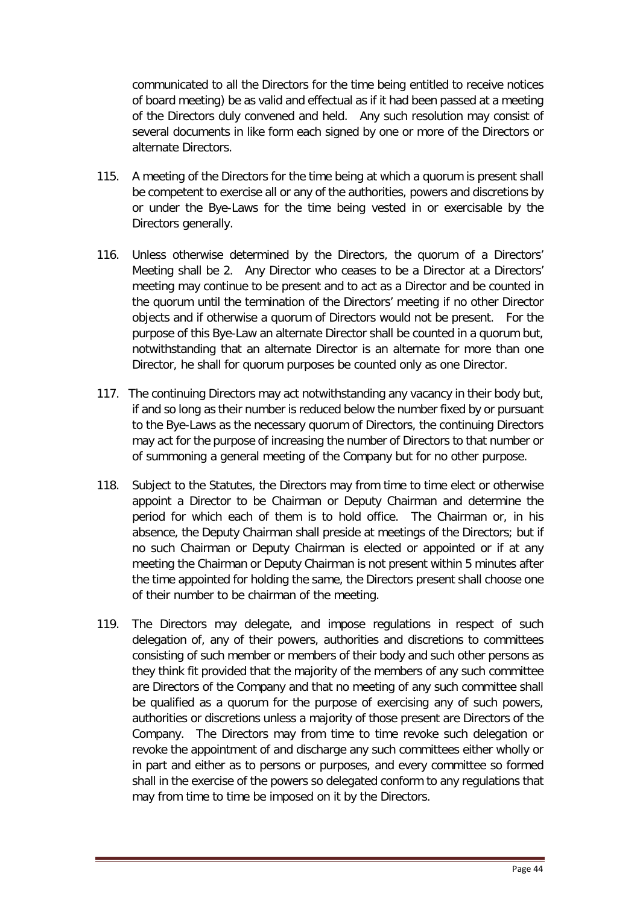communicated to all the Directors for the time being entitled to receive notices of board meeting) be as valid and effectual as if it had been passed at a meeting of the Directors duly convened and held. Any such resolution may consist of several documents in like form each signed by one or more of the Directors or alternate Directors.

115. A meeting of the Directors for the time being at which a quorum is present shall be competent to exercise all or any of the authorities, powers and discretions by or under the Bye-Laws for the time being vested in or exercisable by the Directors generally.

116. Unless otherwise determined by the Directors, the quorum of a Directors' Meeting shall be 2. Any Director who ceases to be a Director at a Directors' meeting may continue to be present and to act as a Director and be counted in the quorum until the termination of the Directors' meeting if no other Director objects and if otherwise a quorum of Directors would not be present. For the purpose of this Bye-Law an alternate Director shall be counted in a quorum but, notwithstanding that an alternate Director is an alternate for more than one Director, he shall for quorum purposes be counted only as one Director.

117. The continuing Directors may act notwithstanding any vacancy in their body but, if and so long as their number is reduced below the number fixed by or pursuant to the Bye-Laws as the necessary quorum of Directors, the continuing Directors may act for the purpose of increasing the number of Directors to that number or of summoning a general meeting of the Company but for no other purpose.

118. Subject to the Statutes, the Directors may from time to time elect or otherwise appoint a Director to be Chairman or Deputy Chairman and determine the period for which each of them is to hold office. The Chairman or, in his absence, the Deputy Chairman shall preside at meetings of the Directors; but if no such Chairman or Deputy Chairman is elected or appointed or if at any meeting the Chairman or Deputy Chairman is not present within 5 minutes after the time appointed for holding the same, the Directors present shall choose one of their number to be chairman of the meeting.

119. The Directors may delegate, and impose regulations in respect of such delegation of, any of their powers, authorities and discretions to committees consisting of such member or members of their body and such other persons as they think fit provided that the majority of the members of any such committee are Directors of the Company and that no meeting of any such committee shall be qualified as a quorum for the purpose of exercising any of such powers, authorities or discretions unless a majority of those present are Directors of the Company. The Directors may from time to time revoke such delegation or revoke the appointment of and discharge any such committees either wholly or in part and either as to persons or purposes, and every committee so formed shall in the exercise of the powers so delegated conform to any regulations that may from time to time be imposed on it by the Directors.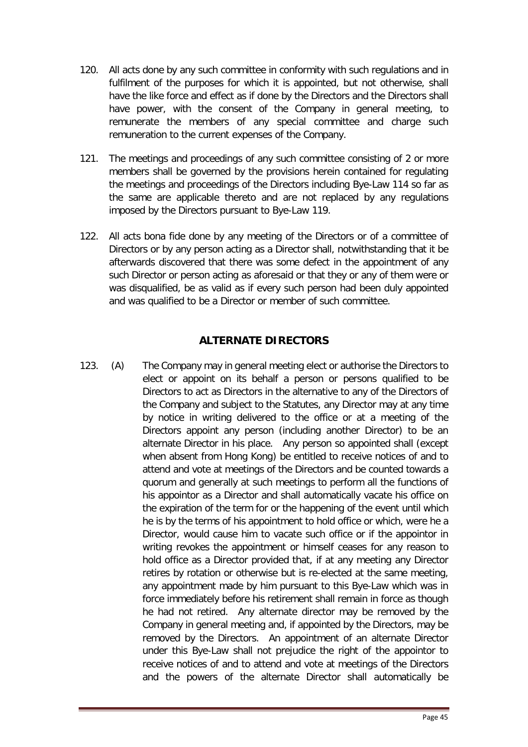120. All acts done by any such committee in conformity with such regulations and in fulfilment of the purposes for which it is appointed, but not otherwise, shall have the like force and effect as if done by the Directors and the Directors shall have power, with the consent of the Company in general meeting, to remunerate the members of any special committee and charge such remuneration to the current expenses of the Company.

121. The meetings and proceedings of any such committee consisting of 2 or more members shall be governed by the provisions herein contained for regulating the meetings and proceedings of the Directors including Bye-Law 114 so far as the same are applicable thereto and are not replaced by any regulations imposed by the Directors pursuant to Bye-Law 119.

122. All acts bona fide done by any meeting of the Directors or of a committee of Directors or by any person acting as a Director shall, notwithstanding that it be afterwards discovered that there was some defect in the appointment of any such Director or person acting as aforesaid or that they or any of them were or was disqualified, be as valid as if every such person had been duly appointed and was qualified to be a Director or member of such committee.

## ALTERNATE DIRECTORS

123. (A) The Company may in general meeting elect or authorise the Directors to elect or appoint on its behalf a person or persons qualified to be Directors to act as Directors in the alternative to any of the Directors of the Company and subject to the Statutes, any Director may at any time by notice in writing delivered to the office or at a meeting of the Directors appoint any person (including another Director) to be an alternate Director in his place. Any person so appointed shall (except when absent from Hong Kong) be entitled to receive notices of and to attend and vote at meetings of the Directors and be counted towards a quorum and generally at such meetings to perform all the functions of his appointor as a Director and shall automatically vacate his office on the expiration of the term for or the happening of the event until which he is by the terms of his appointment to hold office or which, were he a Director, would cause him to vacate such office or if the appointor in writing revokes the appointment or himself ceases for any reason to hold office as a Director provided that, if at any meeting any Director retires by rotation or otherwise but is re-elected at the same meeting, any appointment made by him pursuant to this Bye-Law which was in force immediately before his retirement shall remain in force as though he had not retired. Any alternate director may be removed by the Company in general meeting and, if appointed by the Directors, may be removed by the Directors. An appointment of an alternate Director under this Bye-Law shall not prejudice the right of the appointor to receive notices of and to attend and vote at meetings of the Directors and the powers of the alternate Director shall automatically be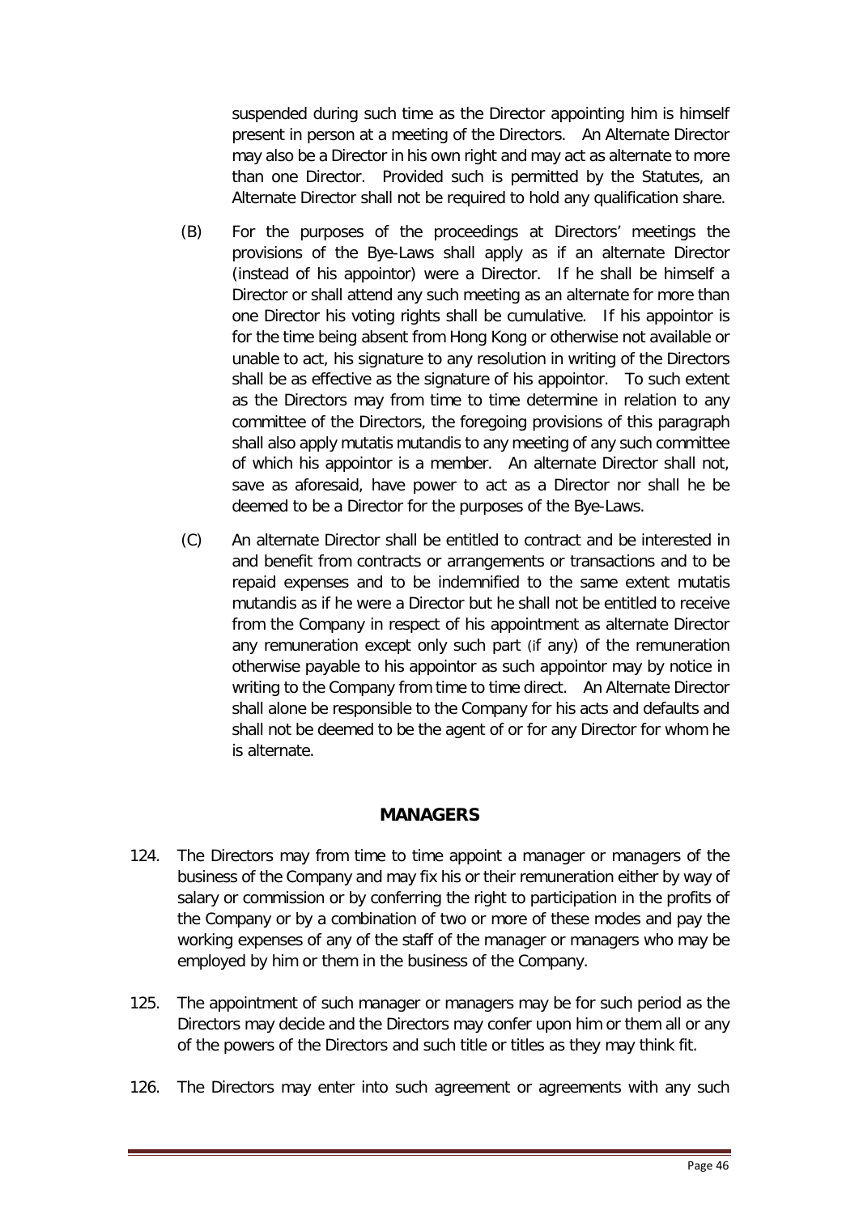suspended during such time as the Director appointing him is himself present in person at a meeting of the Directors. An Alternate Director may also be a Director in his own right and may act as alternate to more than one Director. Provided such is permitted by the Statutes, an Alternate Director shall not be required to hold any qualification share.

(B) For the purposes of the proceedings at Directors' meetings the provisions of the Bye-Laws shall apply as if an alternate Director (instead of his appointor) were a Director. If he shall be himself a Director or shall attend any such meeting as an alternate for more than one Director his voting rights shall be cumulative. If his appointor is for the time being absent from Hong Kong or otherwise not available or unable to act, his signature to any resolution in writing of the Directors shall be as effective as the signature of his appointor. To such extent as the Directors may from time to time determine in relation to any committee of the Directors, the foregoing provisions of this paragraph shall also apply mutatis mutandis to any meeting of any such committee of which his appointor is a member. An alternate Director shall not, save as aforesaid, have power to act as a Director nor shall he be deemed to be a Director for the purposes of the Bye-Laws.

(C) An alternate Director shall be entitled to contract and be interested in and benefit from contracts or arrangements or transactions and to be repaid expenses and to be indemnified to the same extent mutatis mutandis as if he were a Director but he shall not be entitled to receive from the Company in respect of his appointment as alternate Director any remuneration except only such part (if any) of the remuneration otherwise payable to his appointor as such appointor may by notice in writing to the Company from time to time direct. An Alternate Director shall alone be responsible to the Company for his acts and defaults and shall not be deemed to be the agent of or for any Director for whom he is alternate.

## MANAGERS

124. The Directors may from time to time appoint a manager or managers of the business of the Company and may fix his or their remuneration either by way of salary or commission or by conferring the right to participation in the profits of the Company or by a combination of two or more of these modes and pay the working expenses of any of the staff of the manager or managers who may be employed by him or them in the business of the Company.

125. The appointment of such manager or managers may be for such period as the Directors may decide and the Directors may confer upon him or them all or any of the powers of the Directors and such title or titles as they may think fit.

126. The Directors may enter into such agreement or agreements with any such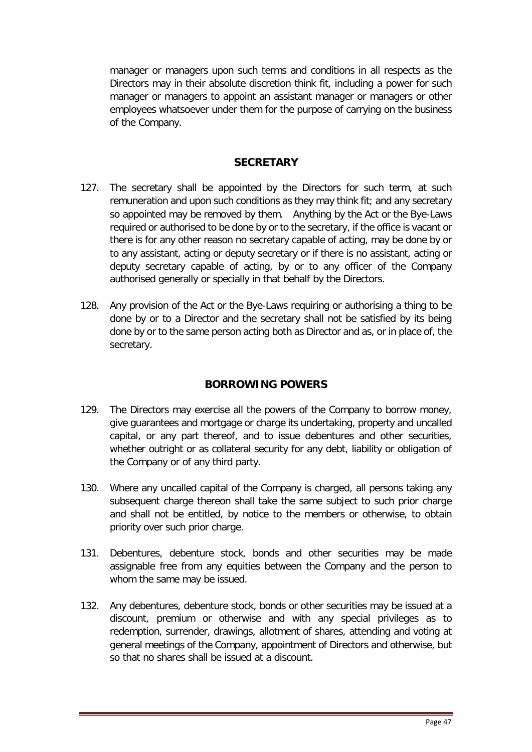manager or managers upon such terms and conditions in all respects as the Directors may in their absolute discretion think fit, including a power for such manager or managers to appoint an assistant manager or managers or other employees whatsoever under them for the purpose of carrying on the business of the Company.

## SECRETARY

127. The secretary shall be appointed by the Directors for such term, at such remuneration and upon such conditions as they may think fit; and any secretary so appointed may be removed by them. Anything by the Act or the Bye-Laws required or authorised to be done by or to the secretary, if the office is vacant or there is for any other reason no secretary capable of acting, may be done by or to any assistant, acting or deputy secretary or if there is no assistant, acting or deputy secretary capable of acting, by or to any officer of the Company authorised generally or specially in that behalf by the Directors.

128. Any provision of the Act or the Bye-Laws requiring or authorising a thing to be done by or to a Director and the secretary shall not be satisfied by its being done by or to the same person acting both as Director and as, or in place of, the secretary.

## BORROWING POWERS

129. The Directors may exercise all the powers of the Company to borrow money, give guarantees and mortgage or charge its undertaking, property and uncalled capital, or any part thereof, and to issue debentures and other securities, whether outright or as collateral security for any debt, liability or obligation of the Company or of any third party.

130. Where any uncalled capital of the Company is charged, all persons taking any subsequent charge thereon shall take the same subject to such prior charge and shall not be entitled, by notice to the members or otherwise, to obtain priority over such prior charge.

131. Debentures, debenture stock, bonds and other securities may be made assignable free from any equities between the Company and the person to whom the same may be issued.

132. Any debentures, debenture stock, bonds or other securities may be issued at a discount, premium or otherwise and with any special privileges as to redemption, surrender, drawings, allotment of shares, attending and voting at general meetings of the Company, appointment of Directors and otherwise, but so that no shares shall be issued at a discount.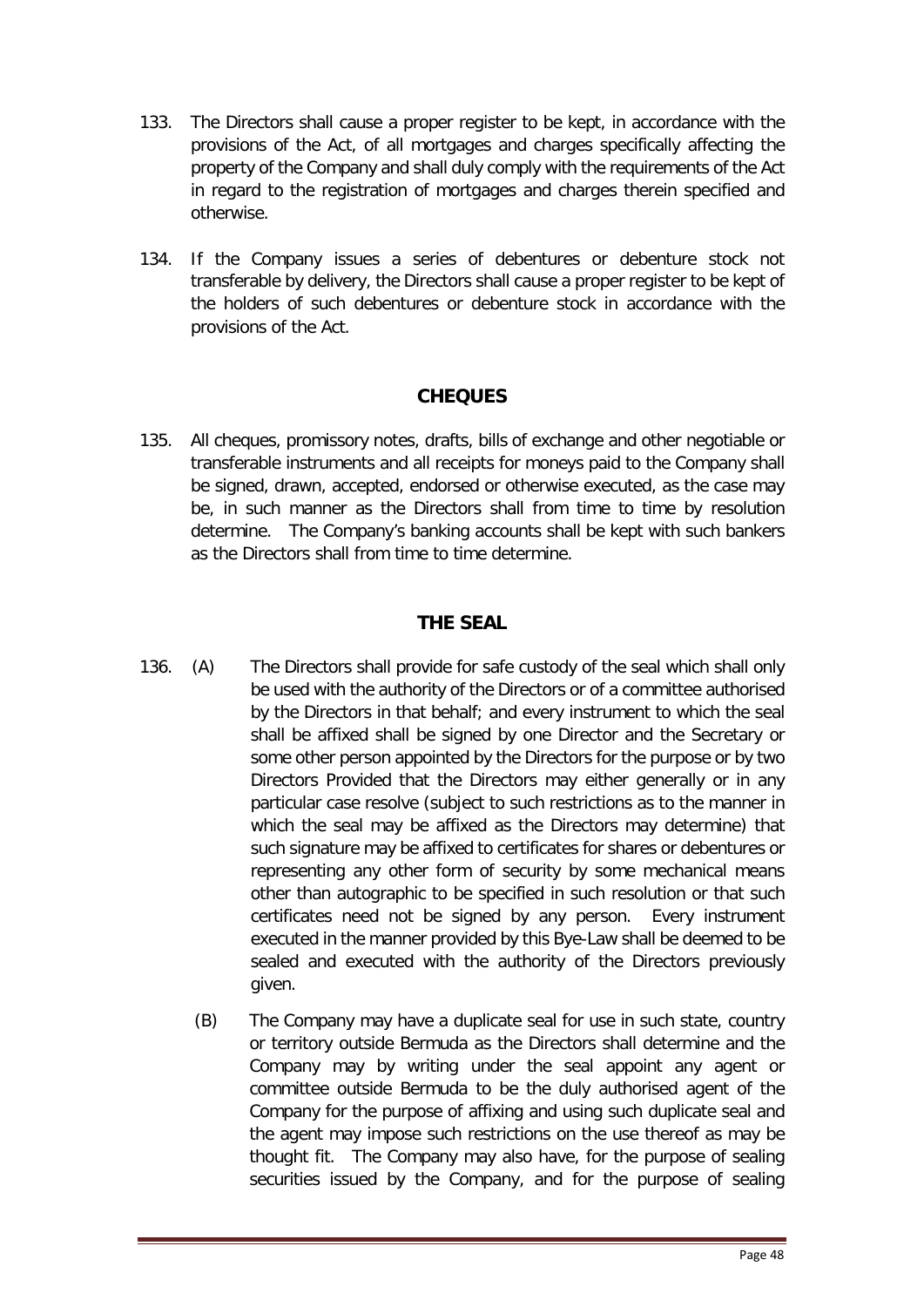133. The Directors shall cause a proper register to be kept, in accordance with the provisions of the Act, of all mortgages and charges specifically affecting the property of the Company and shall duly comply with the requirements of the Act in regard to the registration of mortgages and charges therein specified and otherwise.

134. If the Company issues a series of debentures or debenture stock not transferable by delivery, the Directors shall cause a proper register to be kept of the holders of such debentures or debenture stock in accordance with the provisions of the Act.

## CHEQUES

135. All cheques, promissory notes, drafts, bills of exchange and other negotiable or transferable instruments and all receipts for moneys paid to the Company shall be signed, drawn, accepted, endorsed or otherwise executed, as the case may be, in such manner as the Directors shall from time to time by resolution determine. The Company's banking accounts shall be kept with such bankers as the Directors shall from time to time determine.

## THE SEAL

136. (A) The Directors shall provide for safe custody of the seal which shall only be used with the authority of the Directors or of a committee authorised by the Directors in that behalf; and every instrument to which the seal shall be affixed shall be signed by one Director and the Secretary or some other person appointed by the Directors for the purpose or by two Directors Provided that the Directors may either generally or in any particular case resolve (subject to such restrictions as to the manner in which the seal may be affixed as the Directors may determine) that such signature may be affixed to certificates for shares or debentures or representing any other form of security by some mechanical means other than autographic to be specified in such resolution or that such certificates need not be signed by any person. Every instrument executed in the manner provided by this Bye-Law shall be deemed to be sealed and executed with the authority of the Directors previously given.

(B) The Company may have a duplicate seal for use in such state, country or territory outside Bermuda as the Directors shall determine and the Company may by writing under the seal appoint any agent or committee outside Bermuda to be the duly authorised agent of the Company for the purpose of affixing and using such duplicate seal and the agent may impose such restrictions on the use thereof as may be thought fit. The Company may also have, for the purpose of sealing securities issued by the Company, and for the purpose of sealing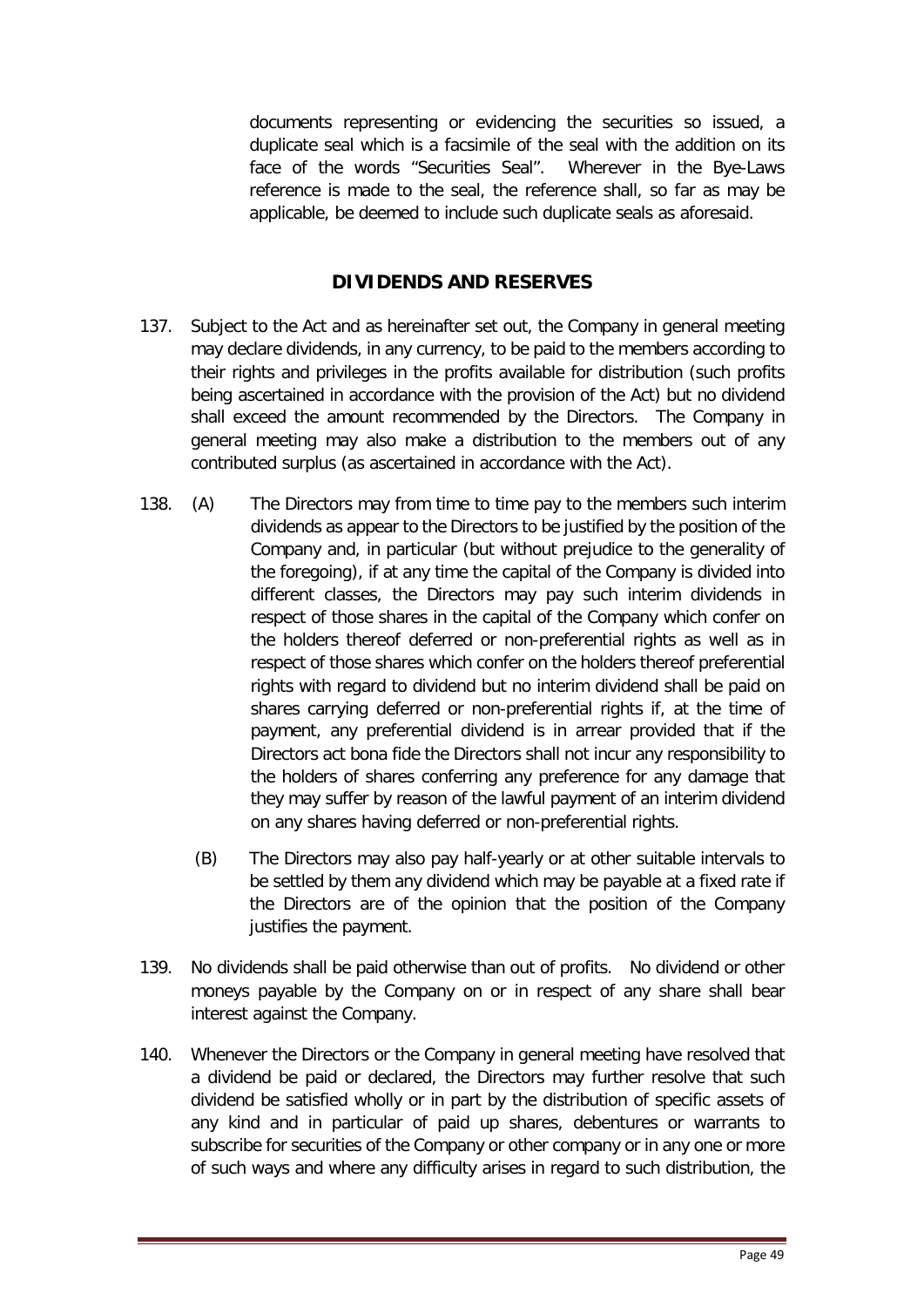documents representing or evidencing the securities so issued, a duplicate seal which is a facsimile of the seal with the addition on its face of the words "Securities Seal". Wherever in the Bye-Laws reference is made to the seal, the reference shall, so far as may be applicable, be deemed to include such duplicate seals as aforesaid.

## DIVIDENDS AND RESERVES

137. Subject to the Act and as hereinafter set out, the Company in general meeting may declare dividends, in any currency, to be paid to the members according to their rights and privileges in the profits available for distribution (such profits being ascertained in accordance with the provision of the Act) but no dividend shall exceed the amount recommended by the Directors. The Company in general meeting may also make a distribution to the members out of any contributed surplus (as ascertained in accordance with the Act).

138. (A) The Directors may from time to time pay to the members such interim dividends as appear to the Directors to be justified by the position of the Company and, in particular (but without prejudice to the generality of the foregoing), if at any time the capital of the Company is divided into different classes, the Directors may pay such interim dividends in respect of those shares in the capital of the Company which confer on the holders thereof deferred or non-preferential rights as well as in respect of those shares which confer on the holders thereof preferential rights with regard to dividend but no interim dividend shall be paid on shares carrying deferred or non-preferential rights if, at the time of payment, any preferential dividend is in arrear provided that if the Directors act bona fide the Directors shall not incur any responsibility to the holders of shares conferring any preference for any damage that they may suffer by reason of the lawful payment of an interim dividend on any shares having deferred or non-preferential rights.

    (B) The Directors may also pay half-yearly or at other suitable intervals to be settled by them any dividend which may be payable at a fixed rate if the Directors are of the opinion that the position of the Company justifies the payment.

139. No dividends shall be paid otherwise than out of profits. No dividend or other moneys payable by the Company on or in respect of any share shall bear interest against the Company.

140. Whenever the Directors or the Company in general meeting have resolved that a dividend be paid or declared, the Directors may further resolve that such dividend be satisfied wholly or in part by the distribution of specific assets of any kind and in particular of paid up shares, debentures or warrants to subscribe for securities of the Company or other company or in any one or more of such ways and where any difficulty arises in regard to such distribution, the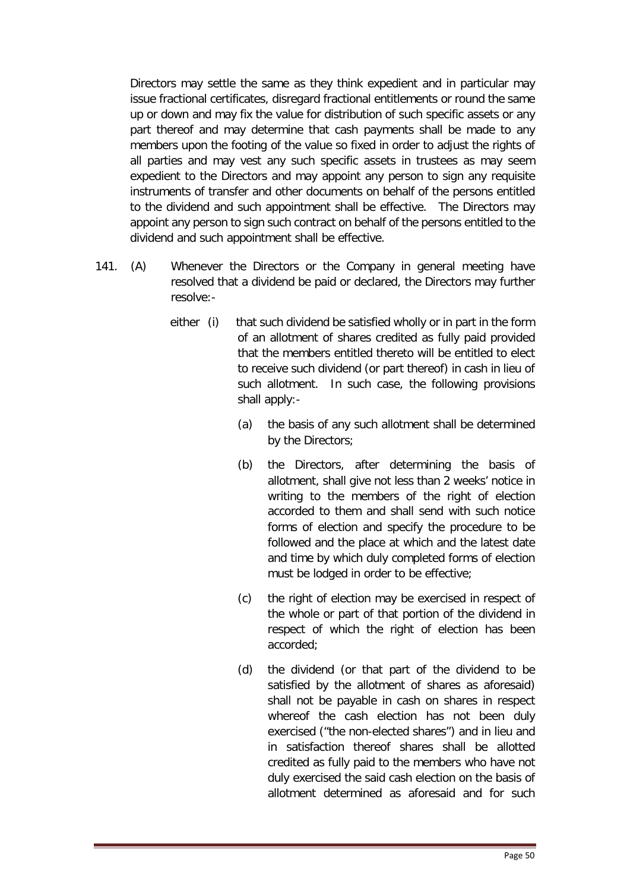Directors may settle the same as they think expedient and in particular may issue fractional certificates, disregard fractional entitlements or round the same up or down and may fix the value for distribution of such specific assets or any part thereof and may determine that cash payments shall be made to any members upon the footing of the value so fixed in order to adjust the rights of all parties and may vest any such specific assets in trustees as may seem expedient to the Directors and may appoint any person to sign any requisite instruments of transfer and other documents on behalf of the persons entitled to the dividend and such appointment shall be effective. The Directors may appoint any person to sign such contract on behalf of the persons entitled to the dividend and such appointment shall be effective.

141. (A) Whenever the Directors or the Company in general meeting have resolved that a dividend be paid or declared, the Directors may further resolve:-

either (i) that such dividend be satisfied wholly or in part in the form of an allotment of shares credited as fully paid provided that the members entitled thereto will be entitled to elect to receive such dividend (or part thereof) in cash in lieu of such allotment. In such case, the following provisions shall apply:-

(a) the basis of any such allotment shall be determined by the Directors;

(b) the Directors, after determining the basis of allotment, shall give not less than 2 weeks' notice in writing to the members of the right of election accorded to them and shall send with such notice forms of election and specify the procedure to be followed and the place at which and the latest date and time by which duly completed forms of election must be lodged in order to be effective;

(c) the right of election may be exercised in respect of the whole or part of that portion of the dividend in respect of which the right of election has been accorded;

(d) the dividend (or that part of the dividend to be satisfied by the allotment of shares as aforesaid) shall not be payable in cash on shares in respect whereof the cash election has not been duly exercised ("the non-elected shares") and in lieu and in satisfaction thereof shares shall be allotted credited as fully paid to the members who have not duly exercised the said cash election on the basis of allotment determined as aforesaid and for such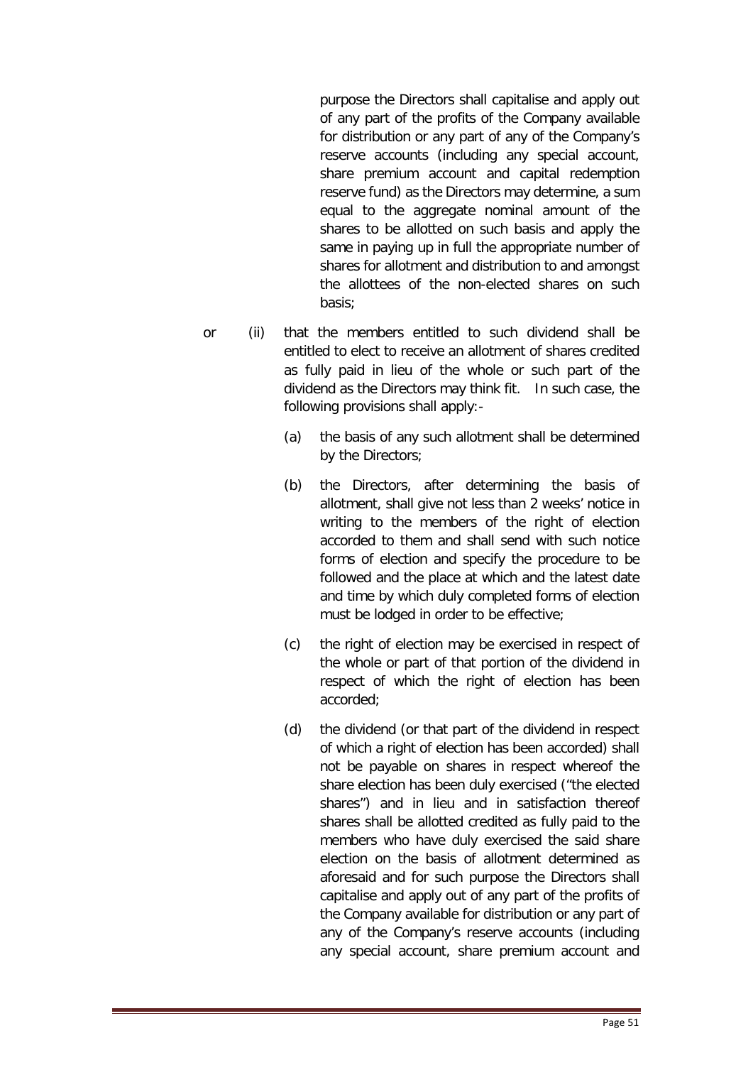purpose the Directors shall capitalise and apply out of any part of the profits of the Company available for distribution or any part of any of the Company's reserve accounts (including any special account, share premium account and capital redemption reserve fund) as the Directors may determine, a sum equal to the aggregate nominal amount of the shares to be allotted on such basis and apply the same in paying up in full the appropriate number of shares for allotment and distribution to and amongst the allottees of the non-elected shares on such basis;

or (ii) that the members entitled to such dividend shall be entitled to elect to receive an allotment of shares credited as fully paid in lieu of the whole or such part of the dividend as the Directors may think fit. In such case, the following provisions shall apply:-

(a) the basis of any such allotment shall be determined by the Directors;

(b) the Directors, after determining the basis of allotment, shall give not less than 2 weeks' notice in writing to the members of the right of election accorded to them and shall send with such notice forms of election and specify the procedure to be followed and the place at which and the latest date and time by which duly completed forms of election must be lodged in order to be effective;

(c) the right of election may be exercised in respect of the whole or part of that portion of the dividend in respect of which the right of election has been accorded;

(d) the dividend (or that part of the dividend in respect of which a right of election has been accorded) shall not be payable on shares in respect whereof the share election has been duly exercised ("the elected shares") and in lieu and in satisfaction thereof shares shall be allotted credited as fully paid to the members who have duly exercised the said share election on the basis of allotment determined as aforesaid and for such purpose the Directors shall capitalise and apply out of any part of the profits of the Company available for distribution or any part of any of the Company's reserve accounts (including any special account, share premium account and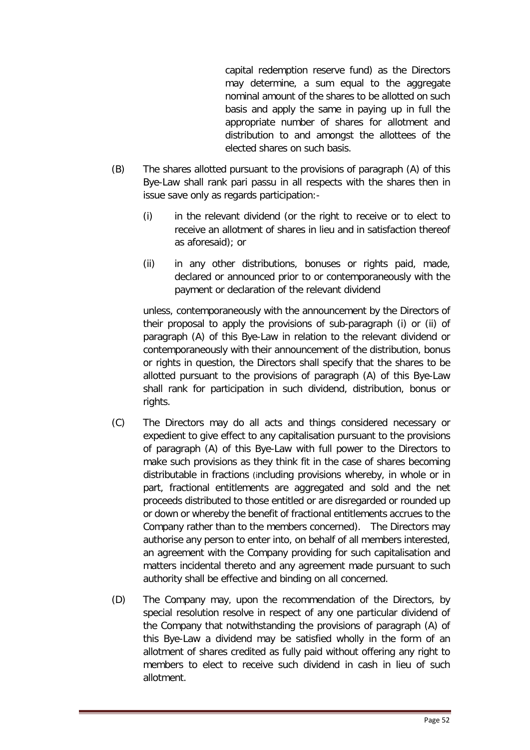capital redemption reserve fund) as the Directors may determine, a sum equal to the aggregate nominal amount of the shares to be allotted on such basis and apply the same in paying up in full the appropriate number of shares for allotment and distribution to and amongst the allottees of the elected shares on such basis.

(B) The shares allotted pursuant to the provisions of paragraph (A) of this Bye-Law shall rank pari passu in all respects with the shares then in issue save only as regards participation:-

(i) in the relevant dividend (or the right to receive or to elect to receive an allotment of shares in lieu and in satisfaction thereof as aforesaid); or

(ii) in any other distributions, bonuses or rights paid, made, declared or announced prior to or contemporaneously with the payment or declaration of the relevant dividend

unless, contemporaneously with the announcement by the Directors of their proposal to apply the provisions of sub-paragraph (i) or (ii) of paragraph (A) of this Bye-Law in relation to the relevant dividend or contemporaneously with their announcement of the distribution, bonus or rights in question, the Directors shall specify that the shares to be allotted pursuant to the provisions of paragraph (A) of this Bye-Law shall rank for participation in such dividend, distribution, bonus or rights.

(C) The Directors may do all acts and things considered necessary or expedient to give effect to any capitalisation pursuant to the provisions of paragraph (A) of this Bye-Law with full power to the Directors to make such provisions as they think fit in the case of shares becoming distributable in fractions (including provisions whereby, in whole or in part, fractional entitlements are aggregated and sold and the net proceeds distributed to those entitled or are disregarded or rounded up or down or whereby the benefit of fractional entitlements accrues to the Company rather than to the members concerned). The Directors may authorise any person to enter into, on behalf of all members interested, an agreement with the Company providing for such capitalisation and matters incidental thereto and any agreement made pursuant to such authority shall be effective and binding on all concerned.

(D) The Company may, upon the recommendation of the Directors, by special resolution resolve in respect of any one particular dividend of the Company that notwithstanding the provisions of paragraph (A) of this Bye-Law a dividend may be satisfied wholly in the form of an allotment of shares credited as fully paid without offering any right to members to elect to receive such dividend in cash in lieu of such allotment.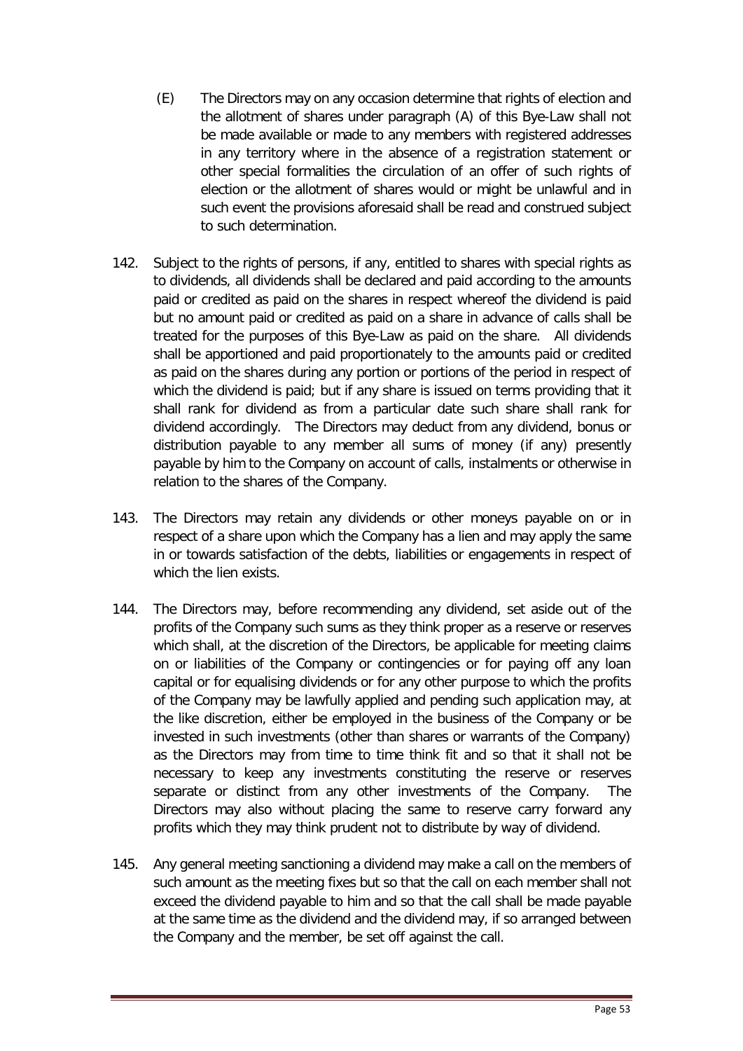(E) The Directors may on any occasion determine that rights of election and the allotment of shares under paragraph (A) of this Bye-Law shall not be made available or made to any members with registered addresses in any territory where in the absence of a registration statement or other special formalities the circulation of an offer of such rights of election or the allotment of shares would or might be unlawful and in such event the provisions aforesaid shall be read and construed subject to such determination.

142. Subject to the rights of persons, if any, entitled to shares with special rights as to dividends, all dividends shall be declared and paid according to the amounts paid or credited as paid on the shares in respect whereof the dividend is paid but no amount paid or credited as paid on a share in advance of calls shall be treated for the purposes of this Bye-Law as paid on the share. All dividends shall be apportioned and paid proportionately to the amounts paid or credited as paid on the shares during any portion or portions of the period in respect of which the dividend is paid; but if any share is issued on terms providing that it shall rank for dividend as from a particular date such share shall rank for dividend accordingly. The Directors may deduct from any dividend, bonus or distribution payable to any member all sums of money (if any) presently payable by him to the Company on account of calls, instalments or otherwise in relation to the shares of the Company.

143. The Directors may retain any dividends or other moneys payable on or in respect of a share upon which the Company has a lien and may apply the same in or towards satisfaction of the debts, liabilities or engagements in respect of which the lien exists.

144. The Directors may, before recommending any dividend, set aside out of the profits of the Company such sums as they think proper as a reserve or reserves which shall, at the discretion of the Directors, be applicable for meeting claims on or liabilities of the Company or contingencies or for paying off any loan capital or for equalising dividends or for any other purpose to which the profits of the Company may be lawfully applied and pending such application may, at the like discretion, either be employed in the business of the Company or be invested in such investments (other than shares or warrants of the Company) as the Directors may from time to time think fit and so that it shall not be necessary to keep any investments constituting the reserve or reserves separate or distinct from any other investments of the Company. The Directors may also without placing the same to reserve carry forward any profits which they may think prudent not to distribute by way of dividend.

145. Any general meeting sanctioning a dividend may make a call on the members of such amount as the meeting fixes but so that the call on each member shall not exceed the dividend payable to him and so that the call shall be made payable at the same time as the dividend and the dividend may, if so arranged between the Company and the member, be set off against the call.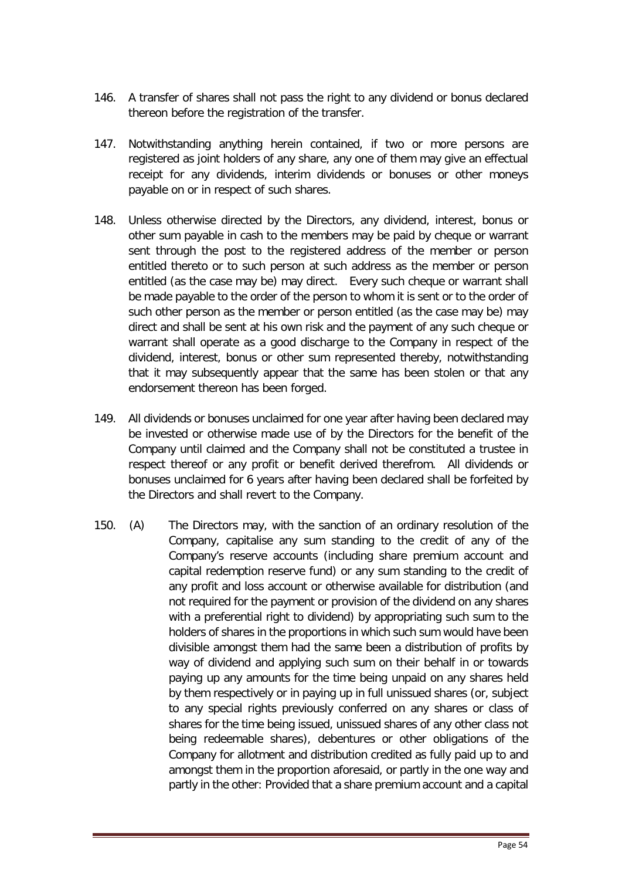146. A transfer of shares shall not pass the right to any dividend or bonus declared thereon before the registration of the transfer.

147. Notwithstanding anything herein contained, if two or more persons are registered as joint holders of any share, any one of them may give an effectual receipt for any dividends, interim dividends or bonuses or other moneys payable on or in respect of such shares.

148. Unless otherwise directed by the Directors, any dividend, interest, bonus or other sum payable in cash to the members may be paid by cheque or warrant sent through the post to the registered address of the member or person entitled thereto or to such person at such address as the member or person entitled (as the case may be) may direct. Every such cheque or warrant shall be made payable to the order of the person to whom it is sent or to the order of such other person as the member or person entitled (as the case may be) may direct and shall be sent at his own risk and the payment of any such cheque or warrant shall operate as a good discharge to the Company in respect of the dividend, interest, bonus or other sum represented thereby, notwithstanding that it may subsequently appear that the same has been stolen or that any endorsement thereon has been forged.

149. All dividends or bonuses unclaimed for one year after having been declared may be invested or otherwise made use of by the Directors for the benefit of the Company until claimed and the Company shall not be constituted a trustee in respect thereof or any profit or benefit derived therefrom. All dividends or bonuses unclaimed for 6 years after having been declared shall be forfeited by the Directors and shall revert to the Company.

150. (A) The Directors may, with the sanction of an ordinary resolution of the Company, capitalise any sum standing to the credit of any of the Company's reserve accounts (including share premium account and capital redemption reserve fund) or any sum standing to the credit of any profit and loss account or otherwise available for distribution (and not required for the payment or provision of the dividend on any shares with a preferential right to dividend) by appropriating such sum to the holders of shares in the proportions in which such sum would have been divisible amongst them had the same been a distribution of profits by way of dividend and applying such sum on their behalf in or towards paying up any amounts for the time being unpaid on any shares held by them respectively or in paying up in full unissued shares (or, subject to any special rights previously conferred on any shares or class of shares for the time being issued, unissued shares of any other class not being redeemable shares), debentures or other obligations of the Company for allotment and distribution credited as fully paid up to and amongst them in the proportion aforesaid, or partly in the one way and partly in the other: Provided that a share premium account and a capital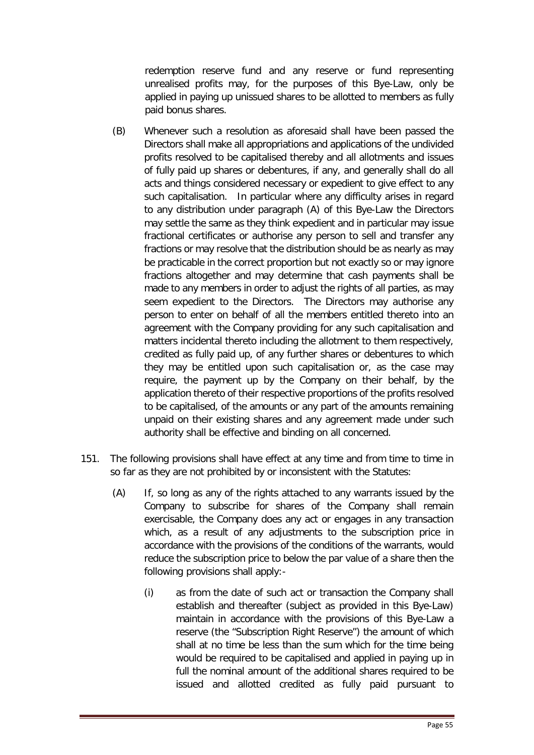redemption reserve fund and any reserve or fund representing unrealised profits may, for the purposes of this Bye-Law, only be applied in paying up unissued shares to be allotted to members as fully paid bonus shares.

(B) Whenever such a resolution as aforesaid shall have been passed the Directors shall make all appropriations and applications of the undivided profits resolved to be capitalised thereby and all allotments and issues of fully paid up shares or debentures, if any, and generally shall do all acts and things considered necessary or expedient to give effect to any such capitalisation. In particular where any difficulty arises in regard to any distribution under paragraph (A) of this Bye-Law the Directors may settle the same as they think expedient and in particular may issue fractional certificates or authorise any person to sell and transfer any fractions or may resolve that the distribution should be as nearly as may be practicable in the correct proportion but not exactly so or may ignore fractions altogether and may determine that cash payments shall be made to any members in order to adjust the rights of all parties, as may seem expedient to the Directors. The Directors may authorise any person to enter on behalf of all the members entitled thereto into an agreement with the Company providing for any such capitalisation and matters incidental thereto including the allotment to them respectively, credited as fully paid up, of any further shares or debentures to which they may be entitled upon such capitalisation or, as the case may require, the payment up by the Company on their behalf, by the application thereto of their respective proportions of the profits resolved to be capitalised, of the amounts or any part of the amounts remaining unpaid on their existing shares and any agreement made under such authority shall be effective and binding on all concerned.

151. The following provisions shall have effect at any time and from time to time in so far as they are not prohibited by or inconsistent with the Statutes:

(A) If, so long as any of the rights attached to any warrants issued by the Company to subscribe for shares of the Company shall remain exercisable, the Company does any act or engages in any transaction which, as a result of any adjustments to the subscription price in accordance with the provisions of the conditions of the warrants, would reduce the subscription price to below the par value of a share then the following provisions shall apply:-

(i) as from the date of such act or transaction the Company shall establish and thereafter (subject as provided in this Bye-Law) maintain in accordance with the provisions of this Bye-Law a reserve (the "Subscription Right Reserve") the amount of which shall at no time be less than the sum which for the time being would be required to be capitalised and applied in paying up in full the nominal amount of the additional shares required to be issued and allotted credited as fully paid pursuant to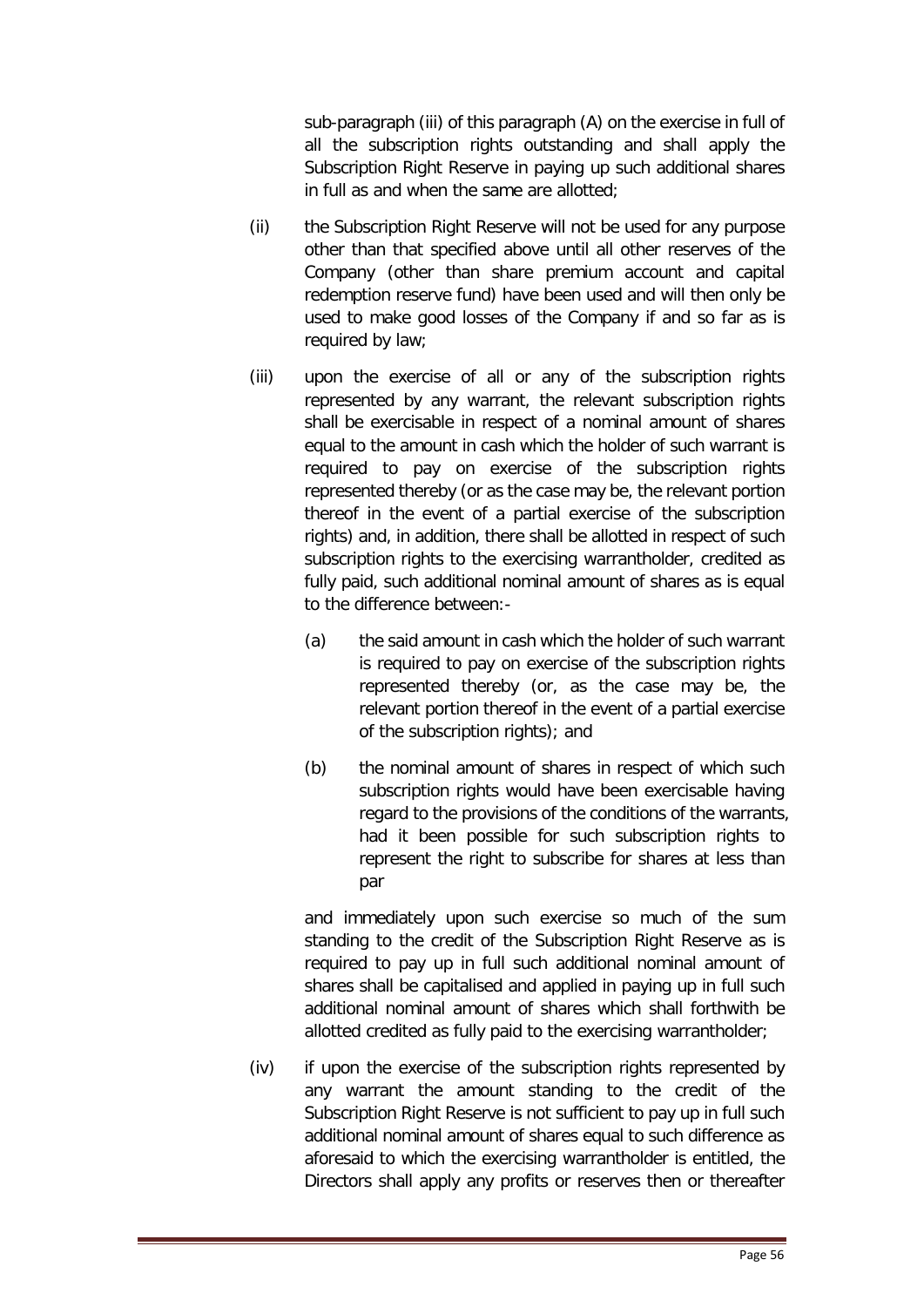sub-paragraph (iii) of this paragraph (A) on the exercise in full of all the subscription rights outstanding and shall apply the Subscription Right Reserve in paying up such additional shares in full as and when the same are allotted;

(ii) the Subscription Right Reserve will not be used for any purpose other than that specified above until all other reserves of the Company (other than share premium account and capital redemption reserve fund) have been used and will then only be used to make good losses of the Company if and so far as is required by law;

(iii) upon the exercise of all or any of the subscription rights represented by any warrant, the relevant subscription rights shall be exercisable in respect of a nominal amount of shares equal to the amount in cash which the holder of such warrant is required to pay on exercise of the subscription rights represented thereby (or as the case may be, the relevant portion thereof in the event of a partial exercise of the subscription rights) and, in addition, there shall be allotted in respect of such subscription rights to the exercising warrantholder, credited as fully paid, such additional nominal amount of shares as is equal to the difference between:-

   (a) the said amount in cash which the holder of such warrant is required to pay on exercise of the subscription rights represented thereby (or, as the case may be, the relevant portion thereof in the event of a partial exercise of the subscription rights); and

   (b) the nominal amount of shares in respect of which such subscription rights would have been exercisable having regard to the provisions of the conditions of the warrants, had it been possible for such subscription rights to represent the right to subscribe for shares at less than par

   and immediately upon such exercise so much of the sum standing to the credit of the Subscription Right Reserve as is required to pay up in full such additional nominal amount of shares shall be capitalised and applied in paying up in full such additional nominal amount of shares which shall forthwith be allotted credited as fully paid to the exercising warrantholder;

(iv) if upon the exercise of the subscription rights represented by any warrant the amount standing to the credit of the Subscription Right Reserve is not sufficient to pay up in full such additional nominal amount of shares equal to such difference as aforesaid to which the exercising warrantholder is entitled, the Directors shall apply any profits or reserves then or thereafter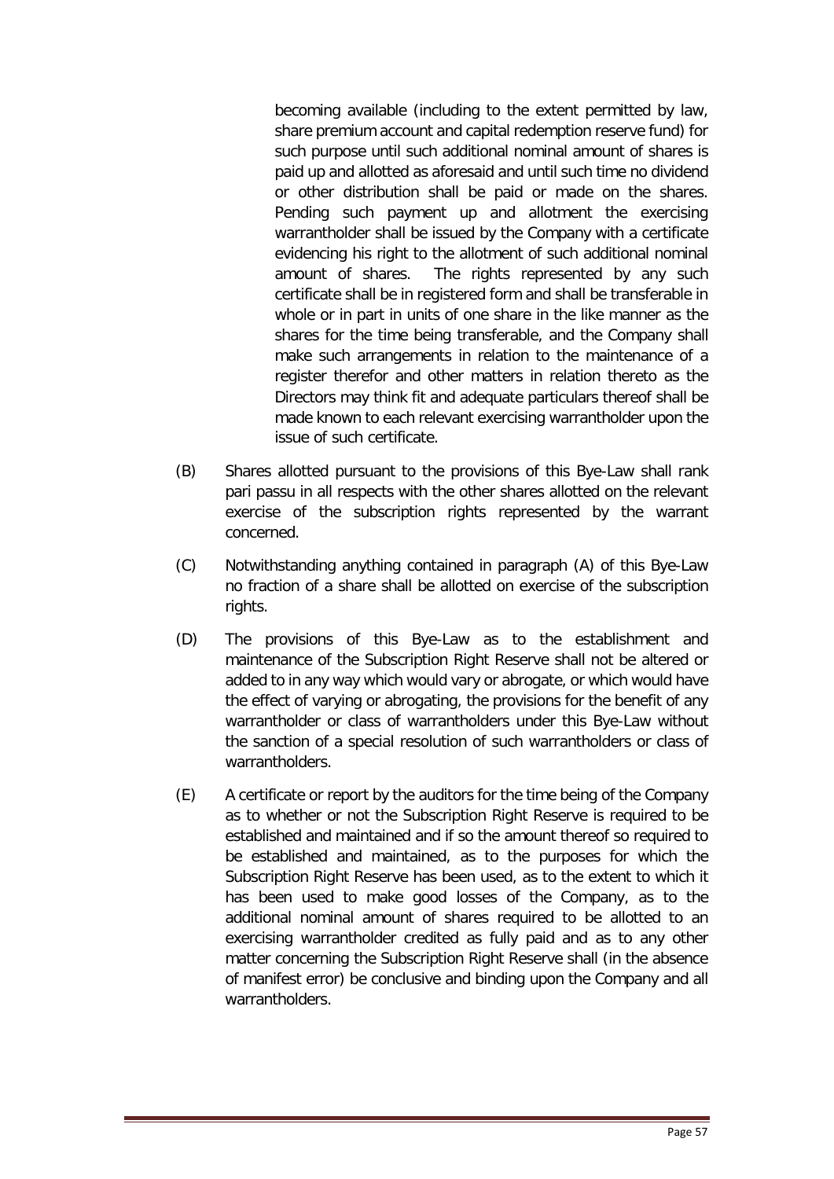becoming available (including to the extent permitted by law, share premium account and capital redemption reserve fund) for such purpose until such additional nominal amount of shares is paid up and allotted as aforesaid and until such time no dividend or other distribution shall be paid or made on the shares. Pending such payment up and allotment the exercising warrantholder shall be issued by the Company with a certificate evidencing his right to the allotment of such additional nominal amount of shares. The rights represented by any such certificate shall be in registered form and shall be transferable in whole or in part in units of one share in the like manner as the shares for the time being transferable, and the Company shall make such arrangements in relation to the maintenance of a register therefor and other matters in relation thereto as the Directors may think fit and adequate particulars thereof shall be made known to each relevant exercising warrantholder upon the issue of such certificate.

(B) Shares allotted pursuant to the provisions of this Bye-Law shall rank pari passu in all respects with the other shares allotted on the relevant exercise of the subscription rights represented by the warrant concerned.

(C) Notwithstanding anything contained in paragraph (A) of this Bye-Law no fraction of a share shall be allotted on exercise of the subscription rights.

(D) The provisions of this Bye-Law as to the establishment and maintenance of the Subscription Right Reserve shall not be altered or added to in any way which would vary or abrogate, or which would have the effect of varying or abrogating, the provisions for the benefit of any warrantholder or class of warrantholders under this Bye-Law without the sanction of a special resolution of such warrantholders or class of warrantholders.

(E) A certificate or report by the auditors for the time being of the Company as to whether or not the Subscription Right Reserve is required to be established and maintained and if so the amount thereof so required to be established and maintained, as to the purposes for which the Subscription Right Reserve has been used, as to the extent to which it has been used to make good losses of the Company, as to the additional nominal amount of shares required to be allotted to an exercising warrantholder credited as fully paid and as to any other matter concerning the Subscription Right Reserve shall (in the absence of manifest error) be conclusive and binding upon the Company and all warrantholders.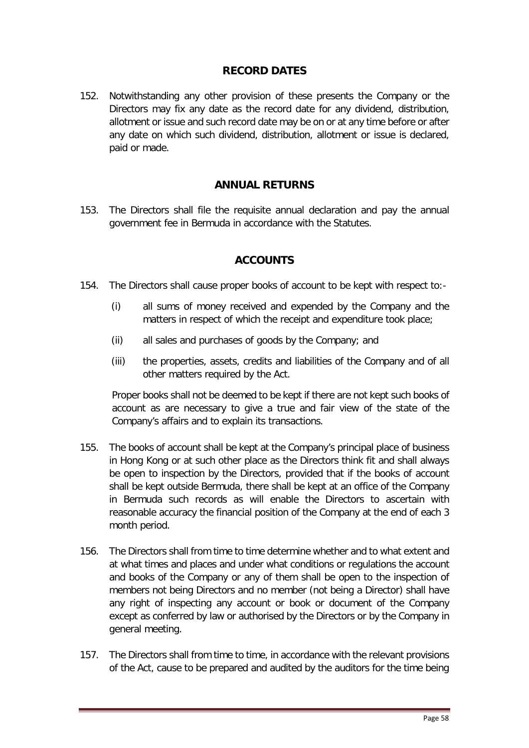## RECORD DATES

152. Notwithstanding any other provision of these presents the Company or the Directors may fix any date as the record date for any dividend, distribution, allotment or issue and such record date may be on or at any time before or after any date on which such dividend, distribution, allotment or issue is declared, paid or made.

## ANNUAL RETURNS

153. The Directors shall file the requisite annual declaration and pay the annual government fee in Bermuda in accordance with the Statutes.

## ACCOUNTS

154. The Directors shall cause proper books of account to be kept with respect to:-

   (i) all sums of money received and expended by the Company and the matters in respect of which the receipt and expenditure took place;

   (ii) all sales and purchases of goods by the Company; and

   (iii) the properties, assets, credits and liabilities of the Company and of all other matters required by the Act.

   Proper books shall not be deemed to be kept if there are not kept such books of account as are necessary to give a true and fair view of the state of the Company's affairs and to explain its transactions.

155. The books of account shall be kept at the Company's principal place of business in Hong Kong or at such other place as the Directors think fit and shall always be open to inspection by the Directors, provided that if the books of account shall be kept outside Bermuda, there shall be kept at an office of the Company in Bermuda such records as will enable the Directors to ascertain with reasonable accuracy the financial position of the Company at the end of each 3 month period.

156. The Directors shall from time to time determine whether and to what extent and at what times and places and under what conditions or regulations the account and books of the Company or any of them shall be open to the inspection of members not being Directors and no member (not being a Director) shall have any right of inspecting any account or book or document of the Company except as conferred by law or authorised by the Directors or by the Company in general meeting.

157. The Directors shall from time to time, in accordance with the relevant provisions of the Act, cause to be prepared and audited by the auditors for the time being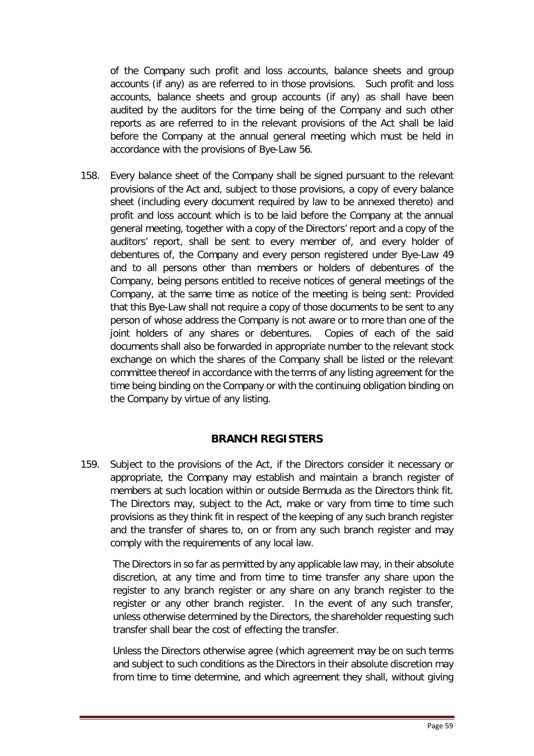of the Company such profit and loss accounts, balance sheets and group accounts (if any) as are referred to in those provisions. Such profit and loss accounts, balance sheets and group accounts (if any) as shall have been audited by the auditors for the time being of the Company and such other reports as are referred to in the relevant provisions of the Act shall be laid before the Company at the annual general meeting which must be held in accordance with the provisions of Bye-Law 56.

158. Every balance sheet of the Company shall be signed pursuant to the relevant provisions of the Act and, subject to those provisions, a copy of every balance sheet (including every document required by law to be annexed thereto) and profit and loss account which is to be laid before the Company at the annual general meeting, together with a copy of the Directors' report and a copy of the auditors' report, shall be sent to every member of, and every holder of debentures of, the Company and every person registered under Bye-Law 49 and to all persons other than members or holders of debentures of the Company, being persons entitled to receive notices of general meetings of the Company, at the same time as notice of the meeting is being sent: Provided that this Bye-Law shall not require a copy of those documents to be sent to any person of whose address the Company is not aware or to more than one of the joint holders of any shares or debentures. Copies of each of the said documents shall also be forwarded in appropriate number to the relevant stock exchange on which the shares of the Company shall be listed or the relevant committee thereof in accordance with the terms of any listing agreement for the time being binding on the Company or with the continuing obligation binding on the Company by virtue of any listing.

## BRANCH REGISTERS

159. Subject to the provisions of the Act, if the Directors consider it necessary or appropriate, the Company may establish and maintain a branch register of members at such location within or outside Bermuda as the Directors think fit. The Directors may, subject to the Act, make or vary from time to time such provisions as they think fit in respect of the keeping of any such branch register and the transfer of shares to, on or from any such branch register and may comply with the requirements of any local law.

    The Directors in so far as permitted by any applicable law may, in their absolute discretion, at any time and from time to time transfer any share upon the register to any branch register or any share on any branch register to the register or any other branch register. In the event of any such transfer, unless otherwise determined by the Directors, the shareholder requesting such transfer shall bear the cost of effecting the transfer.

    Unless the Directors otherwise agree (which agreement may be on such terms and subject to such conditions as the Directors in their absolute discretion may from time to time determine, and which agreement they shall, without giving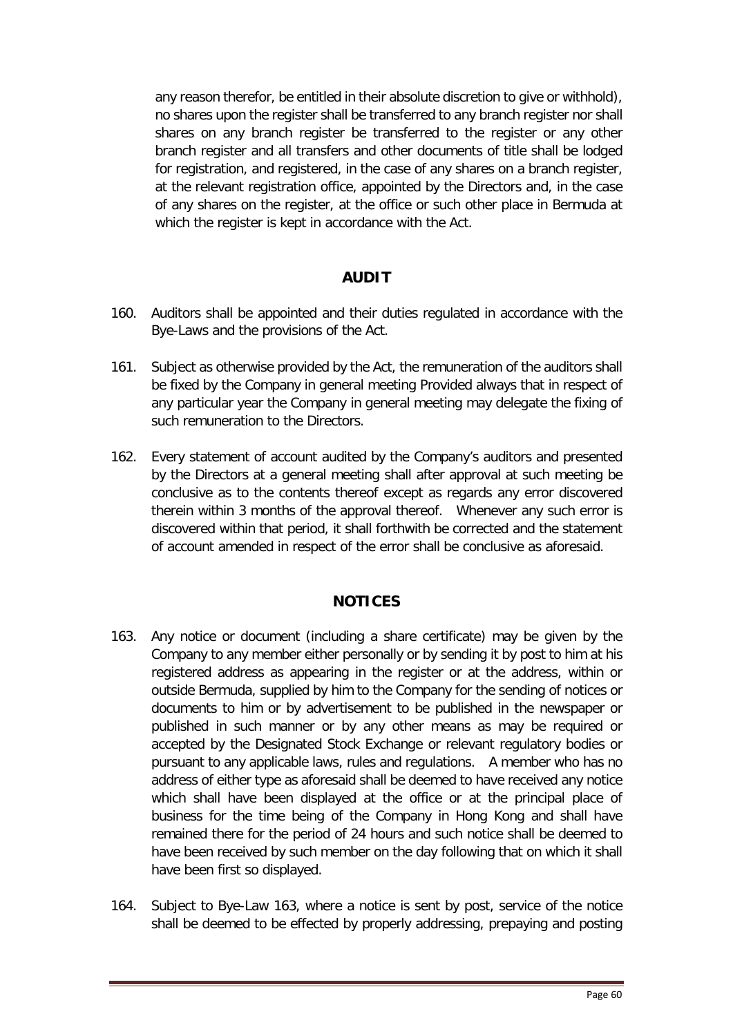any reason therefor, be entitled in their absolute discretion to give or withhold), no shares upon the register shall be transferred to any branch register nor shall shares on any branch register be transferred to the register or any other branch register and all transfers and other documents of title shall be lodged for registration, and registered, in the case of any shares on a branch register, at the relevant registration office, appointed by the Directors and, in the case of any shares on the register, at the office or such other place in Bermuda at which the register is kept in accordance with the Act.

## AUDIT

160. Auditors shall be appointed and their duties regulated in accordance with the Bye-Laws and the provisions of the Act.

161. Subject as otherwise provided by the Act, the remuneration of the auditors shall be fixed by the Company in general meeting Provided always that in respect of any particular year the Company in general meeting may delegate the fixing of such remuneration to the Directors.

162. Every statement of account audited by the Company's auditors and presented by the Directors at a general meeting shall after approval at such meeting be conclusive as to the contents thereof except as regards any error discovered therein within 3 months of the approval thereof. Whenever any such error is discovered within that period, it shall forthwith be corrected and the statement of account amended in respect of the error shall be conclusive as aforesaid.

## NOTICES

163. Any notice or document (including a share certificate) may be given by the Company to any member either personally or by sending it by post to him at his registered address as appearing in the register or at the address, within or outside Bermuda, supplied by him to the Company for the sending of notices or documents to him or by advertisement to be published in the newspaper or published in such manner or by any other means as may be required or accepted by the Designated Stock Exchange or relevant regulatory bodies or pursuant to any applicable laws, rules and regulations. A member who has no address of either type as aforesaid shall be deemed to have received any notice which shall have been displayed at the office or at the principal place of business for the time being of the Company in Hong Kong and shall have remained there for the period of 24 hours and such notice shall be deemed to have been received by such member on the day following that on which it shall have been first so displayed.

164. Subject to Bye-Law 163, where a notice is sent by post, service of the notice shall be deemed to be effected by properly addressing, prepaying and posting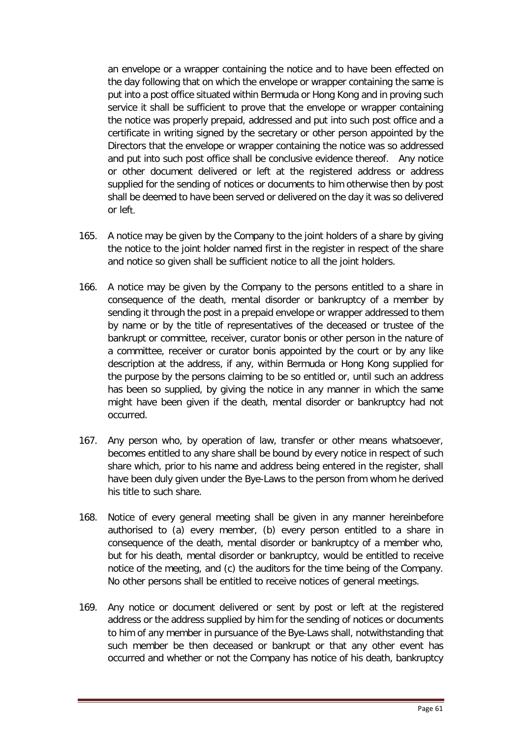an envelope or a wrapper containing the notice and to have been effected on the day following that on which the envelope or wrapper containing the same is put into a post office situated within Bermuda or Hong Kong and in proving such service it shall be sufficient to prove that the envelope or wrapper containing the notice was properly prepaid, addressed and put into such post office and a certificate in writing signed by the secretary or other person appointed by the Directors that the envelope or wrapper containing the notice was so addressed and put into such post office shall be conclusive evidence thereof. Any notice or other document delivered or left at the registered address or address supplied for the sending of notices or documents to him otherwise then by post shall be deemed to have been served or delivered on the day it was so delivered or left.

165. A notice may be given by the Company to the joint holders of a share by giving the notice to the joint holder named first in the register in respect of the share and notice so given shall be sufficient notice to all the joint holders.

166. A notice may be given by the Company to the persons entitled to a share in consequence of the death, mental disorder or bankruptcy of a member by sending it through the post in a prepaid envelope or wrapper addressed to them by name or by the title of representatives of the deceased or trustee of the bankrupt or committee, receiver, curator bonis or other person in the nature of a committee, receiver or curator bonis appointed by the court or by any like description at the address, if any, within Bermuda or Hong Kong supplied for the purpose by the persons claiming to be so entitled or, until such an address has been so supplied, by giving the notice in any manner in which the same might have been given if the death, mental disorder or bankruptcy had not occurred.

167. Any person who, by operation of law, transfer or other means whatsoever, becomes entitled to any share shall be bound by every notice in respect of such share which, prior to his name and address being entered in the register, shall have been duly given under the Bye-Laws to the person from whom he derived his title to such share.

168. Notice of every general meeting shall be given in any manner hereinbefore authorised to (a) every member, (b) every person entitled to a share in consequence of the death, mental disorder or bankruptcy of a member who, but for his death, mental disorder or bankruptcy, would be entitled to receive notice of the meeting, and (c) the auditors for the time being of the Company. No other persons shall be entitled to receive notices of general meetings.

169. Any notice or document delivered or sent by post or left at the registered address or the address supplied by him for the sending of notices or documents to him of any member in pursuance of the Bye-Laws shall, notwithstanding that such member be then deceased or bankrupt or that any other event has occurred and whether or not the Company has notice of his death, bankruptcy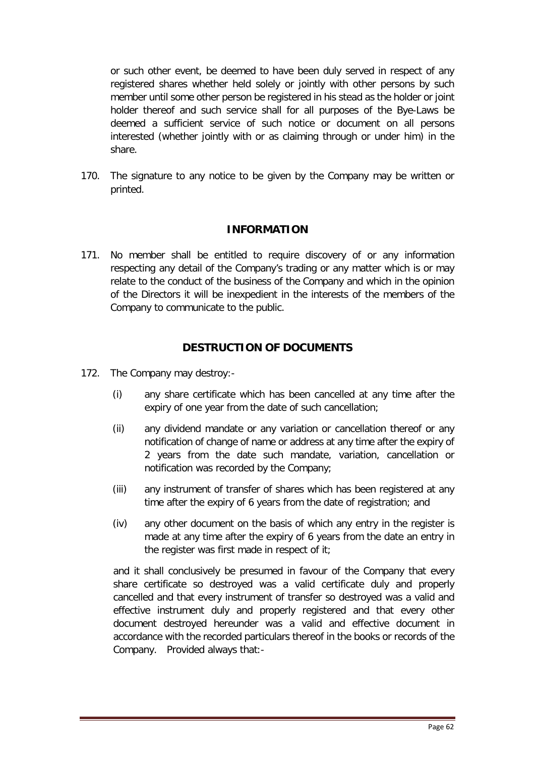or such other event, be deemed to have been duly served in respect of any registered shares whether held solely or jointly with other persons by such member until some other person be registered in his stead as the holder or joint holder thereof and such service shall for all purposes of the Bye-Laws be deemed a sufficient service of such notice or document on all persons interested (whether jointly with or as claiming through or under him) in the share.

170. The signature to any notice to be given by the Company may be written or printed.

## INFORMATION

171. No member shall be entitled to require discovery of or any information respecting any detail of the Company's trading or any matter which is or may relate to the conduct of the business of the Company and which in the opinion of the Directors it will be inexpedient in the interests of the members of the Company to communicate to the public.

## DESTRUCTION OF DOCUMENTS

172. The Company may destroy:-

    (i) any share certificate which has been cancelled at any time after the expiry of one year from the date of such cancellation;

    (ii) any dividend mandate or any variation or cancellation thereof or any notification of change of name or address at any time after the expiry of 2 years from the date such mandate, variation, cancellation or notification was recorded by the Company;

    (iii) any instrument of transfer of shares which has been registered at any time after the expiry of 6 years from the date of registration; and

    (iv) any other document on the basis of which any entry in the register is made at any time after the expiry of 6 years from the date an entry in the register was first made in respect of it;

    and it shall conclusively be presumed in favour of the Company that every share certificate so destroyed was a valid certificate duly and properly cancelled and that every instrument of transfer so destroyed was a valid and effective instrument duly and properly registered and that every other document destroyed hereunder was a valid and effective document in accordance with the recorded particulars thereof in the books or records of the Company. Provided always that:-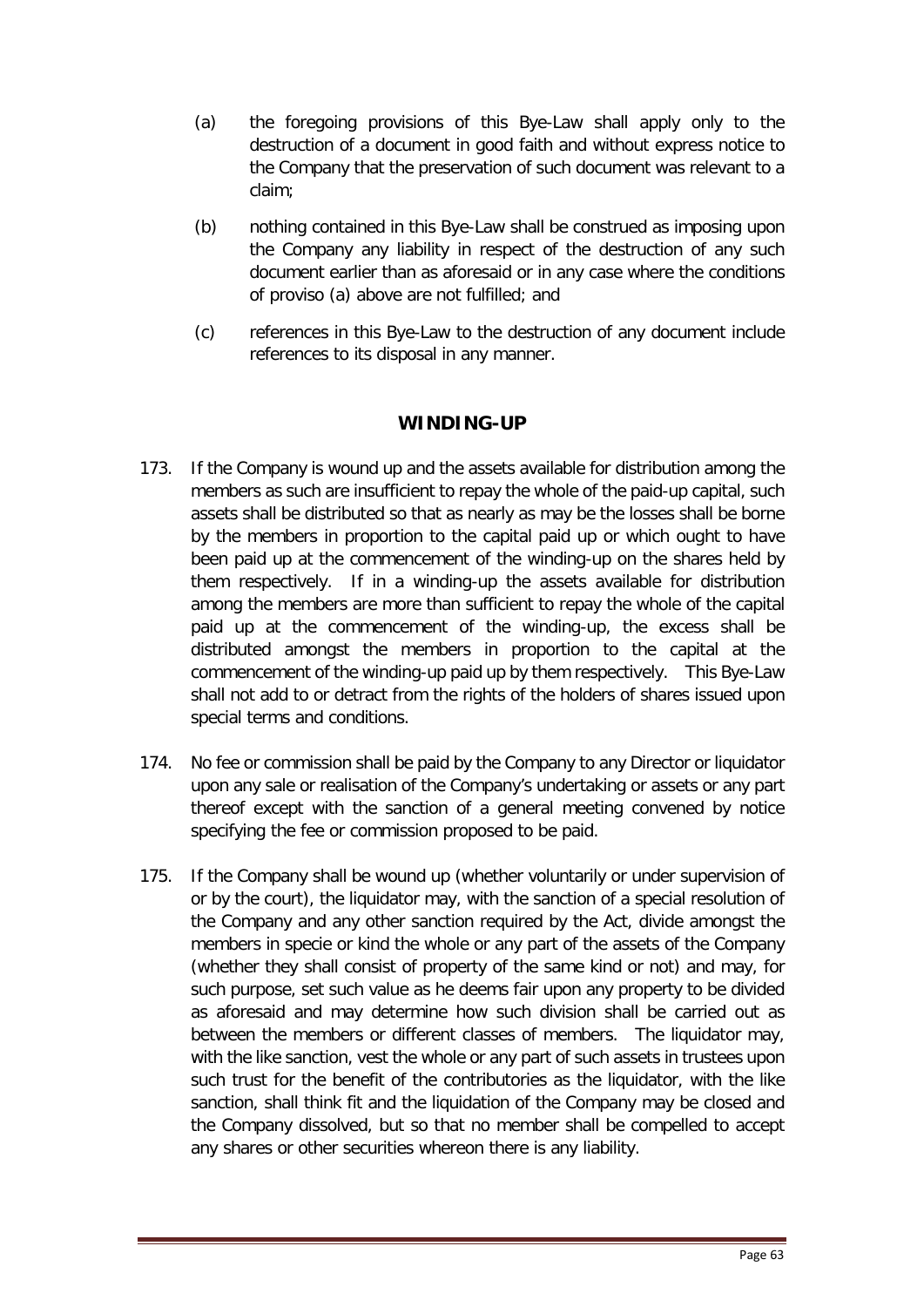(a) the foregoing provisions of this Bye-Law shall apply only to the destruction of a document in good faith and without express notice to the Company that the preservation of such document was relevant to a claim;

(b) nothing contained in this Bye-Law shall be construed as imposing upon the Company any liability in respect of the destruction of any such document earlier than as aforesaid or in any case where the conditions of proviso (a) above are not fulfilled; and

(c) references in this Bye-Law to the destruction of any document include references to its disposal in any manner.

## WINDING-UP

173. If the Company is wound up and the assets available for distribution among the members as such are insufficient to repay the whole of the paid-up capital, such assets shall be distributed so that as nearly as may be the losses shall be borne by the members in proportion to the capital paid up or which ought to have been paid up at the commencement of the winding-up on the shares held by them respectively. If in a winding-up the assets available for distribution among the members are more than sufficient to repay the whole of the capital paid up at the commencement of the winding-up, the excess shall be distributed amongst the members in proportion to the capital at the commencement of the winding-up paid up by them respectively. This Bye-Law shall not add to or detract from the rights of the holders of shares issued upon special terms and conditions.

174. No fee or commission shall be paid by the Company to any Director or liquidator upon any sale or realisation of the Company's undertaking or assets or any part thereof except with the sanction of a general meeting convened by notice specifying the fee or commission proposed to be paid.

175. If the Company shall be wound up (whether voluntarily or under supervision of or by the court), the liquidator may, with the sanction of a special resolution of the Company and any other sanction required by the Act, divide amongst the members in specie or kind the whole or any part of the assets of the Company (whether they shall consist of property of the same kind or not) and may, for such purpose, set such value as he deems fair upon any property to be divided as aforesaid and may determine how such division shall be carried out as between the members or different classes of members. The liquidator may, with the like sanction, vest the whole or any part of such assets in trustees upon such trust for the benefit of the contributories as the liquidator, with the like sanction, shall think fit and the liquidation of the Company may be closed and the Company dissolved, but so that no member shall be compelled to accept any shares or other securities whereon there is any liability.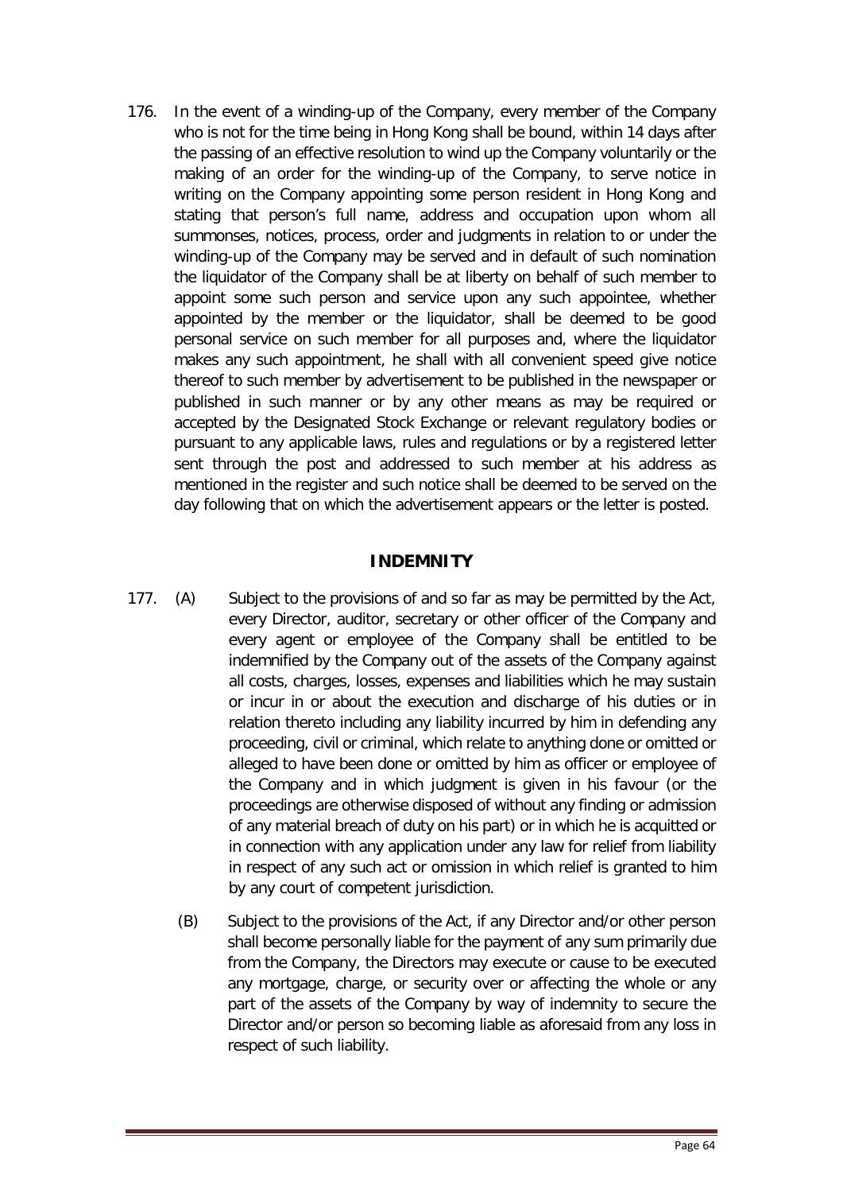176. In the event of a winding-up of the Company, every member of the Company who is not for the time being in Hong Kong shall be bound, within 14 days after the passing of an effective resolution to wind up the Company voluntarily or the making of an order for the winding-up of the Company, to serve notice in writing on the Company appointing some person resident in Hong Kong and stating that person's full name, address and occupation upon whom all summonses, notices, process, order and judgments in relation to or under the winding-up of the Company may be served and in default of such nomination the liquidator of the Company shall be at liberty on behalf of such member to appoint some such person and service upon any such appointee, whether appointed by the member or the liquidator, shall be deemed to be good personal service on such member for all purposes and, where the liquidator makes any such appointment, he shall with all convenient speed give notice thereof to such member by advertisement to be published in the newspaper or published in such manner or by any other means as may be required or accepted by the Designated Stock Exchange or relevant regulatory bodies or pursuant to any applicable laws, rules and regulations or by a registered letter sent through the post and addressed to such member at his address as mentioned in the register and such notice shall be deemed to be served on the day following that on which the advertisement appears or the letter is posted.

## INDEMNITY

177. (A) Subject to the provisions of and so far as may be permitted by the Act, every Director, auditor, secretary or other officer of the Company and every agent or employee of the Company shall be entitled to be indemnified by the Company out of the assets of the Company against all costs, charges, losses, expenses and liabilities which he may sustain or incur in or about the execution and discharge of his duties or in relation thereto including any liability incurred by him in defending any proceeding, civil or criminal, which relate to anything done or omitted or alleged to have been done or omitted by him as officer or employee of the Company and in which judgment is given in his favour (or the proceedings are otherwise disposed of without any finding or admission of any material breach of duty on his part) or in which he is acquitted or in connection with any application under any law for relief from liability in respect of any such act or omission in which relief is granted to him by any court of competent jurisdiction.

(B) Subject to the provisions of the Act, if any Director and/or other person shall become personally liable for the payment of any sum primarily due from the Company, the Directors may execute or cause to be executed any mortgage, charge, or security over or affecting the whole or any part of the assets of the Company by way of indemnity to secure the Director and/or person so becoming liable as aforesaid from any loss in respect of such liability.